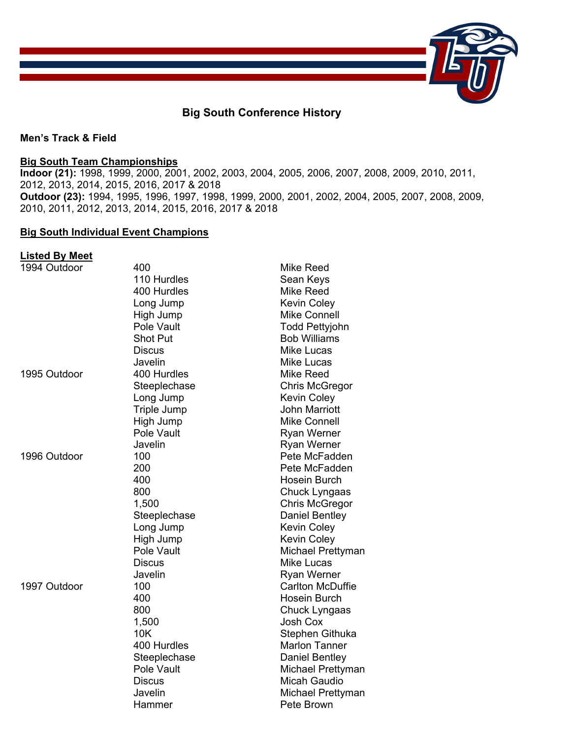## Big South Conference History

### Men's Track & Field

**Big South Team Championships**

**Indoor (21):** 1998, 1999, 2000, 2001, 2002, 2003, 2004, 2005, 2006, 2007, 2008, 2009, 2010, 2011, 2012, 2013, 2014, 2015, 2016, 2017 & 2018

**Outdoor (23):** 1994, 1995, 1996, 1997, 1998, 1999, 2000, 2001, 2002, 2004, 2005, 2007, 2008, 2009, 2010, 2011, 2012, 2013, 2014, 2015, 2016, 2017 & 2018

**Big South Individual Event Champions**

**Listed By Meet**

| Meet | Event | Champion |
|---|---|---|
| 1994 Outdoor | 400 | Mike Reed |
| | 110 Hurdles | Sean Keys |
| | 400 Hurdles | Mike Reed |
| | Long Jump | Kevin Coley |
| | High Jump | Mike Connell |
| | Pole Vault | Todd Pettyjohn |
| | Shot Put | Bob Williams |
| | Discus | Mike Lucas |
| | Javelin | Mike Lucas |
| 1995 Outdoor | 400 Hurdles | Mike Reed |
| | Steeplechase | Chris McGregor |
| | Long Jump | Kevin Coley |
| | Triple Jump | John Marriott |
| | High Jump | Mike Connell |
| | Pole Vault | Ryan Werner |
| | Javelin | Ryan Werner |
| 1996 Outdoor | 100 | Pete McFadden |
| | 200 | Pete McFadden |
| | 400 | Hosein Burch |
| | 800 | Chuck Lyngaas |
| | 1,500 | Chris McGregor |
| | Steeplechase | Daniel Bentley |
| | Long Jump | Kevin Coley |
| | High Jump | Kevin Coley |
| | Pole Vault | Michael Prettyman |
| | Discus | Mike Lucas |
| | Javelin | Ryan Werner |
| 1997 Outdoor | 100 | Carlton McDuffie |
| | 400 | Hosein Burch |
| | 800 | Chuck Lyngaas |
| | 1,500 | Josh Cox |
| | 10K | Stephen Githuka |
| | 400 Hurdles | Marlon Tanner |
| | Steeplechase | Daniel Bentley |
| | Pole Vault | Michael Prettyman |
| | Discus | Micah Gaudio |
| | Javelin | Michael Prettyman |
| | Hammer | Pete Brown |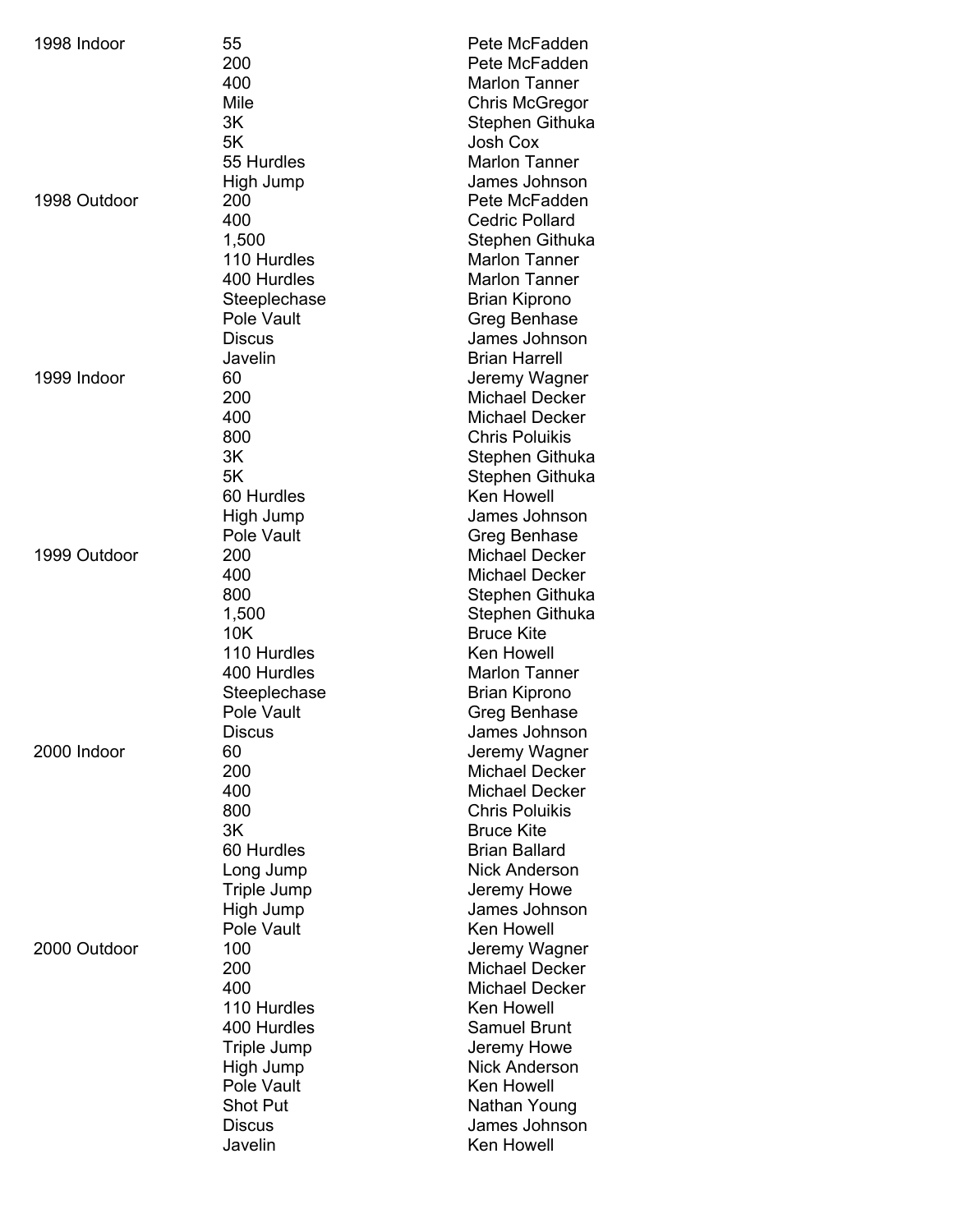| | | |
|---|---|---|
| 1998 Indoor | 55 | Pete McFadden |
| | 200 | Pete McFadden |
| | 400 | Marlon Tanner |
| | Mile | Chris McGregor |
| | 3K | Stephen Githuka |
| | 5K | Josh Cox |
| | 55 Hurdles | Marlon Tanner |
| | High Jump | James Johnson |
| 1998 Outdoor | 200 | Pete McFadden |
| | 400 | Cedric Pollard |
| | 1,500 | Stephen Githuka |
| | 110 Hurdles | Marlon Tanner |
| | 400 Hurdles | Marlon Tanner |
| | Steeplechase | Brian Kiprono |
| | Pole Vault | Greg Benhase |
| | Discus | James Johnson |
| | Javelin | Brian Harrell |
| 1999 Indoor | 60 | Jeremy Wagner |
| | 200 | Michael Decker |
| | 400 | Michael Decker |
| | 800 | Chris Poluikis |
| | 3K | Stephen Githuka |
| | 5K | Stephen Githuka |
| | 60 Hurdles | Ken Howell |
| | High Jump | James Johnson |
| | Pole Vault | Greg Benhase |
| 1999 Outdoor | 200 | Michael Decker |
| | 400 | Michael Decker |
| | 800 | Stephen Githuka |
| | 1,500 | Stephen Githuka |
| | 10K | Bruce Kite |
| | 110 Hurdles | Ken Howell |
| | 400 Hurdles | Marlon Tanner |
| | Steeplechase | Brian Kiprono |
| | Pole Vault | Greg Benhase |
| | Discus | James Johnson |
| 2000 Indoor | 60 | Jeremy Wagner |
| | 200 | Michael Decker |
| | 400 | Michael Decker |
| | 800 | Chris Poluikis |
| | 3K | Bruce Kite |
| | 60 Hurdles | Brian Ballard |
| | Long Jump | Nick Anderson |
| | Triple Jump | Jeremy Howe |
| | High Jump | James Johnson |
| | Pole Vault | Ken Howell |
| 2000 Outdoor | 100 | Jeremy Wagner |
| | 200 | Michael Decker |
| | 400 | Michael Decker |
| | 110 Hurdles | Ken Howell |
| | 400 Hurdles | Samuel Brunt |
| | Triple Jump | Jeremy Howe |
| | High Jump | Nick Anderson |
| | Pole Vault | Ken Howell |
| | Shot Put | Nathan Young |
| | Discus | James Johnson |
| | Javelin | Ken Howell |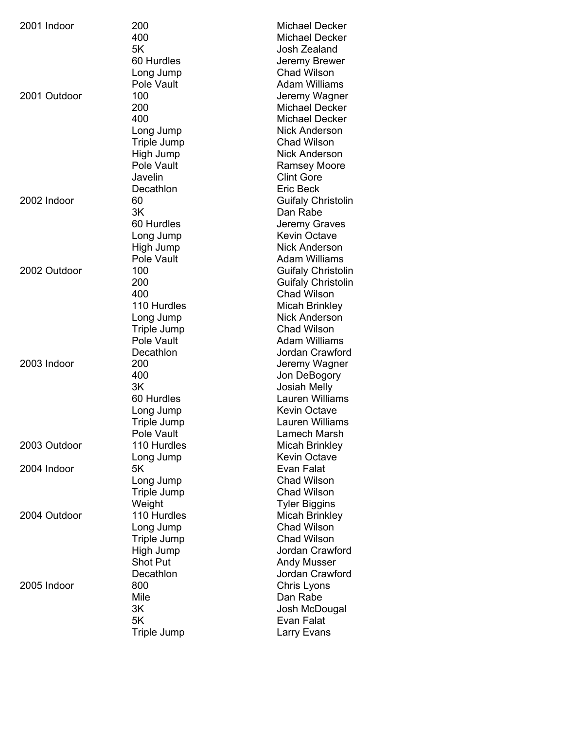| | | |
|---|---|---|
| 2001 Indoor | 200 | Michael Decker |
| | 400 | Michael Decker |
| | 5K | Josh Zealand |
| | 60 Hurdles | Jeremy Brewer |
| | Long Jump | Chad Wilson |
| | Pole Vault | Adam Williams |
| 2001 Outdoor | 100 | Jeremy Wagner |
| | 200 | Michael Decker |
| | 400 | Michael Decker |
| | Long Jump | Nick Anderson |
| | Triple Jump | Chad Wilson |
| | High Jump | Nick Anderson |
| | Pole Vault | Ramsey Moore |
| | Javelin | Clint Gore |
| | Decathlon | Eric Beck |
| 2002 Indoor | 60 | Guifaly Christolin |
| | 3K | Dan Rabe |
| | 60 Hurdles | Jeremy Graves |
| | Long Jump | Kevin Octave |
| | High Jump | Nick Anderson |
| | Pole Vault | Adam Williams |
| 2002 Outdoor | 100 | Guifaly Christolin |
| | 200 | Guifaly Christolin |
| | 400 | Chad Wilson |
| | 110 Hurdles | Micah Brinkley |
| | Long Jump | Nick Anderson |
| | Triple Jump | Chad Wilson |
| | Pole Vault | Adam Williams |
| | Decathlon | Jordan Crawford |
| 2003 Indoor | 200 | Jeremy Wagner |
| | 400 | Jon DeBogory |
| | 3K | Josiah Melly |
| | 60 Hurdles | Lauren Williams |
| | Long Jump | Kevin Octave |
| | Triple Jump | Lauren Williams |
| | Pole Vault | Lamech Marsh |
| 2003 Outdoor | 110 Hurdles | Micah Brinkley |
| | Long Jump | Kevin Octave |
| 2004 Indoor | 5K | Evan Falat |
| | Long Jump | Chad Wilson |
| | Triple Jump | Chad Wilson |
| | Weight | Tyler Biggins |
| 2004 Outdoor | 110 Hurdles | Micah Brinkley |
| | Long Jump | Chad Wilson |
| | Triple Jump | Chad Wilson |
| | High Jump | Jordan Crawford |
| | Shot Put | Andy Musser |
| | Decathlon | Jordan Crawford |
| 2005 Indoor | 800 | Chris Lyons |
| | Mile | Dan Rabe |
| | 3K | Josh McDougal |
| | 5K | Evan Falat |
| | Triple Jump | Larry Evans |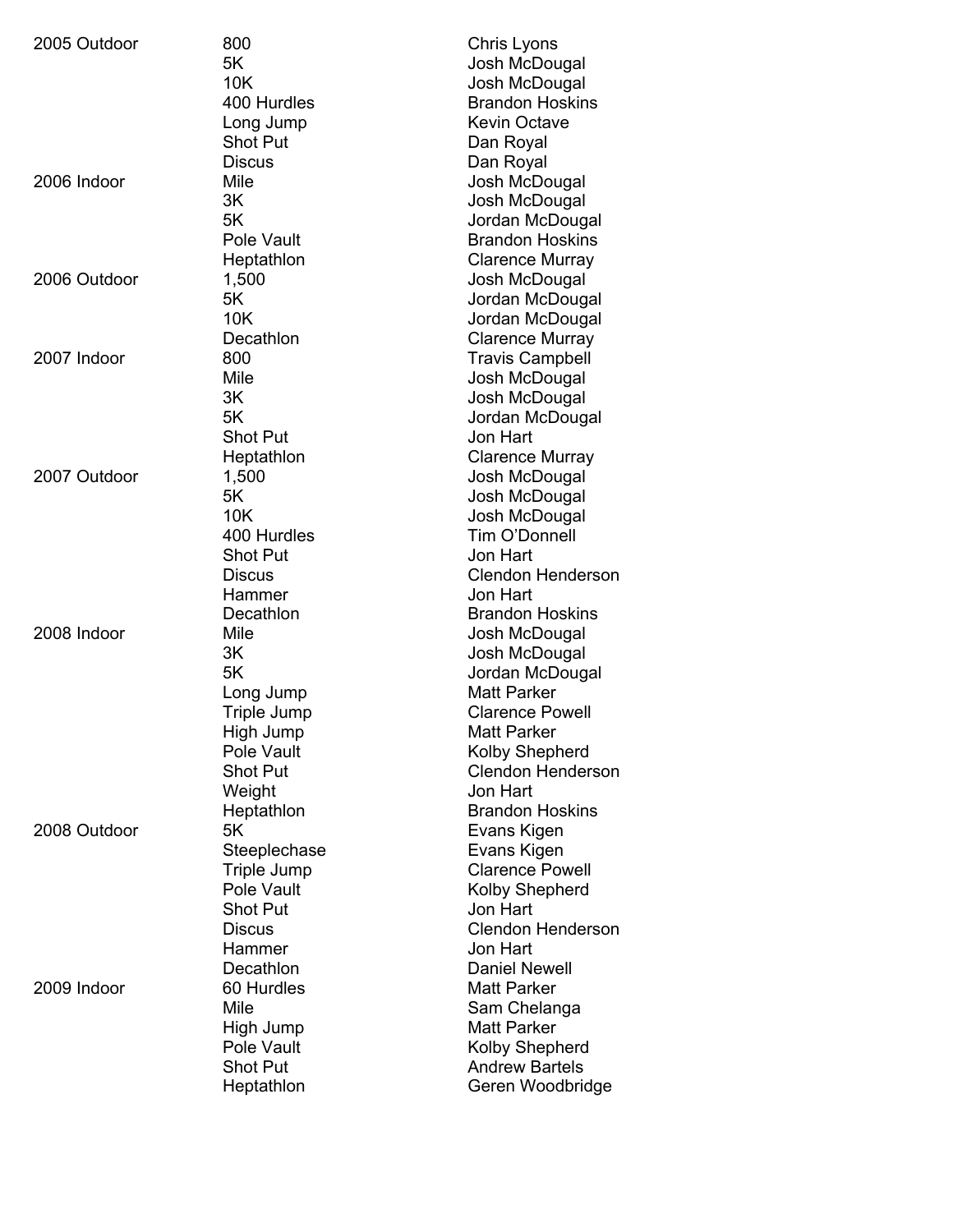| | | |
|---|---|---|
| 2005 Outdoor | 800 | Chris Lyons |
| | 5K | Josh McDougal |
| | 10K | Josh McDougal |
| | 400 Hurdles | Brandon Hoskins |
| | Long Jump | Kevin Octave |
| | Shot Put | Dan Royal |
| | Discus | Dan Royal |
| 2006 Indoor | Mile | Josh McDougal |
| | 3K | Josh McDougal |
| | 5K | Jordan McDougal |
| | Pole Vault | Brandon Hoskins |
| | Heptathlon | Clarence Murray |
| 2006 Outdoor | 1,500 | Josh McDougal |
| | 5K | Jordan McDougal |
| | 10K | Jordan McDougal |
| | Decathlon | Clarence Murray |
| 2007 Indoor | 800 | Travis Campbell |
| | Mile | Josh McDougal |
| | 3K | Josh McDougal |
| | 5K | Jordan McDougal |
| | Shot Put | Jon Hart |
| | Heptathlon | Clarence Murray |
| 2007 Outdoor | 1,500 | Josh McDougal |
| | 5K | Josh McDougal |
| | 10K | Josh McDougal |
| | 400 Hurdles | Tim O'Donnell |
| | Shot Put | Jon Hart |
| | Discus | Clendon Henderson |
| | Hammer | Jon Hart |
| | Decathlon | Brandon Hoskins |
| 2008 Indoor | Mile | Josh McDougal |
| | 3K | Josh McDougal |
| | 5K | Jordan McDougal |
| | Long Jump | Matt Parker |
| | Triple Jump | Clarence Powell |
| | High Jump | Matt Parker |
| | Pole Vault | Kolby Shepherd |
| | Shot Put | Clendon Henderson |
| | Weight | Jon Hart |
| | Heptathlon | Brandon Hoskins |
| 2008 Outdoor | 5K | Evans Kigen |
| | Steeplechase | Evans Kigen |
| | Triple Jump | Clarence Powell |
| | Pole Vault | Kolby Shepherd |
| | Shot Put | Jon Hart |
| | Discus | Clendon Henderson |
| | Hammer | Jon Hart |
| | Decathlon | Daniel Newell |
| 2009 Indoor | 60 Hurdles | Matt Parker |
| | Mile | Sam Chelanga |
| | High Jump | Matt Parker |
| | Pole Vault | Kolby Shepherd |
| | Shot Put | Andrew Bartels |
| | Heptathlon | Geren Woodbridge |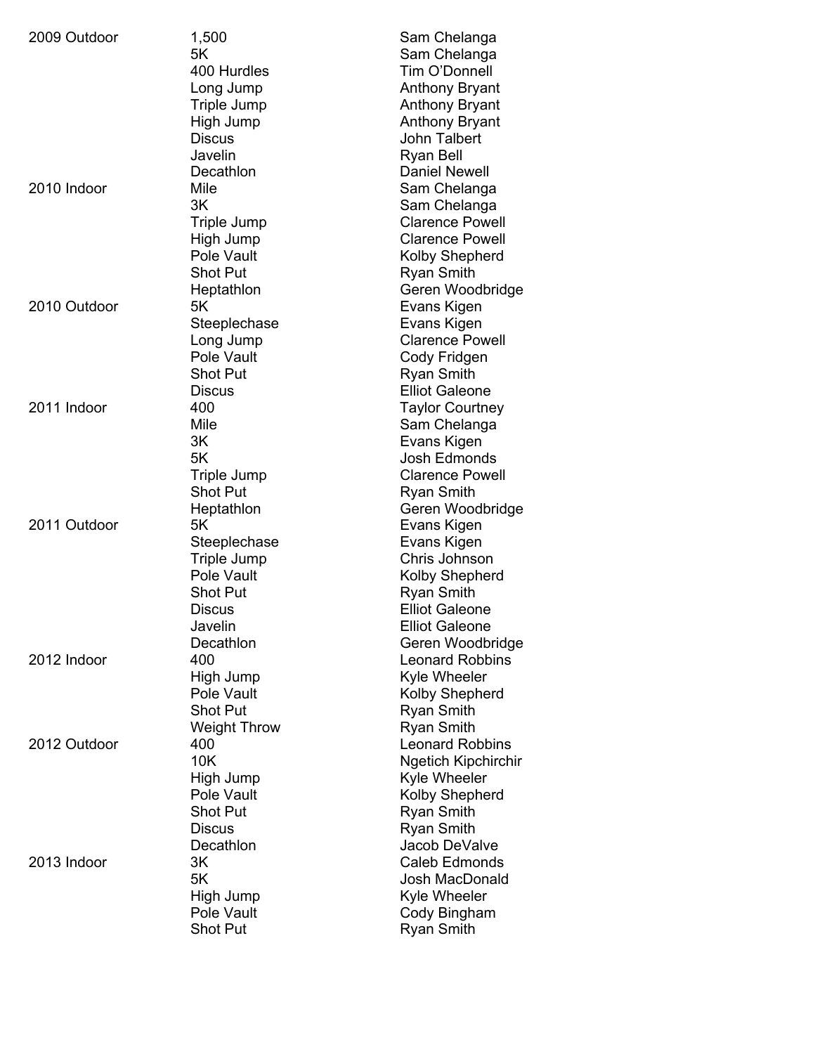| | | |
|---|---|---|
| 2009 Outdoor | 1,500 | Sam Chelanga |
| | 5K | Sam Chelanga |
| | 400 Hurdles | Tim O'Donnell |
| | Long Jump | Anthony Bryant |
| | Triple Jump | Anthony Bryant |
| | High Jump | Anthony Bryant |
| | Discus | John Talbert |
| | Javelin | Ryan Bell |
| | Decathlon | Daniel Newell |
| 2010 Indoor | Mile | Sam Chelanga |
| | 3K | Sam Chelanga |
| | Triple Jump | Clarence Powell |
| | High Jump | Clarence Powell |
| | Pole Vault | Kolby Shepherd |
| | Shot Put | Ryan Smith |
| | Heptathlon | Geren Woodbridge |
| 2010 Outdoor | 5K | Evans Kigen |
| | Steeplechase | Evans Kigen |
| | Long Jump | Clarence Powell |
| | Pole Vault | Cody Fridgen |
| | Shot Put | Ryan Smith |
| | Discus | Elliot Galeone |
| 2011 Indoor | 400 | Taylor Courtney |
| | Mile | Sam Chelanga |
| | 3K | Evans Kigen |
| | 5K | Josh Edmonds |
| | Triple Jump | Clarence Powell |
| | Shot Put | Ryan Smith |
| | Heptathlon | Geren Woodbridge |
| 2011 Outdoor | 5K | Evans Kigen |
| | Steeplechase | Evans Kigen |
| | Triple Jump | Chris Johnson |
| | Pole Vault | Kolby Shepherd |
| | Shot Put | Ryan Smith |
| | Discus | Elliot Galeone |
| | Javelin | Elliot Galeone |
| | Decathlon | Geren Woodbridge |
| 2012 Indoor | 400 | Leonard Robbins |
| | High Jump | Kyle Wheeler |
| | Pole Vault | Kolby Shepherd |
| | Shot Put | Ryan Smith |
| | Weight Throw | Ryan Smith |
| 2012 Outdoor | 400 | Leonard Robbins |
| | 10K | Ngetich Kipchirchir |
| | High Jump | Kyle Wheeler |
| | Pole Vault | Kolby Shepherd |
| | Shot Put | Ryan Smith |
| | Discus | Ryan Smith |
| | Decathlon | Jacob DeValve |
| 2013 Indoor | 3K | Caleb Edmonds |
| | 5K | Josh MacDonald |
| | High Jump | Kyle Wheeler |
| | Pole Vault | Cody Bingham |
| | Shot Put | Ryan Smith |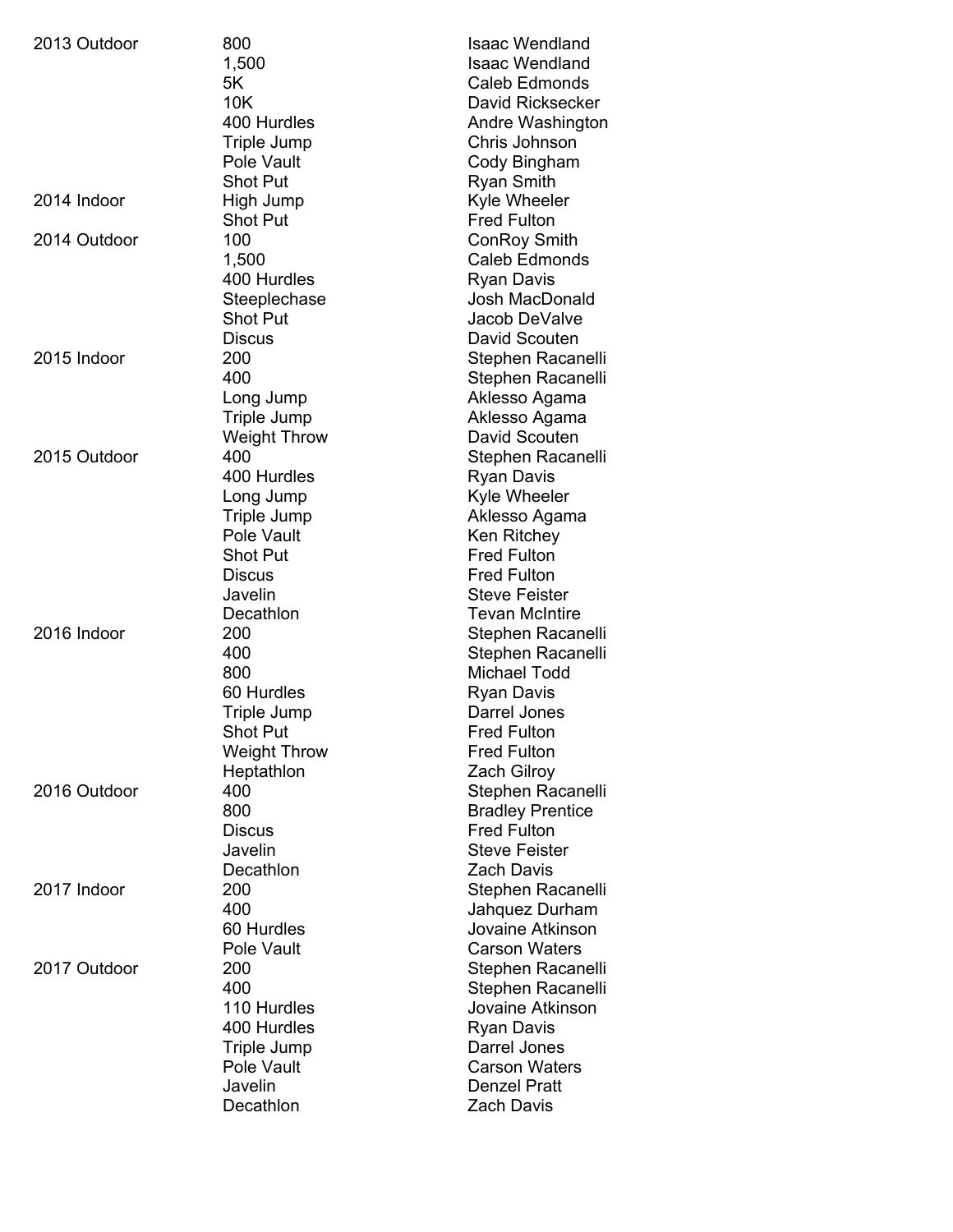| | | |
|---|---|---|
| 2013 Outdoor | 800 | Isaac Wendland |
| | 1,500 | Isaac Wendland |
| | 5K | Caleb Edmonds |
| | 10K | David Ricksecker |
| | 400 Hurdles | Andre Washington |
| | Triple Jump | Chris Johnson |
| | Pole Vault | Cody Bingham |
| | Shot Put | Ryan Smith |
| 2014 Indoor | High Jump | Kyle Wheeler |
| | Shot Put | Fred Fulton |
| 2014 Outdoor | 100 | ConRoy Smith |
| | 1,500 | Caleb Edmonds |
| | 400 Hurdles | Ryan Davis |
| | Steeplechase | Josh MacDonald |
| | Shot Put | Jacob DeValve |
| | Discus | David Scouten |
| 2015 Indoor | 200 | Stephen Racanelli |
| | 400 | Stephen Racanelli |
| | Long Jump | Aklesso Agama |
| | Triple Jump | Aklesso Agama |
| | Weight Throw | David Scouten |
| 2015 Outdoor | 400 | Stephen Racanelli |
| | 400 Hurdles | Ryan Davis |
| | Long Jump | Kyle Wheeler |
| | Triple Jump | Aklesso Agama |
| | Pole Vault | Ken Ritchey |
| | Shot Put | Fred Fulton |
| | Discus | Fred Fulton |
| | Javelin | Steve Feister |
| | Decathlon | Tevan McIntire |
| 2016 Indoor | 200 | Stephen Racanelli |
| | 400 | Stephen Racanelli |
| | 800 | Michael Todd |
| | 60 Hurdles | Ryan Davis |
| | Triple Jump | Darrel Jones |
| | Shot Put | Fred Fulton |
| | Weight Throw | Fred Fulton |
| | Heptathlon | Zach Gilroy |
| 2016 Outdoor | 400 | Stephen Racanelli |
| | 800 | Bradley Prentice |
| | Discus | Fred Fulton |
| | Javelin | Steve Feister |
| | Decathlon | Zach Davis |
| 2017 Indoor | 200 | Stephen Racanelli |
| | 400 | Jahquez Durham |
| | 60 Hurdles | Jovaine Atkinson |
| | Pole Vault | Carson Waters |
| 2017 Outdoor | 200 | Stephen Racanelli |
| | 400 | Stephen Racanelli |
| | 110 Hurdles | Jovaine Atkinson |
| | 400 Hurdles | Ryan Davis |
| | Triple Jump | Darrel Jones |
| | Pole Vault | Carson Waters |
| | Javelin | Denzel Pratt |
| | Decathlon | Zach Davis |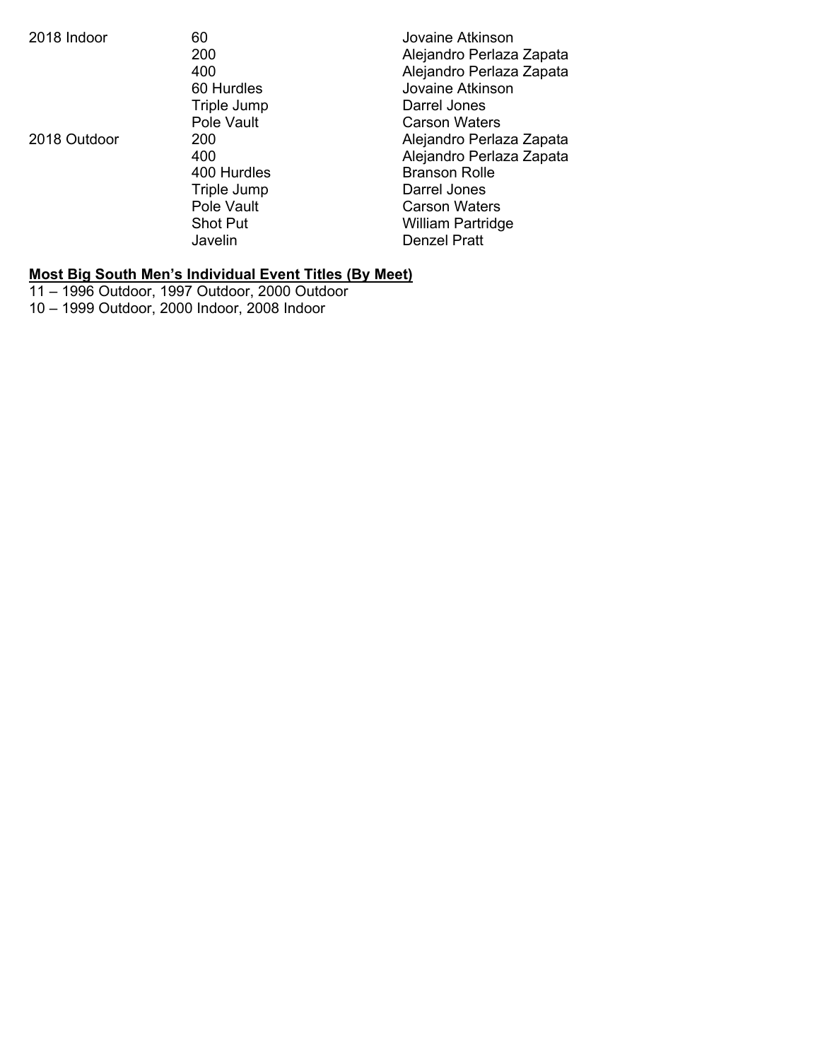| | | |
|---|---|---|
| 2018 Indoor | 60 | Jovaine Atkinson |
| | 200 | Alejandro Perlaza Zapata |
| | 400 | Alejandro Perlaza Zapata |
| | 60 Hurdles | Jovaine Atkinson |
| | Triple Jump | Darrel Jones |
| | Pole Vault | Carson Waters |
| 2018 Outdoor | 200 | Alejandro Perlaza Zapata |
| | 400 | Alejandro Perlaza Zapata |
| | 400 Hurdles | Branson Rolle |
| | Triple Jump | Darrel Jones |
| | Pole Vault | Carson Waters |
| | Shot Put | William Partridge |
| | Javelin | Denzel Pratt |

**Most Big South Men's Individual Event Titles (By Meet)**

11 – 1996 Outdoor, 1997 Outdoor, 2000 Outdoor
10 – 1999 Outdoor, 2000 Indoor, 2008 Indoor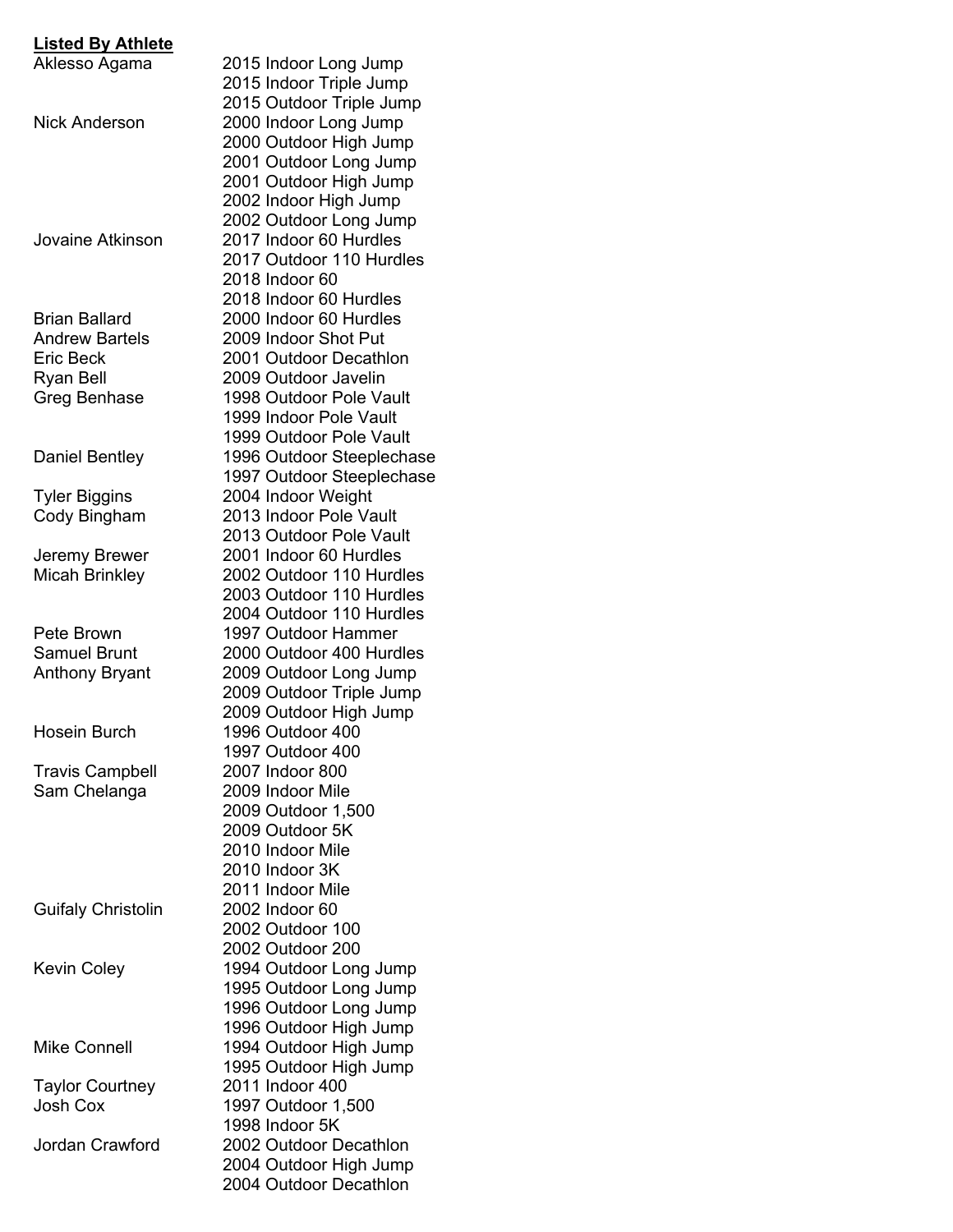**Listed By Athlete**

| Athlete | Event |
|---|---|
| Aklesso Agama | 2015 Indoor Long Jump |
| | 2015 Indoor Triple Jump |
| | 2015 Outdoor Triple Jump |
| Nick Anderson | 2000 Indoor Long Jump |
| | 2000 Outdoor High Jump |
| | 2001 Outdoor Long Jump |
| | 2001 Outdoor High Jump |
| | 2002 Indoor High Jump |
| | 2002 Outdoor Long Jump |
| Jovaine Atkinson | 2017 Indoor 60 Hurdles |
| | 2017 Outdoor 110 Hurdles |
| | 2018 Indoor 60 |
| | 2018 Indoor 60 Hurdles |
| Brian Ballard | 2000 Indoor 60 Hurdles |
| Andrew Bartels | 2009 Indoor Shot Put |
| Eric Beck | 2001 Outdoor Decathlon |
| Ryan Bell | 2009 Outdoor Javelin |
| Greg Benhase | 1998 Outdoor Pole Vault |
| | 1999 Indoor Pole Vault |
| | 1999 Outdoor Pole Vault |
| Daniel Bentley | 1996 Outdoor Steeplechase |
| | 1997 Outdoor Steeplechase |
| Tyler Biggins | 2004 Indoor Weight |
| Cody Bingham | 2013 Indoor Pole Vault |
| | 2013 Outdoor Pole Vault |
| Jeremy Brewer | 2001 Indoor 60 Hurdles |
| Micah Brinkley | 2002 Outdoor 110 Hurdles |
| | 2003 Outdoor 110 Hurdles |
| | 2004 Outdoor 110 Hurdles |
| Pete Brown | 1997 Outdoor Hammer |
| Samuel Brunt | 2000 Outdoor 400 Hurdles |
| Anthony Bryant | 2009 Outdoor Long Jump |
| | 2009 Outdoor Triple Jump |
| | 2009 Outdoor High Jump |
| Hosein Burch | 1996 Outdoor 400 |
| | 1997 Outdoor 400 |
| Travis Campbell | 2007 Indoor 800 |
| Sam Chelanga | 2009 Indoor Mile |
| | 2009 Outdoor 1,500 |
| | 2009 Outdoor 5K |
| | 2010 Indoor Mile |
| | 2010 Indoor 3K |
| | 2011 Indoor Mile |
| Guifaly Christolin | 2002 Indoor 60 |
| | 2002 Outdoor 100 |
| | 2002 Outdoor 200 |
| Kevin Coley | 1994 Outdoor Long Jump |
| | 1995 Outdoor Long Jump |
| | 1996 Outdoor Long Jump |
| | 1996 Outdoor High Jump |
| Mike Connell | 1994 Outdoor High Jump |
| | 1995 Outdoor High Jump |
| Taylor Courtney | 2011 Indoor 400 |
| Josh Cox | 1997 Outdoor 1,500 |
| | 1998 Indoor 5K |
| Jordan Crawford | 2002 Outdoor Decathlon |
| | 2004 Outdoor High Jump |
| | 2004 Outdoor Decathlon |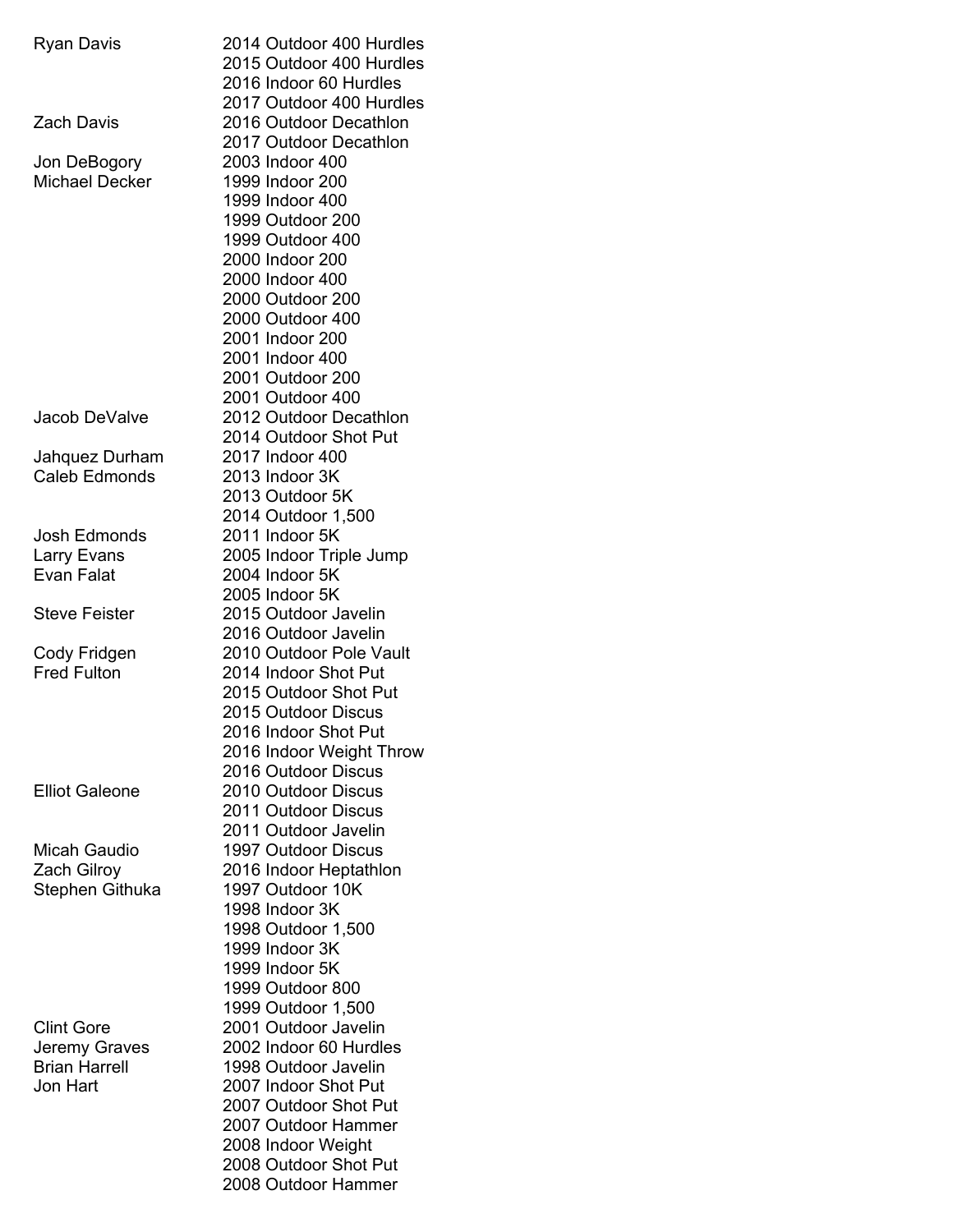| Name | Event |
|---|---|
| Ryan Davis | 2014 Outdoor 400 Hurdles |
| | 2015 Outdoor 400 Hurdles |
| | 2016 Indoor 60 Hurdles |
| | 2017 Outdoor 400 Hurdles |
| Zach Davis | 2016 Outdoor Decathlon |
| | 2017 Outdoor Decathlon |
| Jon DeBogory | 2003 Indoor 400 |
| Michael Decker | 1999 Indoor 200 |
| | 1999 Indoor 400 |
| | 1999 Outdoor 200 |
| | 1999 Outdoor 400 |
| | 2000 Indoor 200 |
| | 2000 Indoor 400 |
| | 2000 Outdoor 200 |
| | 2000 Outdoor 400 |
| | 2001 Indoor 200 |
| | 2001 Indoor 400 |
| | 2001 Outdoor 200 |
| | 2001 Outdoor 400 |
| Jacob DeValve | 2012 Outdoor Decathlon |
| | 2014 Outdoor Shot Put |
| Jahquez Durham | 2017 Indoor 400 |
| Caleb Edmonds | 2013 Indoor 3K |
| | 2013 Outdoor 5K |
| | 2014 Outdoor 1,500 |
| Josh Edmonds | 2011 Indoor 5K |
| Larry Evans | 2005 Indoor Triple Jump |
| Evan Falat | 2004 Indoor 5K |
| | 2005 Indoor 5K |
| Steve Feister | 2015 Outdoor Javelin |
| | 2016 Outdoor Javelin |
| Cody Fridgen | 2010 Outdoor Pole Vault |
| Fred Fulton | 2014 Indoor Shot Put |
| | 2015 Outdoor Shot Put |
| | 2015 Outdoor Discus |
| | 2016 Indoor Shot Put |
| | 2016 Indoor Weight Throw |
| | 2016 Outdoor Discus |
| Elliot Galeone | 2010 Outdoor Discus |
| | 2011 Outdoor Discus |
| | 2011 Outdoor Javelin |
| Micah Gaudio | 1997 Outdoor Discus |
| Zach Gilroy | 2016 Indoor Heptathlon |
| Stephen Githuka | 1997 Outdoor 10K |
| | 1998 Indoor 3K |
| | 1998 Outdoor 1,500 |
| | 1999 Indoor 3K |
| | 1999 Indoor 5K |
| | 1999 Outdoor 800 |
| | 1999 Outdoor 1,500 |
| Clint Gore | 2001 Outdoor Javelin |
| Jeremy Graves | 2002 Indoor 60 Hurdles |
| Brian Harrell | 1998 Outdoor Javelin |
| Jon Hart | 2007 Indoor Shot Put |
| | 2007 Outdoor Shot Put |
| | 2007 Outdoor Hammer |
| | 2008 Indoor Weight |
| | 2008 Outdoor Shot Put |
| | 2008 Outdoor Hammer |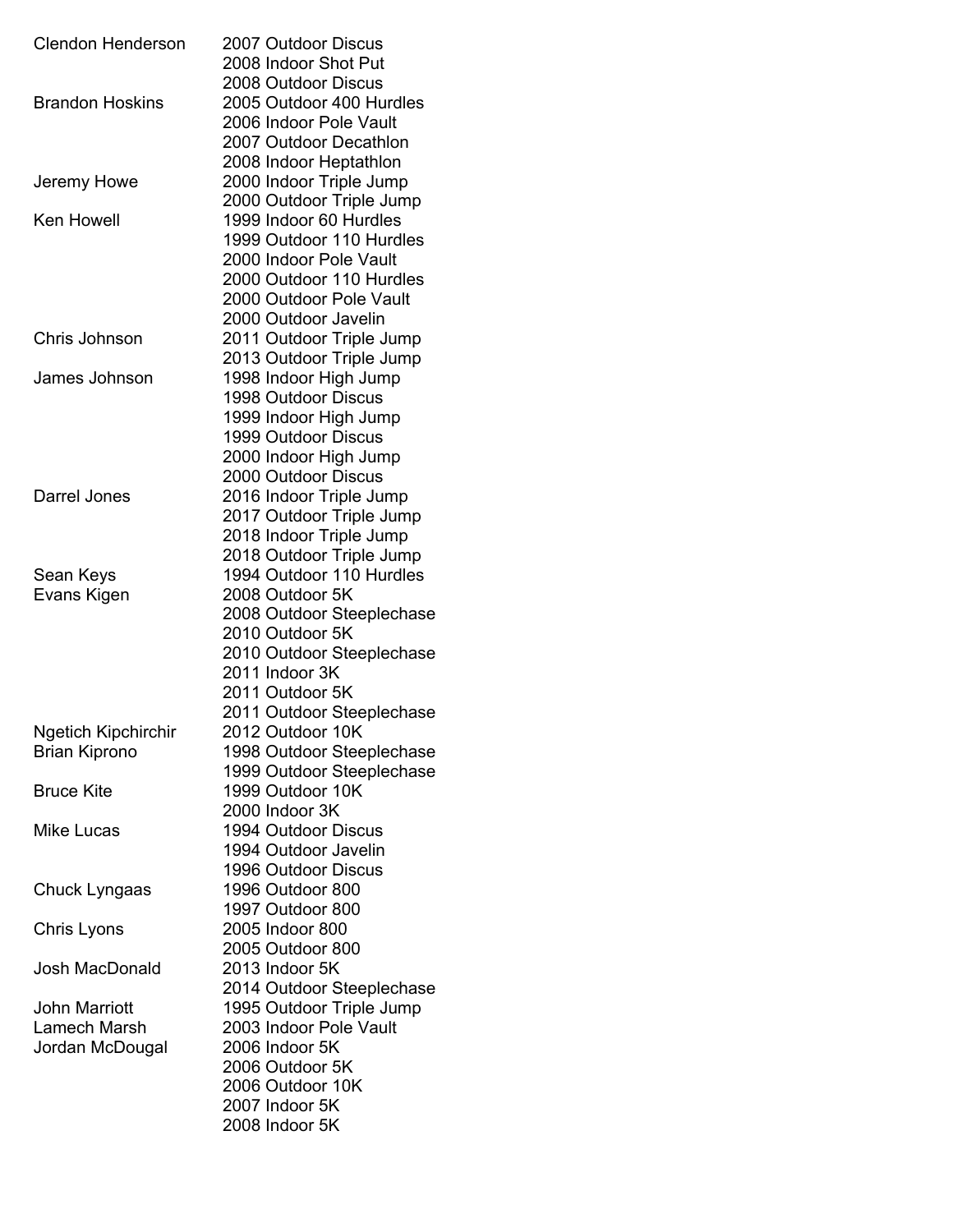| Name | Event |
|---|---|
| Clendon Henderson | 2007 Outdoor Discus |
| | 2008 Indoor Shot Put |
| | 2008 Outdoor Discus |
| Brandon Hoskins | 2005 Outdoor 400 Hurdles |
| | 2006 Indoor Pole Vault |
| | 2007 Outdoor Decathlon |
| | 2008 Indoor Heptathlon |
| Jeremy Howe | 2000 Indoor Triple Jump |
| | 2000 Outdoor Triple Jump |
| Ken Howell | 1999 Indoor 60 Hurdles |
| | 1999 Outdoor 110 Hurdles |
| | 2000 Indoor Pole Vault |
| | 2000 Outdoor 110 Hurdles |
| | 2000 Outdoor Pole Vault |
| | 2000 Outdoor Javelin |
| Chris Johnson | 2011 Outdoor Triple Jump |
| | 2013 Outdoor Triple Jump |
| James Johnson | 1998 Indoor High Jump |
| | 1998 Outdoor Discus |
| | 1999 Indoor High Jump |
| | 1999 Outdoor Discus |
| | 2000 Indoor High Jump |
| | 2000 Outdoor Discus |
| Darrel Jones | 2016 Indoor Triple Jump |
| | 2017 Outdoor Triple Jump |
| | 2018 Indoor Triple Jump |
| | 2018 Outdoor Triple Jump |
| Sean Keys | 1994 Outdoor 110 Hurdles |
| Evans Kigen | 2008 Outdoor 5K |
| | 2008 Outdoor Steeplechase |
| | 2010 Outdoor 5K |
| | 2010 Outdoor Steeplechase |
| | 2011 Indoor 3K |
| | 2011 Outdoor 5K |
| | 2011 Outdoor Steeplechase |
| Ngetich Kipchirchir | 2012 Outdoor 10K |
| Brian Kiprono | 1998 Outdoor Steeplechase |
| | 1999 Outdoor Steeplechase |
| Bruce Kite | 1999 Outdoor 10K |
| | 2000 Indoor 3K |
| Mike Lucas | 1994 Outdoor Discus |
| | 1994 Outdoor Javelin |
| | 1996 Outdoor Discus |
| Chuck Lyngaas | 1996 Outdoor 800 |
| | 1997 Outdoor 800 |
| Chris Lyons | 2005 Indoor 800 |
| | 2005 Outdoor 800 |
| Josh MacDonald | 2013 Indoor 5K |
| | 2014 Outdoor Steeplechase |
| John Marriott | 1995 Outdoor Triple Jump |
| Lamech Marsh | 2003 Indoor Pole Vault |
| Jordan McDougal | 2006 Indoor 5K |
| | 2006 Outdoor 5K |
| | 2006 Outdoor 10K |
| | 2007 Indoor 5K |
| | 2008 Indoor 5K |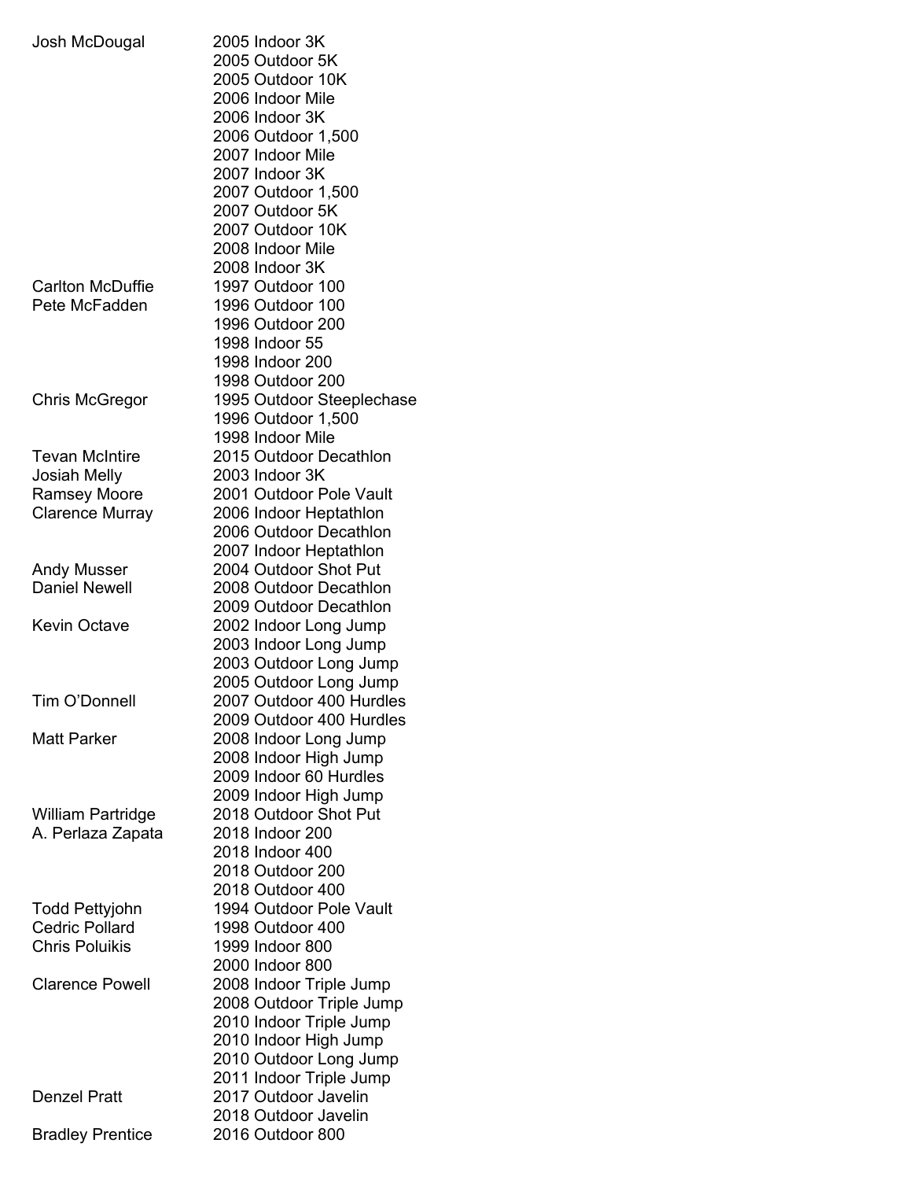| | |
|---|---|
| Josh McDougal | 2005 Indoor 3K |
| | 2005 Outdoor 5K |
| | 2005 Outdoor 10K |
| | 2006 Indoor Mile |
| | 2006 Indoor 3K |
| | 2006 Outdoor 1,500 |
| | 2007 Indoor Mile |
| | 2007 Indoor 3K |
| | 2007 Outdoor 1,500 |
| | 2007 Outdoor 5K |
| | 2007 Outdoor 10K |
| | 2008 Indoor Mile |
| | 2008 Indoor 3K |
| Carlton McDuffie | 1997 Outdoor 100 |
| Pete McFadden | 1996 Outdoor 100 |
| | 1996 Outdoor 200 |
| | 1998 Indoor 55 |
| | 1998 Indoor 200 |
| | 1998 Outdoor 200 |
| Chris McGregor | 1995 Outdoor Steeplechase |
| | 1996 Outdoor 1,500 |
| | 1998 Indoor Mile |
| Tevan McIntire | 2015 Outdoor Decathlon |
| Josiah Melly | 2003 Indoor 3K |
| Ramsey Moore | 2001 Outdoor Pole Vault |
| Clarence Murray | 2006 Indoor Heptathlon |
| | 2006 Outdoor Decathlon |
| | 2007 Indoor Heptathlon |
| Andy Musser | 2004 Outdoor Shot Put |
| Daniel Newell | 2008 Outdoor Decathlon |
| | 2009 Outdoor Decathlon |
| Kevin Octave | 2002 Indoor Long Jump |
| | 2003 Indoor Long Jump |
| | 2003 Outdoor Long Jump |
| | 2005 Outdoor Long Jump |
| Tim O'Donnell | 2007 Outdoor 400 Hurdles |
| | 2009 Outdoor 400 Hurdles |
| Matt Parker | 2008 Indoor Long Jump |
| | 2008 Indoor High Jump |
| | 2009 Indoor 60 Hurdles |
| | 2009 Indoor High Jump |
| William Partridge | 2018 Outdoor Shot Put |
| A. Perlaza Zapata | 2018 Indoor 200 |
| | 2018 Indoor 400 |
| | 2018 Outdoor 200 |
| | 2018 Outdoor 400 |
| Todd Pettyjohn | 1994 Outdoor Pole Vault |
| Cedric Pollard | 1998 Outdoor 400 |
| Chris Poluikis | 1999 Indoor 800 |
| | 2000 Indoor 800 |
| Clarence Powell | 2008 Indoor Triple Jump |
| | 2008 Outdoor Triple Jump |
| | 2010 Indoor Triple Jump |
| | 2010 Indoor High Jump |
| | 2010 Outdoor Long Jump |
| | 2011 Indoor Triple Jump |
| Denzel Pratt | 2017 Outdoor Javelin |
| | 2018 Outdoor Javelin |
| Bradley Prentice | 2016 Outdoor 800 |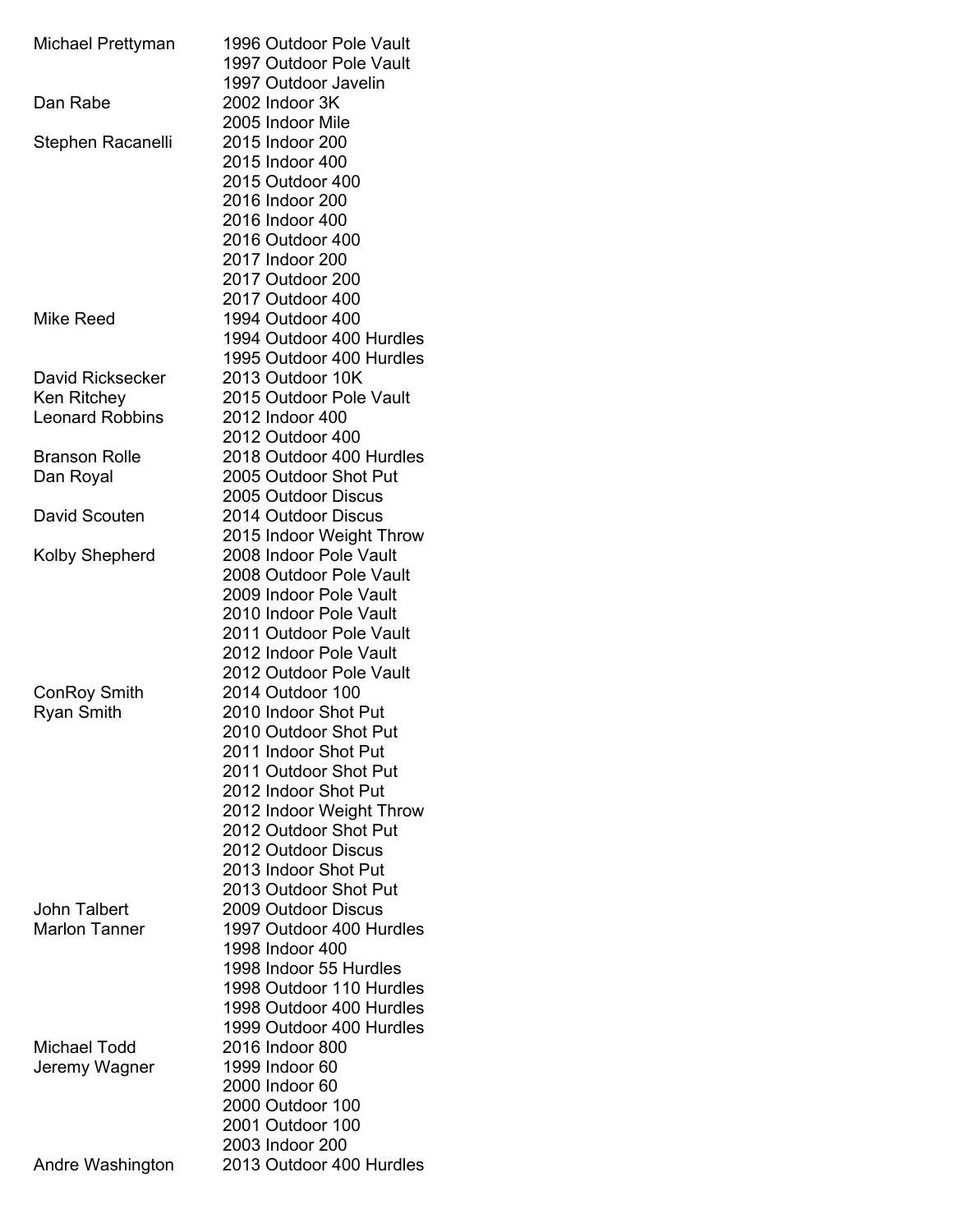| | |
|---|---|
| Michael Prettyman | 1996 Outdoor Pole Vault |
| | 1997 Outdoor Pole Vault |
| | 1997 Outdoor Javelin |
| Dan Rabe | 2002 Indoor 3K |
| | 2005 Indoor Mile |
| Stephen Racanelli | 2015 Indoor 200 |
| | 2015 Indoor 400 |
| | 2015 Outdoor 400 |
| | 2016 Indoor 200 |
| | 2016 Indoor 400 |
| | 2016 Outdoor 400 |
| | 2017 Indoor 200 |
| | 2017 Outdoor 200 |
| | 2017 Outdoor 400 |
| Mike Reed | 1994 Outdoor 400 |
| | 1994 Outdoor 400 Hurdles |
| | 1995 Outdoor 400 Hurdles |
| David Ricksecker | 2013 Outdoor 10K |
| Ken Ritchey | 2015 Outdoor Pole Vault |
| Leonard Robbins | 2012 Indoor 400 |
| | 2012 Outdoor 400 |
| Branson Rolle | 2018 Outdoor 400 Hurdles |
| Dan Royal | 2005 Outdoor Shot Put |
| | 2005 Outdoor Discus |
| David Scouten | 2014 Outdoor Discus |
| | 2015 Indoor Weight Throw |
| Kolby Shepherd | 2008 Indoor Pole Vault |
| | 2008 Outdoor Pole Vault |
| | 2009 Indoor Pole Vault |
| | 2010 Indoor Pole Vault |
| | 2011 Outdoor Pole Vault |
| | 2012 Indoor Pole Vault |
| | 2012 Outdoor Pole Vault |
| ConRoy Smith | 2014 Outdoor 100 |
| Ryan Smith | 2010 Indoor Shot Put |
| | 2010 Outdoor Shot Put |
| | 2011 Indoor Shot Put |
| | 2011 Outdoor Shot Put |
| | 2012 Indoor Shot Put |
| | 2012 Indoor Weight Throw |
| | 2012 Outdoor Shot Put |
| | 2012 Outdoor Discus |
| | 2013 Indoor Shot Put |
| | 2013 Outdoor Shot Put |
| John Talbert | 2009 Outdoor Discus |
| Marlon Tanner | 1997 Outdoor 400 Hurdles |
| | 1998 Indoor 400 |
| | 1998 Indoor 55 Hurdles |
| | 1998 Outdoor 110 Hurdles |
| | 1998 Outdoor 400 Hurdles |
| | 1999 Outdoor 400 Hurdles |
| Michael Todd | 2016 Indoor 800 |
| Jeremy Wagner | 1999 Indoor 60 |
| | 2000 Indoor 60 |
| | 2000 Outdoor 100 |
| | 2001 Outdoor 100 |
| | 2003 Indoor 200 |
| Andre Washington | 2013 Outdoor 400 Hurdles |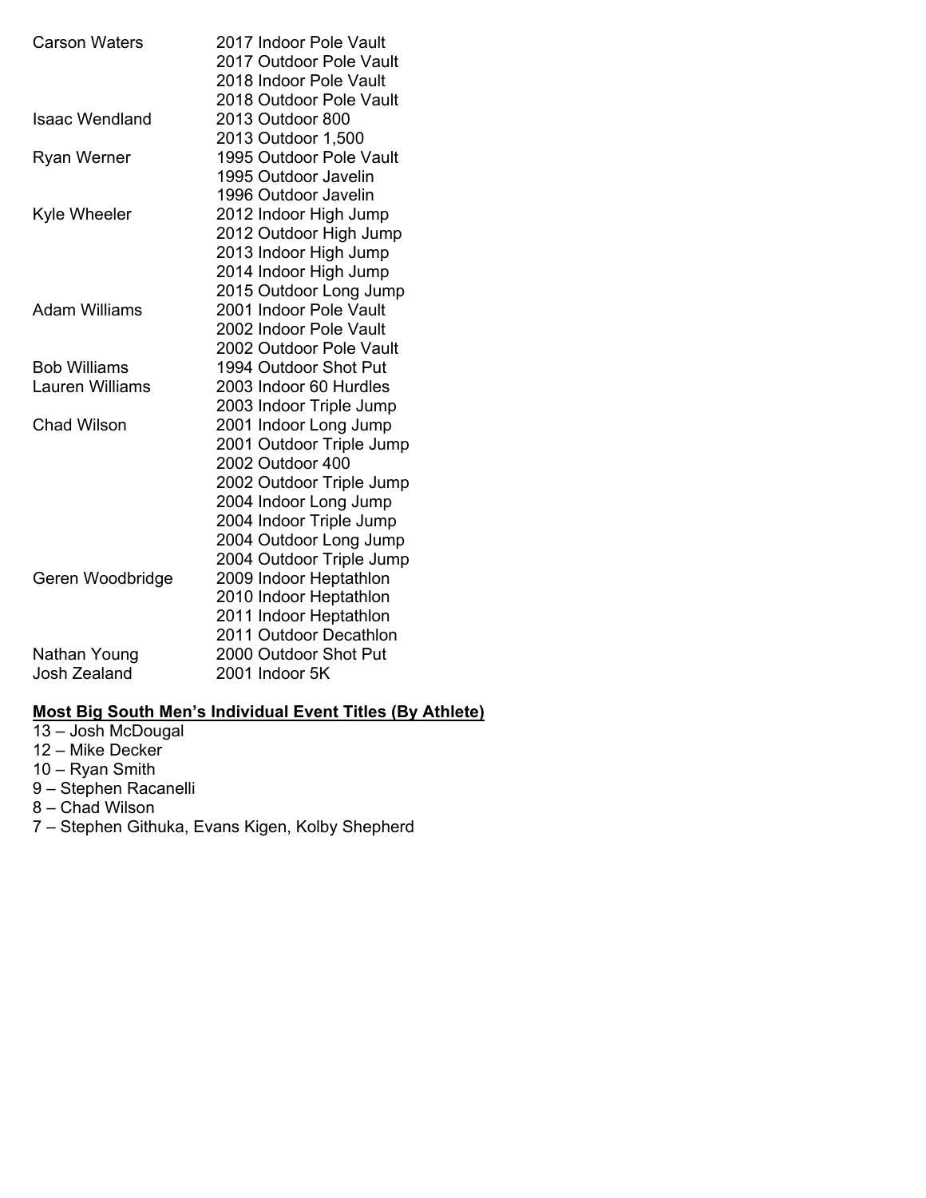| | |
|---|---|
| Carson Waters | 2017 Indoor Pole Vault |
| | 2017 Outdoor Pole Vault |
| | 2018 Indoor Pole Vault |
| | 2018 Outdoor Pole Vault |
| Isaac Wendland | 2013 Outdoor 800 |
| | 2013 Outdoor 1,500 |
| Ryan Werner | 1995 Outdoor Pole Vault |
| | 1995 Outdoor Javelin |
| | 1996 Outdoor Javelin |
| Kyle Wheeler | 2012 Indoor High Jump |
| | 2012 Outdoor High Jump |
| | 2013 Indoor High Jump |
| | 2014 Indoor High Jump |
| | 2015 Outdoor Long Jump |
| Adam Williams | 2001 Indoor Pole Vault |
| | 2002 Indoor Pole Vault |
| | 2002 Outdoor Pole Vault |
| Bob Williams | 1994 Outdoor Shot Put |
| Lauren Williams | 2003 Indoor 60 Hurdles |
| | 2003 Indoor Triple Jump |
| Chad Wilson | 2001 Indoor Long Jump |
| | 2001 Outdoor Triple Jump |
| | 2002 Outdoor 400 |
| | 2002 Outdoor Triple Jump |
| | 2004 Indoor Long Jump |
| | 2004 Indoor Triple Jump |
| | 2004 Outdoor Long Jump |
| | 2004 Outdoor Triple Jump |
| Geren Woodbridge | 2009 Indoor Heptathlon |
| | 2010 Indoor Heptathlon |
| | 2011 Indoor Heptathlon |
| | 2011 Outdoor Decathlon |
| Nathan Young | 2000 Outdoor Shot Put |
| Josh Zealand | 2001 Indoor 5K |

**Most Big South Men's Individual Event Titles (By Athlete)**

13 – Josh McDougal
12 – Mike Decker
10 – Ryan Smith
9 – Stephen Racanelli
8 – Chad Wilson
7 – Stephen Githuka, Evans Kigen, Kolby Shepherd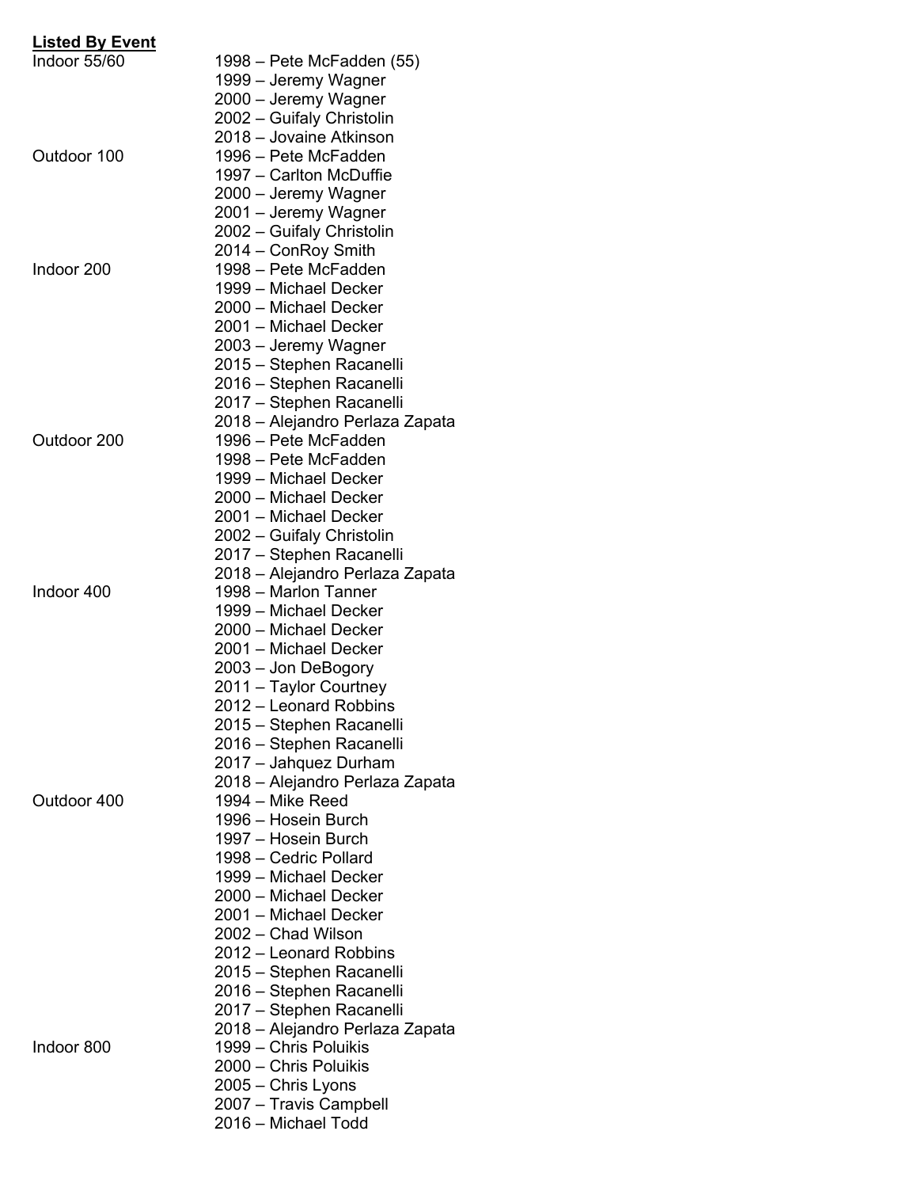**Listed By Event**

| | |
|---|---|
| Indoor 55/60 | 1998 – Pete McFadden (55) |
| | 1999 – Jeremy Wagner |
| | 2000 – Jeremy Wagner |
| | 2002 – Guifaly Christolin |
| | 2018 – Jovaine Atkinson |
| Outdoor 100 | 1996 – Pete McFadden |
| | 1997 – Carlton McDuffie |
| | 2000 – Jeremy Wagner |
| | 2001 – Jeremy Wagner |
| | 2002 – Guifaly Christolin |
| | 2014 – ConRoy Smith |
| Indoor 200 | 1998 – Pete McFadden |
| | 1999 – Michael Decker |
| | 2000 – Michael Decker |
| | 2001 – Michael Decker |
| | 2003 – Jeremy Wagner |
| | 2015 – Stephen Racanelli |
| | 2016 – Stephen Racanelli |
| | 2017 – Stephen Racanelli |
| | 2018 – Alejandro Perlaza Zapata |
| Outdoor 200 | 1996 – Pete McFadden |
| | 1998 – Pete McFadden |
| | 1999 – Michael Decker |
| | 2000 – Michael Decker |
| | 2001 – Michael Decker |
| | 2002 – Guifaly Christolin |
| | 2017 – Stephen Racanelli |
| | 2018 – Alejandro Perlaza Zapata |
| Indoor 400 | 1998 – Marlon Tanner |
| | 1999 – Michael Decker |
| | 2000 – Michael Decker |
| | 2001 – Michael Decker |
| | 2003 – Jon DeBogory |
| | 2011 – Taylor Courtney |
| | 2012 – Leonard Robbins |
| | 2015 – Stephen Racanelli |
| | 2016 – Stephen Racanelli |
| | 2017 – Jahquez Durham |
| | 2018 – Alejandro Perlaza Zapata |
| Outdoor 400 | 1994 – Mike Reed |
| | 1996 – Hosein Burch |
| | 1997 – Hosein Burch |
| | 1998 – Cedric Pollard |
| | 1999 – Michael Decker |
| | 2000 – Michael Decker |
| | 2001 – Michael Decker |
| | 2002 – Chad Wilson |
| | 2012 – Leonard Robbins |
| | 2015 – Stephen Racanelli |
| | 2016 – Stephen Racanelli |
| | 2017 – Stephen Racanelli |
| | 2018 – Alejandro Perlaza Zapata |
| Indoor 800 | 1999 – Chris Poluikis |
| | 2000 – Chris Poluikis |
| | 2005 – Chris Lyons |
| | 2007 – Travis Campbell |
| | 2016 – Michael Todd |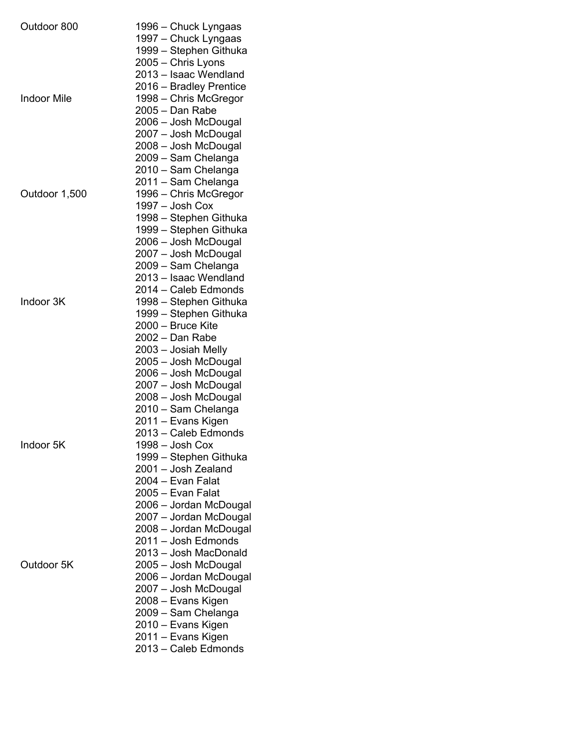| | |
|---|---|
| Outdoor 800 | 1996 – Chuck Lyngaas |
| | 1997 – Chuck Lyngaas |
| | 1999 – Stephen Githuka |
| | 2005 – Chris Lyons |
| | 2013 – Isaac Wendland |
| | 2016 – Bradley Prentice |
| Indoor Mile | 1998 – Chris McGregor |
| | 2005 – Dan Rabe |
| | 2006 – Josh McDougal |
| | 2007 – Josh McDougal |
| | 2008 – Josh McDougal |
| | 2009 – Sam Chelanga |
| | 2010 – Sam Chelanga |
| | 2011 – Sam Chelanga |
| Outdoor 1,500 | 1996 – Chris McGregor |
| | 1997 – Josh Cox |
| | 1998 – Stephen Githuka |
| | 1999 – Stephen Githuka |
| | 2006 – Josh McDougal |
| | 2007 – Josh McDougal |
| | 2009 – Sam Chelanga |
| | 2013 – Isaac Wendland |
| | 2014 – Caleb Edmonds |
| Indoor 3K | 1998 – Stephen Githuka |
| | 1999 – Stephen Githuka |
| | 2000 – Bruce Kite |
| | 2002 – Dan Rabe |
| | 2003 – Josiah Melly |
| | 2005 – Josh McDougal |
| | 2006 – Josh McDougal |
| | 2007 – Josh McDougal |
| | 2008 – Josh McDougal |
| | 2010 – Sam Chelanga |
| | 2011 – Evans Kigen |
| | 2013 – Caleb Edmonds |
| Indoor 5K | 1998 – Josh Cox |
| | 1999 – Stephen Githuka |
| | 2001 – Josh Zealand |
| | 2004 – Evan Falat |
| | 2005 – Evan Falat |
| | 2006 – Jordan McDougal |
| | 2007 – Jordan McDougal |
| | 2008 – Jordan McDougal |
| | 2011 – Josh Edmonds |
| | 2013 – Josh MacDonald |
| Outdoor 5K | 2005 – Josh McDougal |
| | 2006 – Jordan McDougal |
| | 2007 – Josh McDougal |
| | 2008 – Evans Kigen |
| | 2009 – Sam Chelanga |
| | 2010 – Evans Kigen |
| | 2011 – Evans Kigen |
| | 2013 – Caleb Edmonds |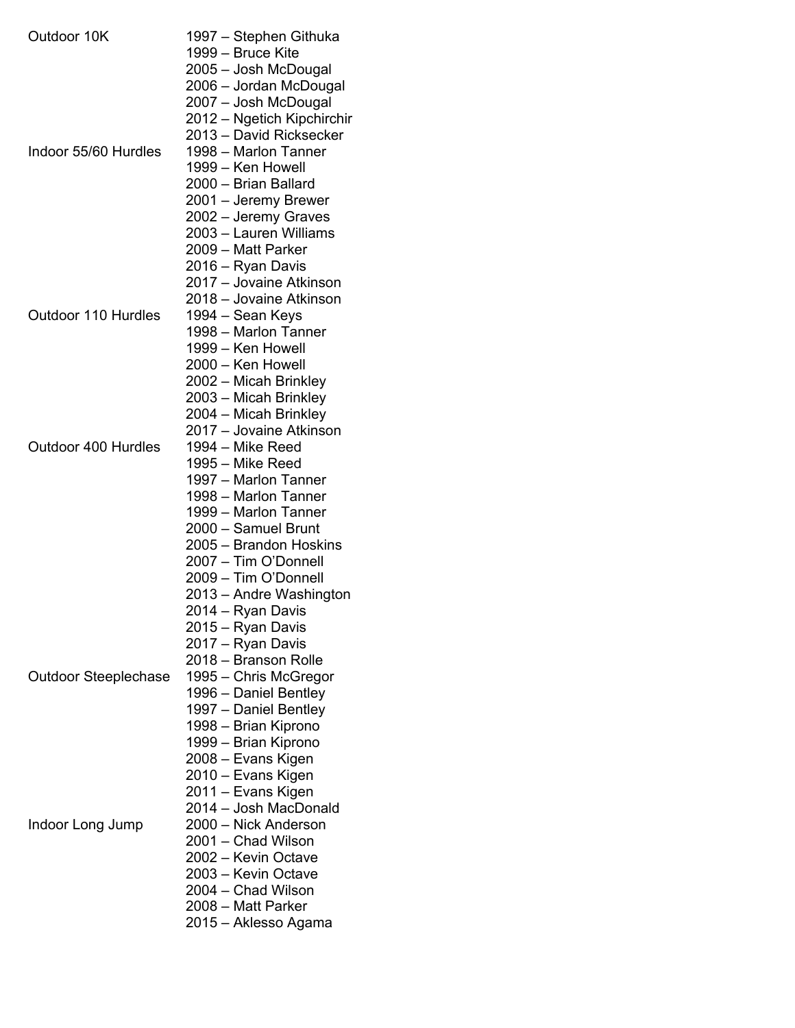| Event | Year – Name |
| --- | --- |
| Outdoor 10K | 1997 – Stephen Githuka |
| | 1999 – Bruce Kite |
| | 2005 – Josh McDougal |
| | 2006 – Jordan McDougal |
| | 2007 – Josh McDougal |
| | 2012 – Ngetich Kipchirchir |
| | 2013 – David Ricksecker |
| Indoor 55/60 Hurdles | 1998 – Marlon Tanner |
| | 1999 – Ken Howell |
| | 2000 – Brian Ballard |
| | 2001 – Jeremy Brewer |
| | 2002 – Jeremy Graves |
| | 2003 – Lauren Williams |
| | 2009 – Matt Parker |
| | 2016 – Ryan Davis |
| | 2017 – Jovaine Atkinson |
| | 2018 – Jovaine Atkinson |
| Outdoor 110 Hurdles | 1994 – Sean Keys |
| | 1998 – Marlon Tanner |
| | 1999 – Ken Howell |
| | 2000 – Ken Howell |
| | 2002 – Micah Brinkley |
| | 2003 – Micah Brinkley |
| | 2004 – Micah Brinkley |
| | 2017 – Jovaine Atkinson |
| Outdoor 400 Hurdles | 1994 – Mike Reed |
| | 1995 – Mike Reed |
| | 1997 – Marlon Tanner |
| | 1998 – Marlon Tanner |
| | 1999 – Marlon Tanner |
| | 2000 – Samuel Brunt |
| | 2005 – Brandon Hoskins |
| | 2007 – Tim O'Donnell |
| | 2009 – Tim O'Donnell |
| | 2013 – Andre Washington |
| | 2014 – Ryan Davis |
| | 2015 – Ryan Davis |
| | 2017 – Ryan Davis |
| | 2018 – Branson Rolle |
| Outdoor Steeplechase | 1995 – Chris McGregor |
| | 1996 – Daniel Bentley |
| | 1997 – Daniel Bentley |
| | 1998 – Brian Kiprono |
| | 1999 – Brian Kiprono |
| | 2008 – Evans Kigen |
| | 2010 – Evans Kigen |
| | 2011 – Evans Kigen |
| | 2014 – Josh MacDonald |
| Indoor Long Jump | 2000 – Nick Anderson |
| | 2001 – Chad Wilson |
| | 2002 – Kevin Octave |
| | 2003 – Kevin Octave |
| | 2004 – Chad Wilson |
| | 2008 – Matt Parker |
| | 2015 – Aklesso Agama |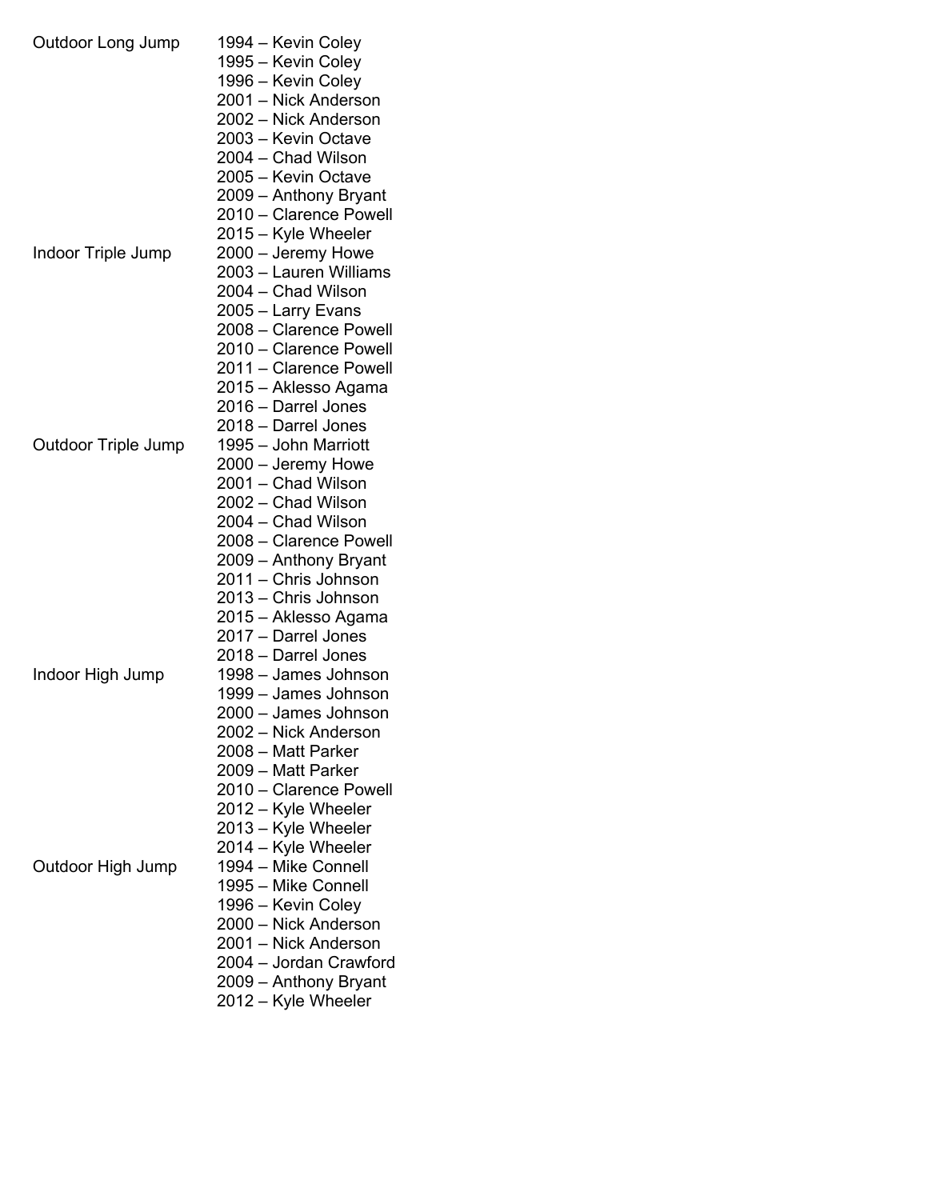| | |
|---|---|
| Outdoor Long Jump | 1994 – Kevin Coley |
| | 1995 – Kevin Coley |
| | 1996 – Kevin Coley |
| | 2001 – Nick Anderson |
| | 2002 – Nick Anderson |
| | 2003 – Kevin Octave |
| | 2004 – Chad Wilson |
| | 2005 – Kevin Octave |
| | 2009 – Anthony Bryant |
| | 2010 – Clarence Powell |
| | 2015 – Kyle Wheeler |
| Indoor Triple Jump | 2000 – Jeremy Howe |
| | 2003 – Lauren Williams |
| | 2004 – Chad Wilson |
| | 2005 – Larry Evans |
| | 2008 – Clarence Powell |
| | 2010 – Clarence Powell |
| | 2011 – Clarence Powell |
| | 2015 – Aklesso Agama |
| | 2016 – Darrel Jones |
| | 2018 – Darrel Jones |
| Outdoor Triple Jump | 1995 – John Marriott |
| | 2000 – Jeremy Howe |
| | 2001 – Chad Wilson |
| | 2002 – Chad Wilson |
| | 2004 – Chad Wilson |
| | 2008 – Clarence Powell |
| | 2009 – Anthony Bryant |
| | 2011 – Chris Johnson |
| | 2013 – Chris Johnson |
| | 2015 – Aklesso Agama |
| | 2017 – Darrel Jones |
| | 2018 – Darrel Jones |
| Indoor High Jump | 1998 – James Johnson |
| | 1999 – James Johnson |
| | 2000 – James Johnson |
| | 2002 – Nick Anderson |
| | 2008 – Matt Parker |
| | 2009 – Matt Parker |
| | 2010 – Clarence Powell |
| | 2012 – Kyle Wheeler |
| | 2013 – Kyle Wheeler |
| | 2014 – Kyle Wheeler |
| Outdoor High Jump | 1994 – Mike Connell |
| | 1995 – Mike Connell |
| | 1996 – Kevin Coley |
| | 2000 – Nick Anderson |
| | 2001 – Nick Anderson |
| | 2004 – Jordan Crawford |
| | 2009 – Anthony Bryant |
| | 2012 – Kyle Wheeler |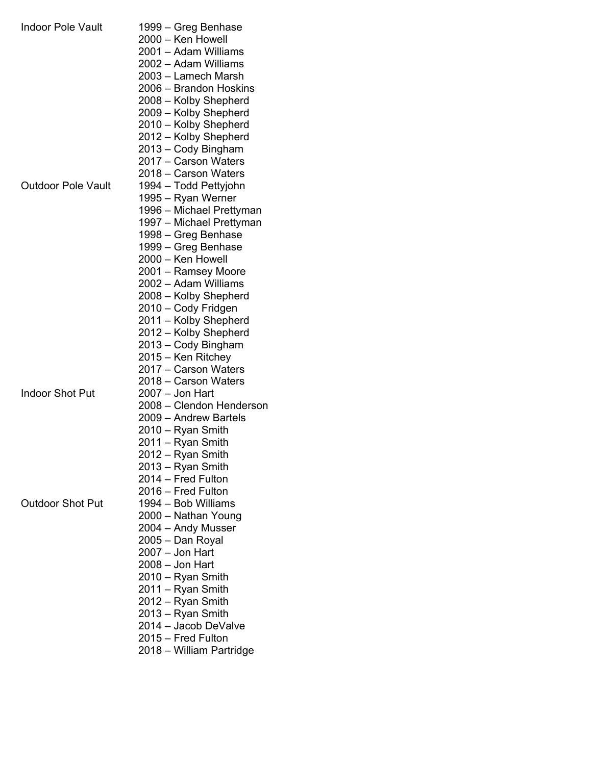| | |
|---|---|
| Indoor Pole Vault | 1999 – Greg Benhase |
| | 2000 – Ken Howell |
| | 2001 – Adam Williams |
| | 2002 – Adam Williams |
| | 2003 – Lamech Marsh |
| | 2006 – Brandon Hoskins |
| | 2008 – Kolby Shepherd |
| | 2009 – Kolby Shepherd |
| | 2010 – Kolby Shepherd |
| | 2012 – Kolby Shepherd |
| | 2013 – Cody Bingham |
| | 2017 – Carson Waters |
| | 2018 – Carson Waters |
| Outdoor Pole Vault | 1994 – Todd Pettyjohn |
| | 1995 – Ryan Werner |
| | 1996 – Michael Prettyman |
| | 1997 – Michael Prettyman |
| | 1998 – Greg Benhase |
| | 1999 – Greg Benhase |
| | 2000 – Ken Howell |
| | 2001 – Ramsey Moore |
| | 2002 – Adam Williams |
| | 2008 – Kolby Shepherd |
| | 2010 – Cody Fridgen |
| | 2011 – Kolby Shepherd |
| | 2012 – Kolby Shepherd |
| | 2013 – Cody Bingham |
| | 2015 – Ken Ritchey |
| | 2017 – Carson Waters |
| | 2018 – Carson Waters |
| Indoor Shot Put | 2007 – Jon Hart |
| | 2008 – Clendon Henderson |
| | 2009 – Andrew Bartels |
| | 2010 – Ryan Smith |
| | 2011 – Ryan Smith |
| | 2012 – Ryan Smith |
| | 2013 – Ryan Smith |
| | 2014 – Fred Fulton |
| | 2016 – Fred Fulton |
| Outdoor Shot Put | 1994 – Bob Williams |
| | 2000 – Nathan Young |
| | 2004 – Andy Musser |
| | 2005 – Dan Royal |
| | 2007 – Jon Hart |
| | 2008 – Jon Hart |
| | 2010 – Ryan Smith |
| | 2011 – Ryan Smith |
| | 2012 – Ryan Smith |
| | 2013 – Ryan Smith |
| | 2014 – Jacob DeValve |
| | 2015 – Fred Fulton |
| | 2018 – William Partridge |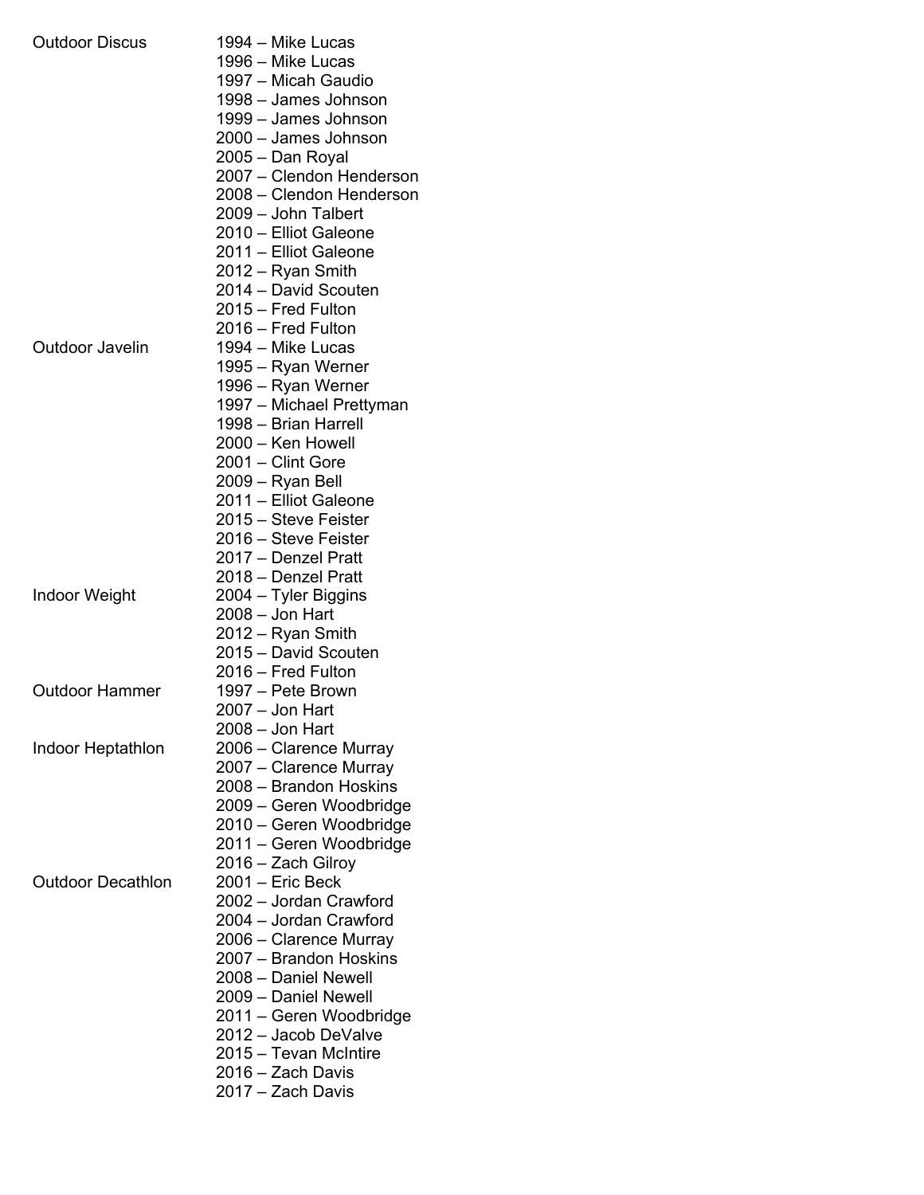| | |
|---|---|
| Outdoor Discus | 1994 – Mike Lucas |
| | 1996 – Mike Lucas |
| | 1997 – Micah Gaudio |
| | 1998 – James Johnson |
| | 1999 – James Johnson |
| | 2000 – James Johnson |
| | 2005 – Dan Royal |
| | 2007 – Clendon Henderson |
| | 2008 – Clendon Henderson |
| | 2009 – John Talbert |
| | 2010 – Elliot Galeone |
| | 2011 – Elliot Galeone |
| | 2012 – Ryan Smith |
| | 2014 – David Scouten |
| | 2015 – Fred Fulton |
| | 2016 – Fred Fulton |
| Outdoor Javelin | 1994 – Mike Lucas |
| | 1995 – Ryan Werner |
| | 1996 – Ryan Werner |
| | 1997 – Michael Prettyman |
| | 1998 – Brian Harrell |
| | 2000 – Ken Howell |
| | 2001 – Clint Gore |
| | 2009 – Ryan Bell |
| | 2011 – Elliot Galeone |
| | 2015 – Steve Feister |
| | 2016 – Steve Feister |
| | 2017 – Denzel Pratt |
| | 2018 – Denzel Pratt |
| Indoor Weight | 2004 – Tyler Biggins |
| | 2008 – Jon Hart |
| | 2012 – Ryan Smith |
| | 2015 – David Scouten |
| | 2016 – Fred Fulton |
| Outdoor Hammer | 1997 – Pete Brown |
| | 2007 – Jon Hart |
| | 2008 – Jon Hart |
| Indoor Heptathlon | 2006 – Clarence Murray |
| | 2007 – Clarence Murray |
| | 2008 – Brandon Hoskins |
| | 2009 – Geren Woodbridge |
| | 2010 – Geren Woodbridge |
| | 2011 – Geren Woodbridge |
| | 2016 – Zach Gilroy |
| Outdoor Decathlon | 2001 – Eric Beck |
| | 2002 – Jordan Crawford |
| | 2004 – Jordan Crawford |
| | 2006 – Clarence Murray |
| | 2007 – Brandon Hoskins |
| | 2008 – Daniel Newell |
| | 2009 – Daniel Newell |
| | 2011 – Geren Woodbridge |
| | 2012 – Jacob DeValve |
| | 2015 – Tevan McIntire |
| | 2016 – Zach Davis |
| | 2017 – Zach Davis |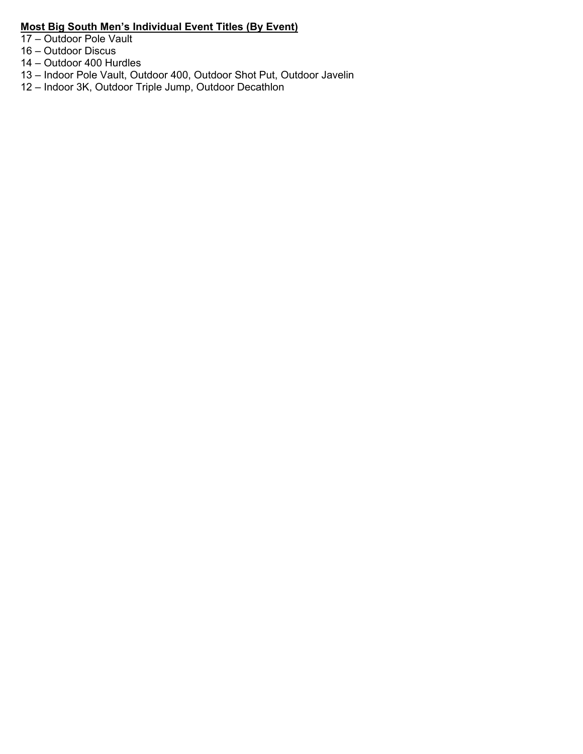**<u>Most Big South Men's Individual Event Titles (By Event)</u>**

17 – Outdoor Pole Vault
16 – Outdoor Discus
14 – Outdoor 400 Hurdles
13 – Indoor Pole Vault, Outdoor 400, Outdoor Shot Put, Outdoor Javelin
12 – Indoor 3K, Outdoor Triple Jump, Outdoor Decathlon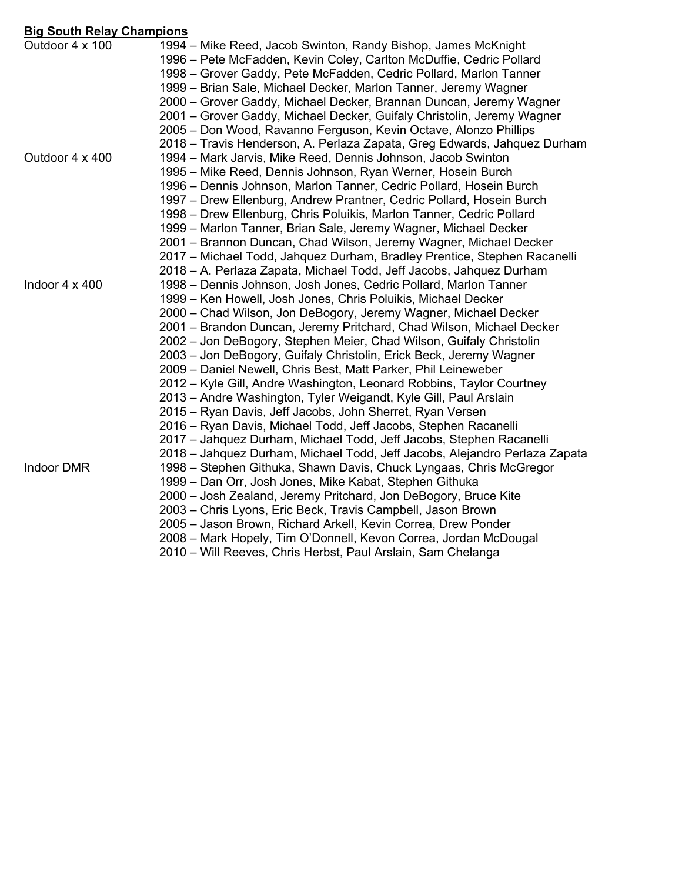**Big South Relay Champions**

| | |
|---|---|
| Outdoor 4 x 100 | 1994 – Mike Reed, Jacob Swinton, Randy Bishop, James McKnight |
| | 1996 – Pete McFadden, Kevin Coley, Carlton McDuffie, Cedric Pollard |
| | 1998 – Grover Gaddy, Pete McFadden, Cedric Pollard, Marlon Tanner |
| | 1999 – Brian Sale, Michael Decker, Marlon Tanner, Jeremy Wagner |
| | 2000 – Grover Gaddy, Michael Decker, Brannan Duncan, Jeremy Wagner |
| | 2001 – Grover Gaddy, Michael Decker, Guifaly Christolin, Jeremy Wagner |
| | 2005 – Don Wood, Ravanno Ferguson, Kevin Octave, Alonzo Phillips |
| | 2018 – Travis Henderson, A. Perlaza Zapata, Greg Edwards, Jahquez Durham |
| Outdoor 4 x 400 | 1994 – Mark Jarvis, Mike Reed, Dennis Johnson, Jacob Swinton |
| | 1995 – Mike Reed, Dennis Johnson, Ryan Werner, Hosein Burch |
| | 1996 – Dennis Johnson, Marlon Tanner, Cedric Pollard, Hosein Burch |
| | 1997 – Drew Ellenburg, Andrew Prantner, Cedric Pollard, Hosein Burch |
| | 1998 – Drew Ellenburg, Chris Poluikis, Marlon Tanner, Cedric Pollard |
| | 1999 – Marlon Tanner, Brian Sale, Jeremy Wagner, Michael Decker |
| | 2001 – Brannon Duncan, Chad Wilson, Jeremy Wagner, Michael Decker |
| | 2017 – Michael Todd, Jahquez Durham, Bradley Prentice, Stephen Racanelli |
| | 2018 – A. Perlaza Zapata, Michael Todd, Jeff Jacobs, Jahquez Durham |
| Indoor 4 x 400 | 1998 – Dennis Johnson, Josh Jones, Cedric Pollard, Marlon Tanner |
| | 1999 – Ken Howell, Josh Jones, Chris Poluikis, Michael Decker |
| | 2000 – Chad Wilson, Jon DeBogory, Jeremy Wagner, Michael Decker |
| | 2001 – Brandon Duncan, Jeremy Pritchard, Chad Wilson, Michael Decker |
| | 2002 – Jon DeBogory, Stephen Meier, Chad Wilson, Guifaly Christolin |
| | 2003 – Jon DeBogory, Guifaly Christolin, Erick Beck, Jeremy Wagner |
| | 2009 – Daniel Newell, Chris Best, Matt Parker, Phil Leineweber |
| | 2012 – Kyle Gill, Andre Washington, Leonard Robbins, Taylor Courtney |
| | 2013 – Andre Washington, Tyler Weigandt, Kyle Gill, Paul Arslain |
| | 2015 – Ryan Davis, Jeff Jacobs, John Sherret, Ryan Versen |
| | 2016 – Ryan Davis, Michael Todd, Jeff Jacobs, Stephen Racanelli |
| | 2017 – Jahquez Durham, Michael Todd, Jeff Jacobs, Stephen Racanelli |
| | 2018 – Jahquez Durham, Michael Todd, Jeff Jacobs, Alejandro Perlaza Zapata |
| Indoor DMR | 1998 – Stephen Githuka, Shawn Davis, Chuck Lyngaas, Chris McGregor |
| | 1999 – Dan Orr, Josh Jones, Mike Kabat, Stephen Githuka |
| | 2000 – Josh Zealand, Jeremy Pritchard, Jon DeBogory, Bruce Kite |
| | 2003 – Chris Lyons, Eric Beck, Travis Campbell, Jason Brown |
| | 2005 – Jason Brown, Richard Arkell, Kevin Correa, Drew Ponder |
| | 2008 – Mark Hopely, Tim O'Donnell, Kevon Correa, Jordan McDougal |
| | 2010 – Will Reeves, Chris Herbst, Paul Arslain, Sam Chelanga |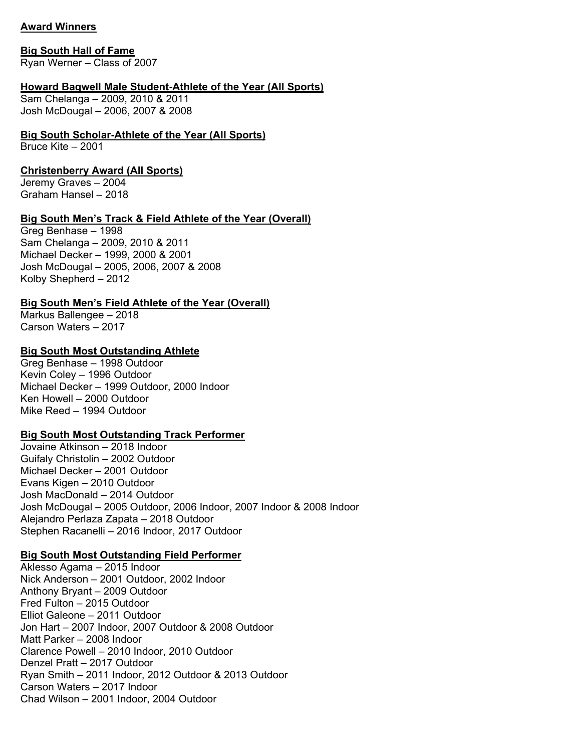## Award Winners

### Big South Hall of Fame

Ryan Werner – Class of 2007

### Howard Bagwell Male Student-Athlete of the Year (All Sports)

Sam Chelanga – 2009, 2010 & 2011
Josh McDougal – 2006, 2007 & 2008

### Big South Scholar-Athlete of the Year (All Sports)

Bruce Kite – 2001

### Christenberry Award (All Sports)

Jeremy Graves – 2004
Graham Hansel – 2018

### Big South Men's Track & Field Athlete of the Year (Overall)

Greg Benhase – 1998
Sam Chelanga – 2009, 2010 & 2011
Michael Decker – 1999, 2000 & 2001
Josh McDougal – 2005, 2006, 2007 & 2008
Kolby Shepherd – 2012

### Big South Men's Field Athlete of the Year (Overall)

Markus Ballengee – 2018
Carson Waters – 2017

### Big South Most Outstanding Athlete

Greg Benhase – 1998 Outdoor
Kevin Coley – 1996 Outdoor
Michael Decker – 1999 Outdoor, 2000 Indoor
Ken Howell – 2000 Outdoor
Mike Reed – 1994 Outdoor

### Big South Most Outstanding Track Performer

Jovaine Atkinson – 2018 Indoor
Guifaly Christolin – 2002 Outdoor
Michael Decker – 2001 Outdoor
Evans Kigen – 2010 Outdoor
Josh MacDonald – 2014 Outdoor
Josh McDougal – 2005 Outdoor, 2006 Indoor, 2007 Indoor & 2008 Indoor
Alejandro Perlaza Zapata – 2018 Outdoor
Stephen Racanelli – 2016 Indoor, 2017 Outdoor

### Big South Most Outstanding Field Performer

Aklesso Agama – 2015 Indoor
Nick Anderson – 2001 Outdoor, 2002 Indoor
Anthony Bryant – 2009 Outdoor
Fred Fulton – 2015 Outdoor
Elliot Galeone – 2011 Outdoor
Jon Hart – 2007 Indoor, 2007 Outdoor & 2008 Outdoor
Matt Parker – 2008 Indoor
Clarence Powell – 2010 Indoor, 2010 Outdoor
Denzel Pratt – 2017 Outdoor
Ryan Smith – 2011 Indoor, 2012 Outdoor & 2013 Outdoor
Carson Waters – 2017 Indoor
Chad Wilson – 2001 Indoor, 2004 Outdoor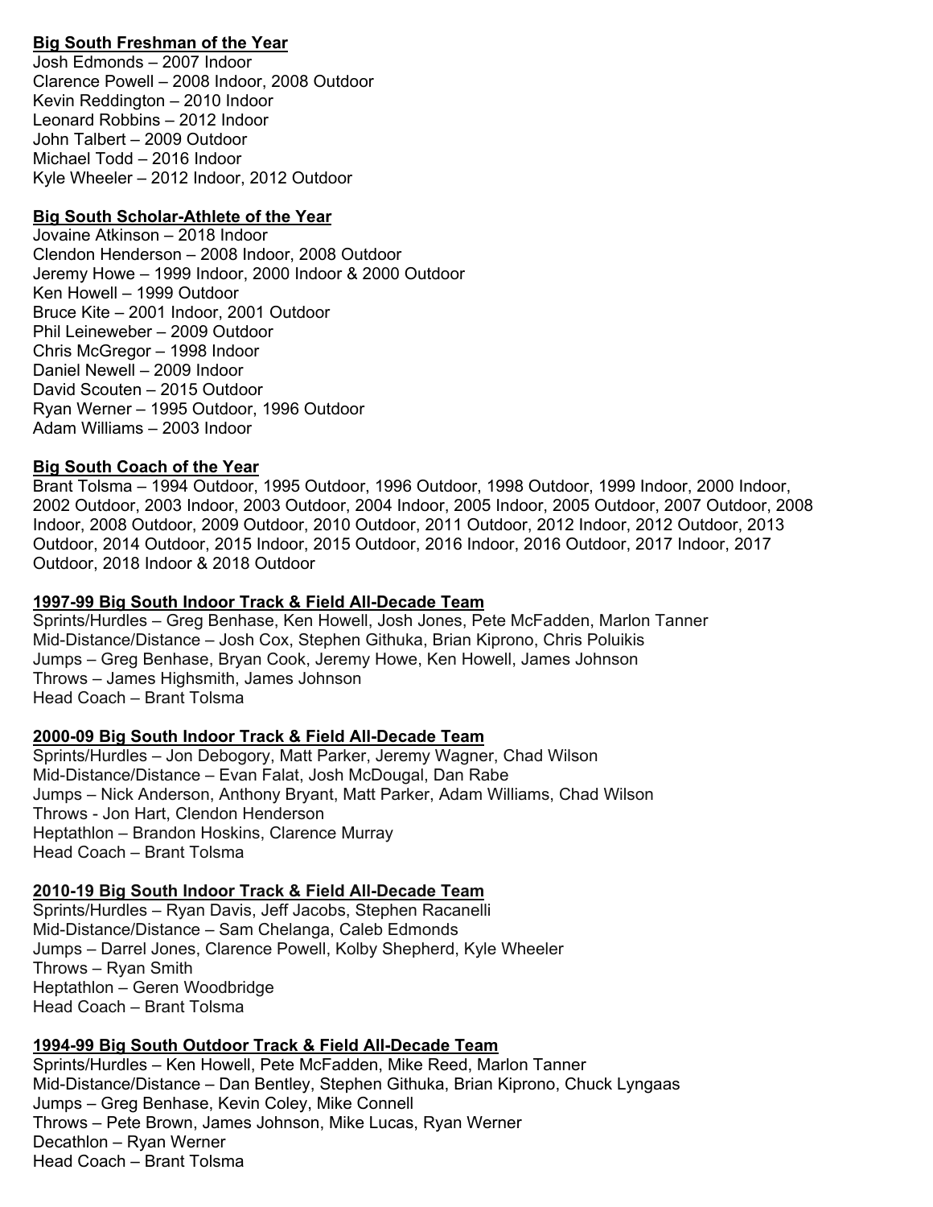**Big South Freshman of the Year**

Josh Edmonds – 2007 Indoor
Clarence Powell – 2008 Indoor, 2008 Outdoor
Kevin Reddington – 2010 Indoor
Leonard Robbins – 2012 Indoor
John Talbert – 2009 Outdoor
Michael Todd – 2016 Indoor
Kyle Wheeler – 2012 Indoor, 2012 Outdoor

**Big South Scholar-Athlete of the Year**

Jovaine Atkinson – 2018 Indoor
Clendon Henderson – 2008 Indoor, 2008 Outdoor
Jeremy Howe – 1999 Indoor, 2000 Indoor & 2000 Outdoor
Ken Howell – 1999 Outdoor
Bruce Kite – 2001 Indoor, 2001 Outdoor
Phil Leineweber – 2009 Outdoor
Chris McGregor – 1998 Indoor
Daniel Newell – 2009 Indoor
David Scouten – 2015 Outdoor
Ryan Werner – 1995 Outdoor, 1996 Outdoor
Adam Williams – 2003 Indoor

**Big South Coach of the Year**

Brant Tolsma – 1994 Outdoor, 1995 Outdoor, 1996 Outdoor, 1998 Outdoor, 1999 Indoor, 2000 Indoor, 2002 Outdoor, 2003 Indoor, 2003 Outdoor, 2004 Indoor, 2005 Indoor, 2005 Outdoor, 2007 Outdoor, 2008 Indoor, 2008 Outdoor, 2009 Outdoor, 2010 Outdoor, 2011 Outdoor, 2012 Indoor, 2012 Outdoor, 2013 Outdoor, 2014 Outdoor, 2015 Indoor, 2015 Outdoor, 2016 Indoor, 2016 Outdoor, 2017 Indoor, 2017 Outdoor, 2018 Indoor & 2018 Outdoor

**1997-99 Big South Indoor Track & Field All-Decade Team**

Sprints/Hurdles – Greg Benhase, Ken Howell, Josh Jones, Pete McFadden, Marlon Tanner
Mid-Distance/Distance – Josh Cox, Stephen Githuka, Brian Kiprono, Chris Poluikis
Jumps – Greg Benhase, Bryan Cook, Jeremy Howe, Ken Howell, James Johnson
Throws – James Highsmith, James Johnson
Head Coach – Brant Tolsma

**2000-09 Big South Indoor Track & Field All-Decade Team**

Sprints/Hurdles – Jon Debogory, Matt Parker, Jeremy Wagner, Chad Wilson
Mid-Distance/Distance – Evan Falat, Josh McDougal, Dan Rabe
Jumps – Nick Anderson, Anthony Bryant, Matt Parker, Adam Williams, Chad Wilson
Throws - Jon Hart, Clendon Henderson
Heptathlon – Brandon Hoskins, Clarence Murray
Head Coach – Brant Tolsma

**2010-19 Big South Indoor Track & Field All-Decade Team**

Sprints/Hurdles – Ryan Davis, Jeff Jacobs, Stephen Racanelli
Mid-Distance/Distance – Sam Chelanga, Caleb Edmonds
Jumps – Darrel Jones, Clarence Powell, Kolby Shepherd, Kyle Wheeler
Throws – Ryan Smith
Heptathlon – Geren Woodbridge
Head Coach – Brant Tolsma

**1994-99 Big South Outdoor Track & Field All-Decade Team**

Sprints/Hurdles – Ken Howell, Pete McFadden, Mike Reed, Marlon Tanner
Mid-Distance/Distance – Dan Bentley, Stephen Githuka, Brian Kiprono, Chuck Lyngaas
Jumps – Greg Benhase, Kevin Coley, Mike Connell
Throws – Pete Brown, James Johnson, Mike Lucas, Ryan Werner
Decathlon – Ryan Werner
Head Coach – Brant Tolsma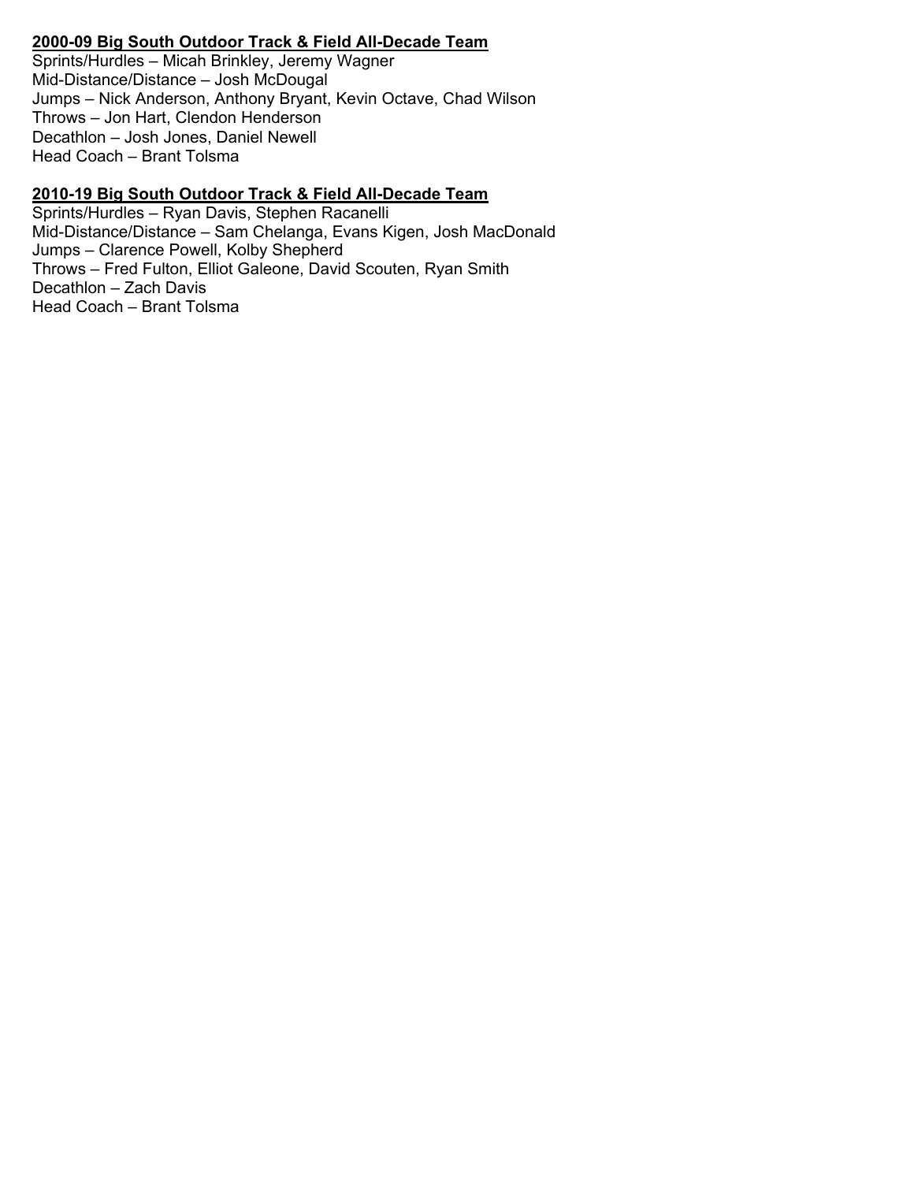## 2000-09 Big South Outdoor Track & Field All-Decade Team

Sprints/Hurdles – Micah Brinkley, Jeremy Wagner
Mid-Distance/Distance – Josh McDougal
Jumps – Nick Anderson, Anthony Bryant, Kevin Octave, Chad Wilson
Throws – Jon Hart, Clendon Henderson
Decathlon – Josh Jones, Daniel Newell
Head Coach – Brant Tolsma

## 2010-19 Big South Outdoor Track & Field All-Decade Team

Sprints/Hurdles – Ryan Davis, Stephen Racanelli
Mid-Distance/Distance – Sam Chelanga, Evans Kigen, Josh MacDonald
Jumps – Clarence Powell, Kolby Shepherd
Throws – Fred Fulton, Elliot Galeone, David Scouten, Ryan Smith
Decathlon – Zach Davis
Head Coach – Brant Tolsma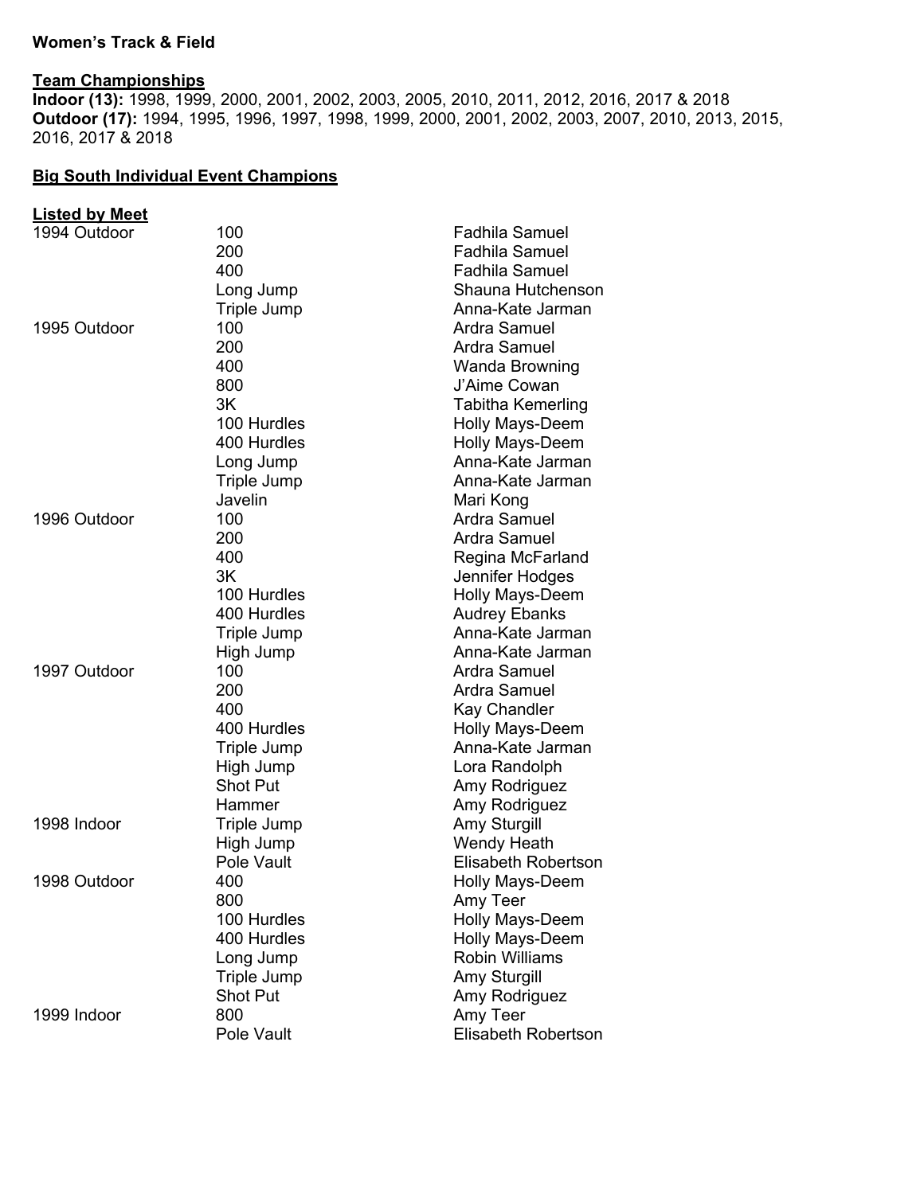**Women's Track & Field**

**Team Championships**

**Indoor (13):** 1998, 1999, 2000, 2001, 2002, 2003, 2005, 2010, 2011, 2012, 2016, 2017 & 2018
**Outdoor (17):** 1994, 1995, 1996, 1997, 1998, 1999, 2000, 2001, 2002, 2003, 2007, 2010, 2013, 2015, 2016, 2017 & 2018

**Big South Individual Event Champions**

**Listed by Meet**

| Meet | Event | Champion |
|---|---|---|
| 1994 Outdoor | 100 | Fadhila Samuel |
| | 200 | Fadhila Samuel |
| | 400 | Fadhila Samuel |
| | Long Jump | Shauna Hutchenson |
| | Triple Jump | Anna-Kate Jarman |
| 1995 Outdoor | 100 | Ardra Samuel |
| | 200 | Ardra Samuel |
| | 400 | Wanda Browning |
| | 800 | J'Aime Cowan |
| | 3K | Tabitha Kemerling |
| | 100 Hurdles | Holly Mays-Deem |
| | 400 Hurdles | Holly Mays-Deem |
| | Long Jump | Anna-Kate Jarman |
| | Triple Jump | Anna-Kate Jarman |
| | Javelin | Mari Kong |
| 1996 Outdoor | 100 | Ardra Samuel |
| | 200 | Ardra Samuel |
| | 400 | Regina McFarland |
| | 3K | Jennifer Hodges |
| | 100 Hurdles | Holly Mays-Deem |
| | 400 Hurdles | Audrey Ebanks |
| | Triple Jump | Anna-Kate Jarman |
| | High Jump | Anna-Kate Jarman |
| 1997 Outdoor | 100 | Ardra Samuel |
| | 200 | Ardra Samuel |
| | 400 | Kay Chandler |
| | 400 Hurdles | Holly Mays-Deem |
| | Triple Jump | Anna-Kate Jarman |
| | High Jump | Lora Randolph |
| | Shot Put | Amy Rodriguez |
| | Hammer | Amy Rodriguez |
| 1998 Indoor | Triple Jump | Amy Sturgill |
| | High Jump | Wendy Heath |
| | Pole Vault | Elisabeth Robertson |
| 1998 Outdoor | 400 | Holly Mays-Deem |
| | 800 | Amy Teer |
| | 100 Hurdles | Holly Mays-Deem |
| | 400 Hurdles | Holly Mays-Deem |
| | Long Jump | Robin Williams |
| | Triple Jump | Amy Sturgill |
| | Shot Put | Amy Rodriguez |
| 1999 Indoor | 800 | Amy Teer |
| | Pole Vault | Elisabeth Robertson |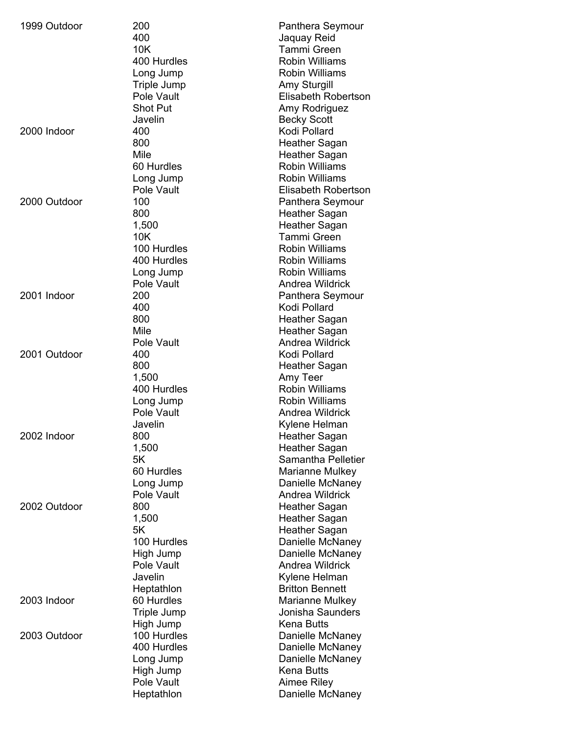| | | |
|---|---|---|
| 1999 Outdoor | 200 | Panthera Seymour |
| | 400 | Jaquay Reid |
| | 10K | Tammi Green |
| | 400 Hurdles | Robin Williams |
| | Long Jump | Robin Williams |
| | Triple Jump | Amy Sturgill |
| | Pole Vault | Elisabeth Robertson |
| | Shot Put | Amy Rodriguez |
| | Javelin | Becky Scott |
| 2000 Indoor | 400 | Kodi Pollard |
| | 800 | Heather Sagan |
| | Mile | Heather Sagan |
| | 60 Hurdles | Robin Williams |
| | Long Jump | Robin Williams |
| | Pole Vault | Elisabeth Robertson |
| 2000 Outdoor | 100 | Panthera Seymour |
| | 800 | Heather Sagan |
| | 1,500 | Heather Sagan |
| | 10K | Tammi Green |
| | 100 Hurdles | Robin Williams |
| | 400 Hurdles | Robin Williams |
| | Long Jump | Robin Williams |
| | Pole Vault | Andrea Wildrick |
| 2001 Indoor | 200 | Panthera Seymour |
| | 400 | Kodi Pollard |
| | 800 | Heather Sagan |
| | Mile | Heather Sagan |
| | Pole Vault | Andrea Wildrick |
| 2001 Outdoor | 400 | Kodi Pollard |
| | 800 | Heather Sagan |
| | 1,500 | Amy Teer |
| | 400 Hurdles | Robin Williams |
| | Long Jump | Robin Williams |
| | Pole Vault | Andrea Wildrick |
| | Javelin | Kylene Helman |
| 2002 Indoor | 800 | Heather Sagan |
| | 1,500 | Heather Sagan |
| | 5K | Samantha Pelletier |
| | 60 Hurdles | Marianne Mulkey |
| | Long Jump | Danielle McNaney |
| | Pole Vault | Andrea Wildrick |
| 2002 Outdoor | 800 | Heather Sagan |
| | 1,500 | Heather Sagan |
| | 5K | Heather Sagan |
| | 100 Hurdles | Danielle McNaney |
| | High Jump | Danielle McNaney |
| | Pole Vault | Andrea Wildrick |
| | Javelin | Kylene Helman |
| | Heptathlon | Britton Bennett |
| 2003 Indoor | 60 Hurdles | Marianne Mulkey |
| | Triple Jump | Jonisha Saunders |
| | High Jump | Kena Butts |
| 2003 Outdoor | 100 Hurdles | Danielle McNaney |
| | 400 Hurdles | Danielle McNaney |
| | Long Jump | Danielle McNaney |
| | High Jump | Kena Butts |
| | Pole Vault | Aimee Riley |
| | Heptathlon | Danielle McNaney |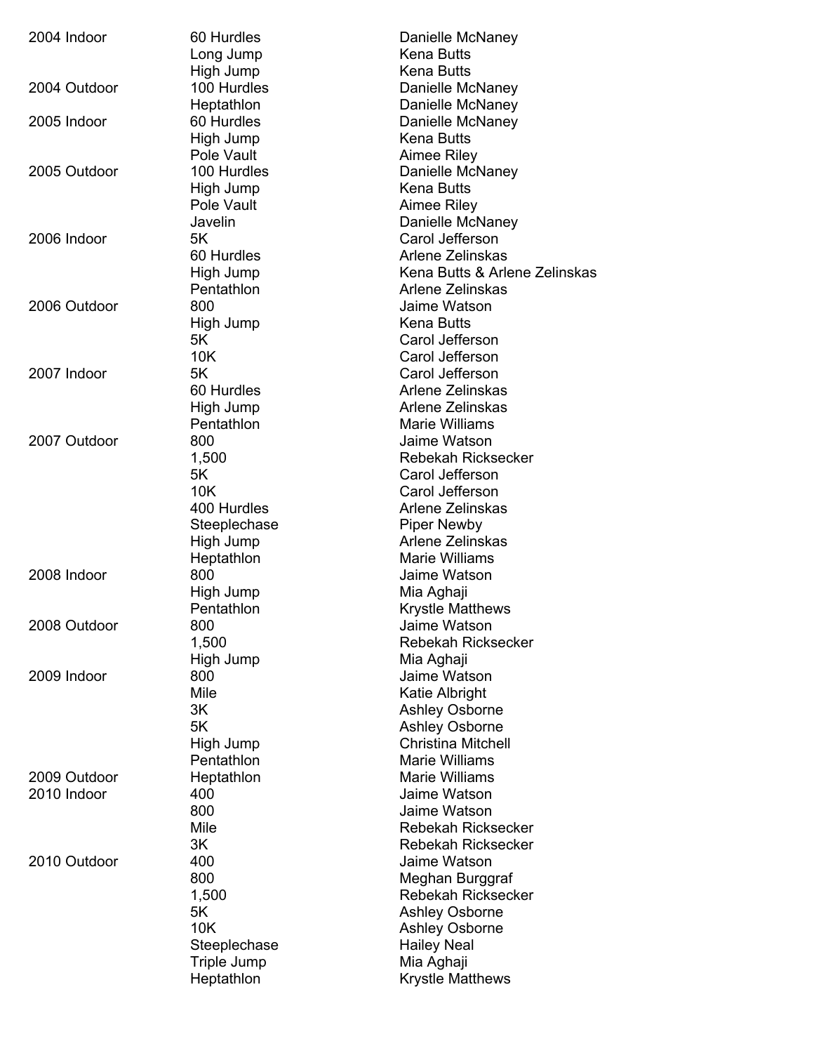| | | |
|---|---|---|
| 2004 Indoor | 60 Hurdles | Danielle McNaney |
| | Long Jump | Kena Butts |
| | High Jump | Kena Butts |
| 2004 Outdoor | 100 Hurdles | Danielle McNaney |
| | Heptathlon | Danielle McNaney |
| 2005 Indoor | 60 Hurdles | Danielle McNaney |
| | High Jump | Kena Butts |
| | Pole Vault | Aimee Riley |
| 2005 Outdoor | 100 Hurdles | Danielle McNaney |
| | High Jump | Kena Butts |
| | Pole Vault | Aimee Riley |
| | Javelin | Danielle McNaney |
| 2006 Indoor | 5K | Carol Jefferson |
| | 60 Hurdles | Arlene Zelinskas |
| | High Jump | Kena Butts & Arlene Zelinskas |
| | Pentathlon | Arlene Zelinskas |
| 2006 Outdoor | 800 | Jaime Watson |
| | High Jump | Kena Butts |
| | 5K | Carol Jefferson |
| | 10K | Carol Jefferson |
| 2007 Indoor | 5K | Carol Jefferson |
| | 60 Hurdles | Arlene Zelinskas |
| | High Jump | Arlene Zelinskas |
| | Pentathlon | Marie Williams |
| 2007 Outdoor | 800 | Jaime Watson |
| | 1,500 | Rebekah Ricksecker |
| | 5K | Carol Jefferson |
| | 10K | Carol Jefferson |
| | 400 Hurdles | Arlene Zelinskas |
| | Steeplechase | Piper Newby |
| | High Jump | Arlene Zelinskas |
| | Heptathlon | Marie Williams |
| 2008 Indoor | 800 | Jaime Watson |
| | High Jump | Mia Aghaji |
| | Pentathlon | Krystle Matthews |
| 2008 Outdoor | 800 | Jaime Watson |
| | 1,500 | Rebekah Ricksecker |
| | High Jump | Mia Aghaji |
| 2009 Indoor | 800 | Jaime Watson |
| | Mile | Katie Albright |
| | 3K | Ashley Osborne |
| | 5K | Ashley Osborne |
| | High Jump | Christina Mitchell |
| | Pentathlon | Marie Williams |
| 2009 Outdoor | Heptathlon | Marie Williams |
| 2010 Indoor | 400 | Jaime Watson |
| | 800 | Jaime Watson |
| | Mile | Rebekah Ricksecker |
| | 3K | Rebekah Ricksecker |
| 2010 Outdoor | 400 | Jaime Watson |
| | 800 | Meghan Burggraf |
| | 1,500 | Rebekah Ricksecker |
| | 5K | Ashley Osborne |
| | 10K | Ashley Osborne |
| | Steeplechase | Hailey Neal |
| | Triple Jump | Mia Aghaji |
| | Heptathlon | Krystle Matthews |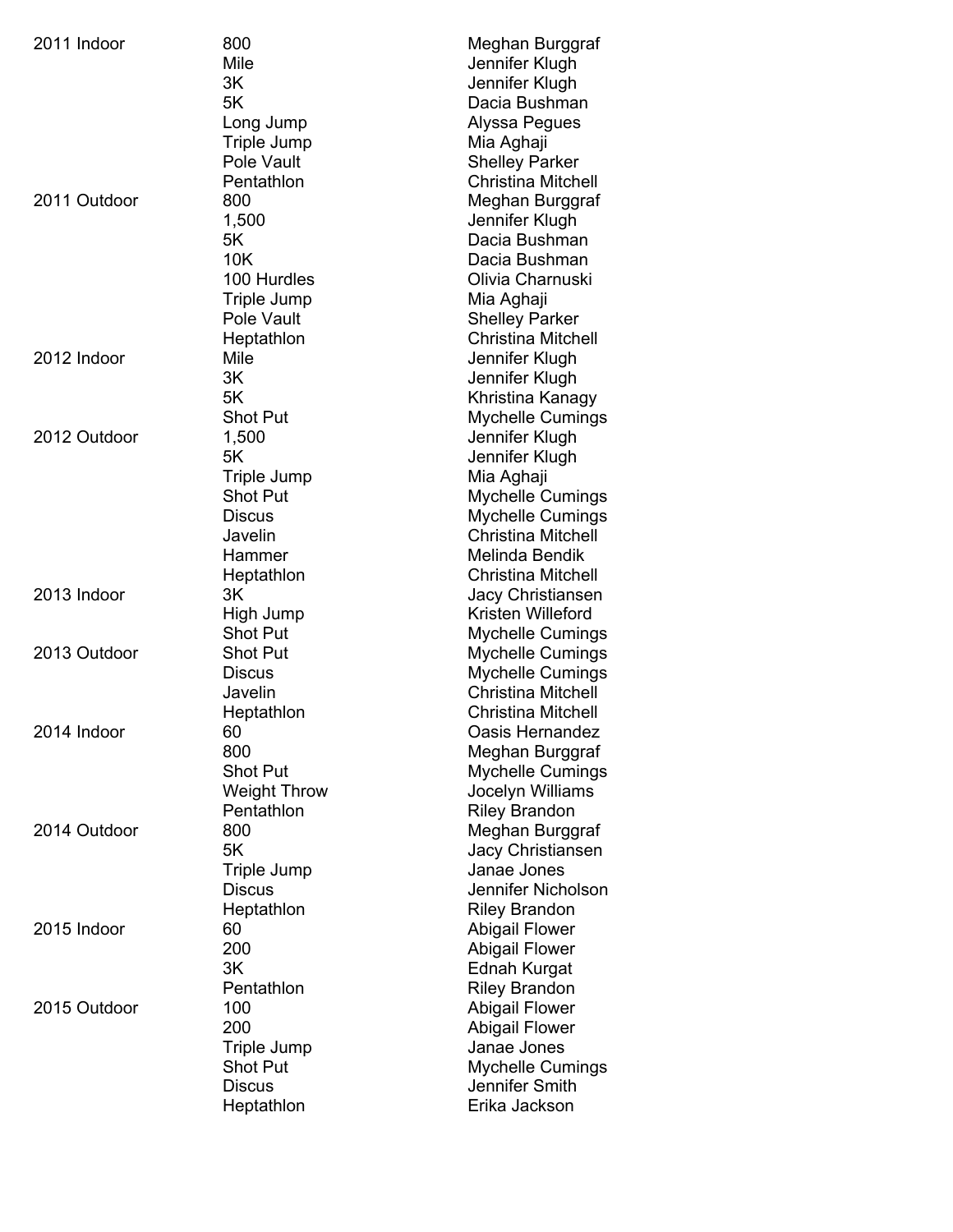| | | |
|---|---|---|
| 2011 Indoor | 800 | Meghan Burggraf |
| | Mile | Jennifer Klugh |
| | 3K | Jennifer Klugh |
| | 5K | Dacia Bushman |
| | Long Jump | Alyssa Pegues |
| | Triple Jump | Mia Aghaji |
| | Pole Vault | Shelley Parker |
| | Pentathlon | Christina Mitchell |
| 2011 Outdoor | 800 | Meghan Burggraf |
| | 1,500 | Jennifer Klugh |
| | 5K | Dacia Bushman |
| | 10K | Dacia Bushman |
| | 100 Hurdles | Olivia Charnuski |
| | Triple Jump | Mia Aghaji |
| | Pole Vault | Shelley Parker |
| | Heptathlon | Christina Mitchell |
| 2012 Indoor | Mile | Jennifer Klugh |
| | 3K | Jennifer Klugh |
| | 5K | Khristina Kanagy |
| | Shot Put | Mychelle Cumings |
| 2012 Outdoor | 1,500 | Jennifer Klugh |
| | 5K | Jennifer Klugh |
| | Triple Jump | Mia Aghaji |
| | Shot Put | Mychelle Cumings |
| | Discus | Mychelle Cumings |
| | Javelin | Christina Mitchell |
| | Hammer | Melinda Bendik |
| | Heptathlon | Christina Mitchell |
| 2013 Indoor | 3K | Jacy Christiansen |
| | High Jump | Kristen Willeford |
| | Shot Put | Mychelle Cumings |
| 2013 Outdoor | Shot Put | Mychelle Cumings |
| | Discus | Mychelle Cumings |
| | Javelin | Christina Mitchell |
| | Heptathlon | Christina Mitchell |
| 2014 Indoor | 60 | Oasis Hernandez |
| | 800 | Meghan Burggraf |
| | Shot Put | Mychelle Cumings |
| | Weight Throw | Jocelyn Williams |
| | Pentathlon | Riley Brandon |
| 2014 Outdoor | 800 | Meghan Burggraf |
| | 5K | Jacy Christiansen |
| | Triple Jump | Janae Jones |
| | Discus | Jennifer Nicholson |
| | Heptathlon | Riley Brandon |
| 2015 Indoor | 60 | Abigail Flower |
| | 200 | Abigail Flower |
| | 3K | Ednah Kurgat |
| | Pentathlon | Riley Brandon |
| 2015 Outdoor | 100 | Abigail Flower |
| | 200 | Abigail Flower |
| | Triple Jump | Janae Jones |
| | Shot Put | Mychelle Cumings |
| | Discus | Jennifer Smith |
| | Heptathlon | Erika Jackson |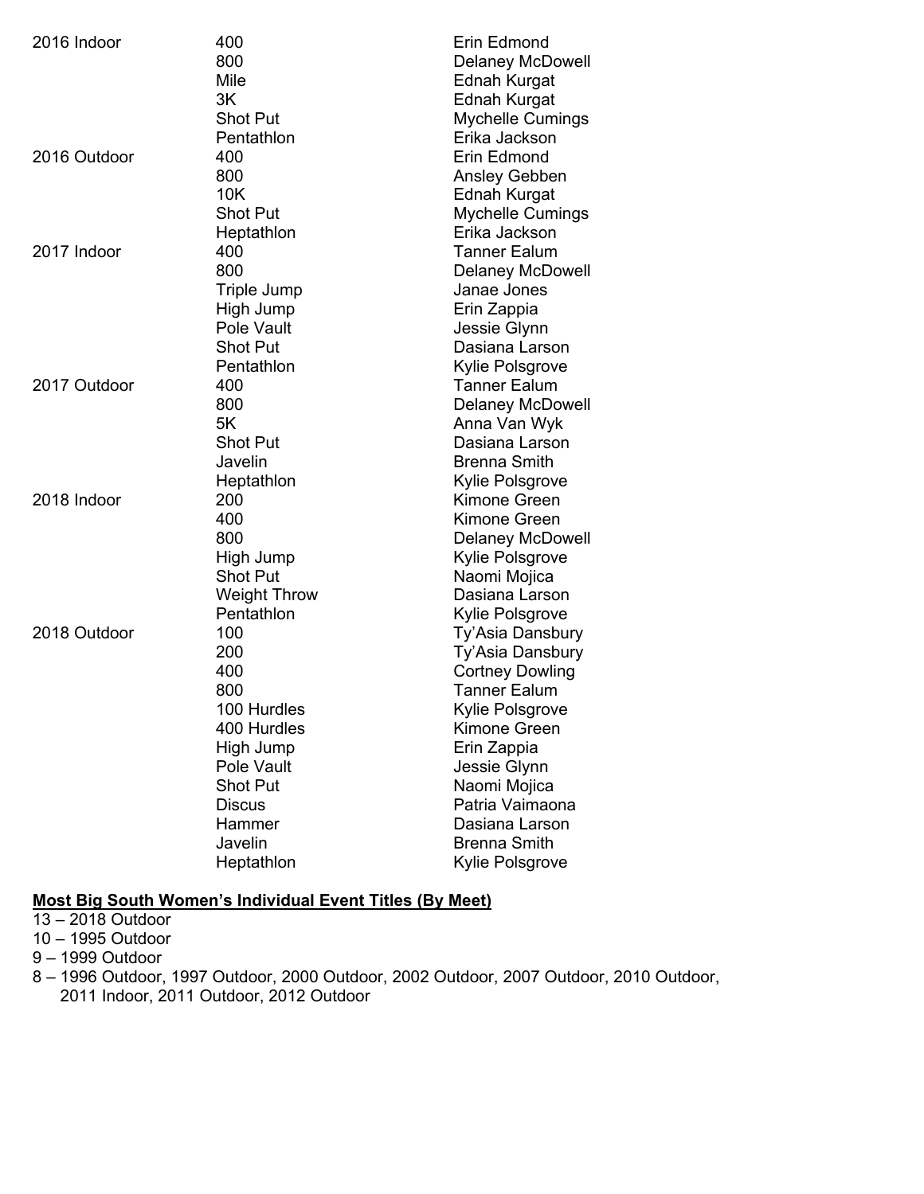| | | |
|---|---|---|
| 2016 Indoor | 400 | Erin Edmond |
| | 800 | Delaney McDowell |
| | Mile | Ednah Kurgat |
| | 3K | Ednah Kurgat |
| | Shot Put | Mychelle Cumings |
| | Pentathlon | Erika Jackson |
| 2016 Outdoor | 400 | Erin Edmond |
| | 800 | Ansley Gebben |
| | 10K | Ednah Kurgat |
| | Shot Put | Mychelle Cumings |
| | Heptathlon | Erika Jackson |
| 2017 Indoor | 400 | Tanner Ealum |
| | 800 | Delaney McDowell |
| | Triple Jump | Janae Jones |
| | High Jump | Erin Zappia |
| | Pole Vault | Jessie Glynn |
| | Shot Put | Dasiana Larson |
| | Pentathlon | Kylie Polsgrove |
| 2017 Outdoor | 400 | Tanner Ealum |
| | 800 | Delaney McDowell |
| | 5K | Anna Van Wyk |
| | Shot Put | Dasiana Larson |
| | Javelin | Brenna Smith |
| | Heptathlon | Kylie Polsgrove |
| 2018 Indoor | 200 | Kimone Green |
| | 400 | Kimone Green |
| | 800 | Delaney McDowell |
| | High Jump | Kylie Polsgrove |
| | Shot Put | Naomi Mojica |
| | Weight Throw | Dasiana Larson |
| | Pentathlon | Kylie Polsgrove |
| 2018 Outdoor | 100 | Ty'Asia Dansbury |
| | 200 | Ty'Asia Dansbury |
| | 400 | Cortney Dowling |
| | 800 | Tanner Ealum |
| | 100 Hurdles | Kylie Polsgrove |
| | 400 Hurdles | Kimone Green |
| | High Jump | Erin Zappia |
| | Pole Vault | Jessie Glynn |
| | Shot Put | Naomi Mojica |
| | Discus | Patria Vaimaona |
| | Hammer | Dasiana Larson |
| | Javelin | Brenna Smith |
| | Heptathlon | Kylie Polsgrove |

**Most Big South Women's Individual Event Titles (By Meet)**

13 – 2018 Outdoor
10 – 1995 Outdoor
9 – 1999 Outdoor
8 – 1996 Outdoor, 1997 Outdoor, 2000 Outdoor, 2002 Outdoor, 2007 Outdoor, 2010 Outdoor, 2011 Indoor, 2011 Outdoor, 2012 Outdoor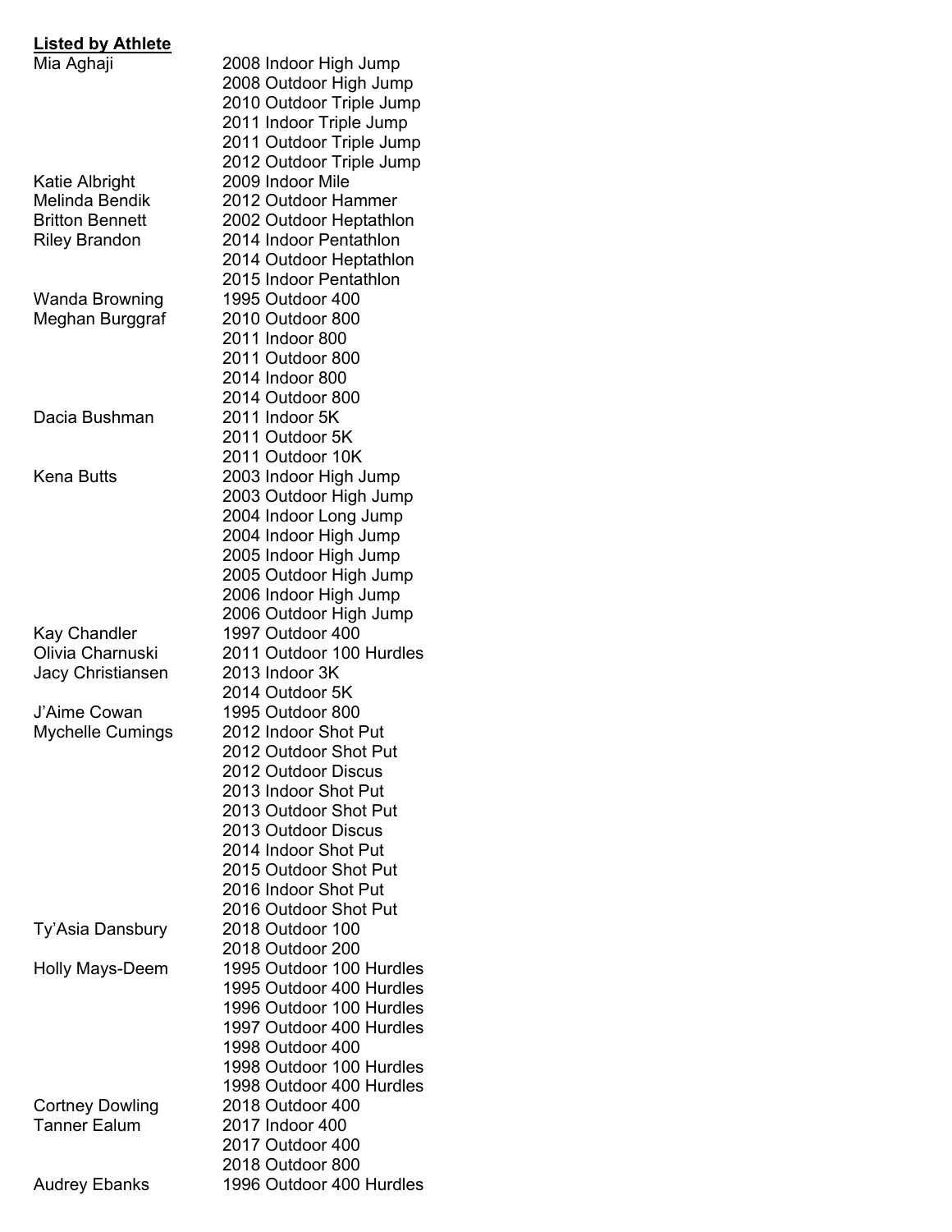**<u>Listed by Athlete</u>**

| Athlete | Event |
|---|---|
| Mia Aghaji | 2008 Indoor High Jump |
| | 2008 Outdoor High Jump |
| | 2010 Outdoor Triple Jump |
| | 2011 Indoor Triple Jump |
| | 2011 Outdoor Triple Jump |
| | 2012 Outdoor Triple Jump |
| Katie Albright | 2009 Indoor Mile |
| Melinda Bendik | 2012 Outdoor Hammer |
| Britton Bennett | 2002 Outdoor Heptathlon |
| Riley Brandon | 2014 Indoor Pentathlon |
| | 2014 Outdoor Heptathlon |
| | 2015 Indoor Pentathlon |
| Wanda Browning | 1995 Outdoor 400 |
| Meghan Burggraf | 2010 Outdoor 800 |
| | 2011 Indoor 800 |
| | 2011 Outdoor 800 |
| | 2014 Indoor 800 |
| | 2014 Outdoor 800 |
| Dacia Bushman | 2011 Indoor 5K |
| | 2011 Outdoor 5K |
| | 2011 Outdoor 10K |
| Kena Butts | 2003 Indoor High Jump |
| | 2003 Outdoor High Jump |
| | 2004 Indoor Long Jump |
| | 2004 Indoor High Jump |
| | 2005 Indoor High Jump |
| | 2005 Outdoor High Jump |
| | 2006 Indoor High Jump |
| | 2006 Outdoor High Jump |
| Kay Chandler | 1997 Outdoor 400 |
| Olivia Charnuski | 2011 Outdoor 100 Hurdles |
| Jacy Christiansen | 2013 Indoor 3K |
| | 2014 Outdoor 5K |
| J'Aime Cowan | 1995 Outdoor 800 |
| Mychelle Cumings | 2012 Indoor Shot Put |
| | 2012 Outdoor Shot Put |
| | 2012 Outdoor Discus |
| | 2013 Indoor Shot Put |
| | 2013 Outdoor Shot Put |
| | 2013 Outdoor Discus |
| | 2014 Indoor Shot Put |
| | 2015 Outdoor Shot Put |
| | 2016 Indoor Shot Put |
| | 2016 Outdoor Shot Put |
| Ty'Asia Dansbury | 2018 Outdoor 100 |
| | 2018 Outdoor 200 |
| Holly Mays-Deem | 1995 Outdoor 100 Hurdles |
| | 1995 Outdoor 400 Hurdles |
| | 1996 Outdoor 100 Hurdles |
| | 1997 Outdoor 400 Hurdles |
| | 1998 Outdoor 400 |
| | 1998 Outdoor 100 Hurdles |
| | 1998 Outdoor 400 Hurdles |
| Cortney Dowling | 2018 Outdoor 400 |
| Tanner Ealum | 2017 Indoor 400 |
| | 2017 Outdoor 400 |
| | 2018 Outdoor 800 |
| Audrey Ebanks | 1996 Outdoor 400 Hurdles |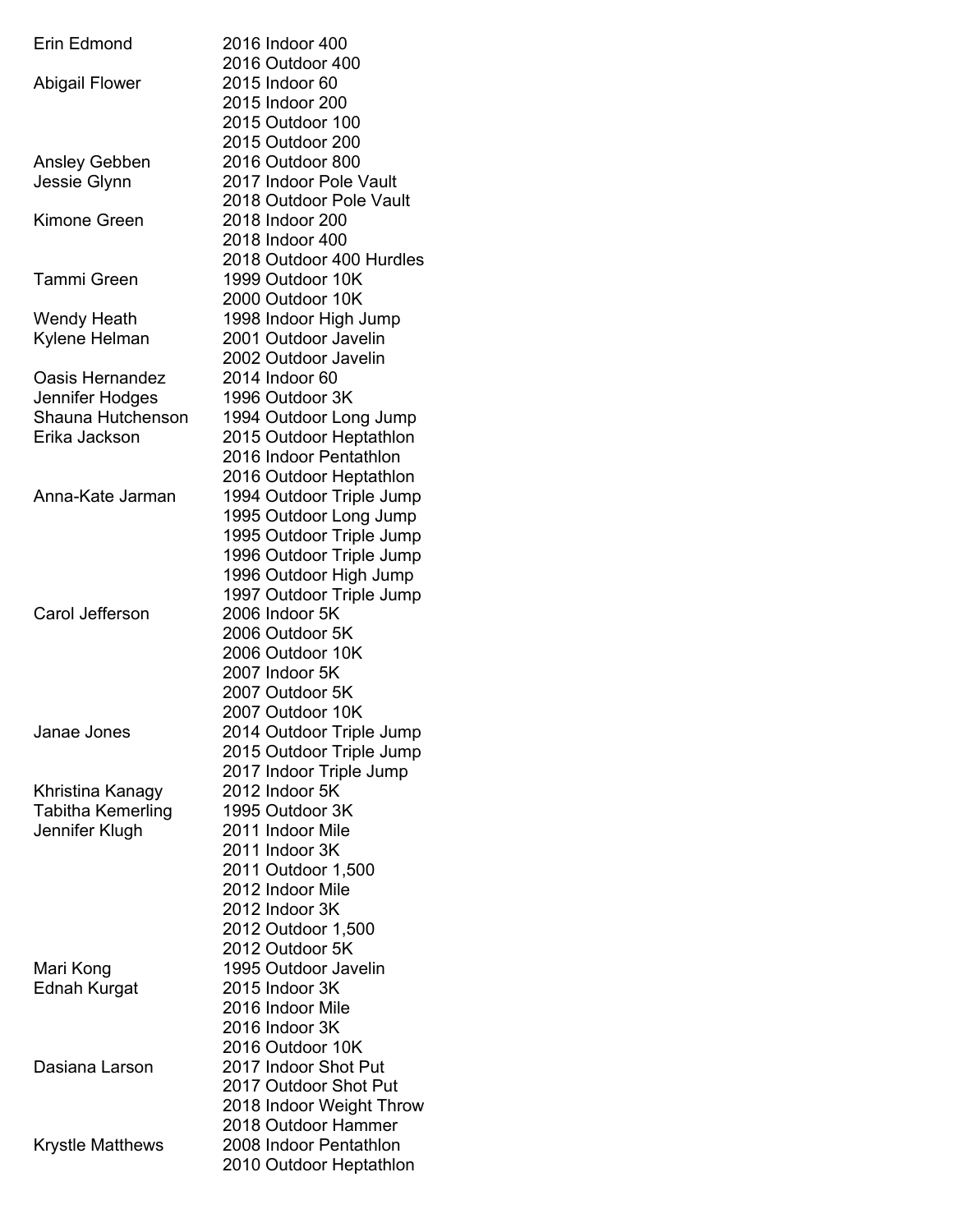| | |
|---|---|
| Erin Edmond | 2016 Indoor 400 |
| | 2016 Outdoor 400 |
| Abigail Flower | 2015 Indoor 60 |
| | 2015 Indoor 200 |
| | 2015 Outdoor 100 |
| | 2015 Outdoor 200 |
| Ansley Gebben | 2016 Outdoor 800 |
| Jessie Glynn | 2017 Indoor Pole Vault |
| | 2018 Outdoor Pole Vault |
| Kimone Green | 2018 Indoor 200 |
| | 2018 Indoor 400 |
| | 2018 Outdoor 400 Hurdles |
| Tammi Green | 1999 Outdoor 10K |
| | 2000 Outdoor 10K |
| Wendy Heath | 1998 Indoor High Jump |
| Kylene Helman | 2001 Outdoor Javelin |
| | 2002 Outdoor Javelin |
| Oasis Hernandez | 2014 Indoor 60 |
| Jennifer Hodges | 1996 Outdoor 3K |
| Shauna Hutchenson | 1994 Outdoor Long Jump |
| Erika Jackson | 2015 Outdoor Heptathlon |
| | 2016 Indoor Pentathlon |
| | 2016 Outdoor Heptathlon |
| Anna-Kate Jarman | 1994 Outdoor Triple Jump |
| | 1995 Outdoor Long Jump |
| | 1995 Outdoor Triple Jump |
| | 1996 Outdoor Triple Jump |
| | 1996 Outdoor High Jump |
| | 1997 Outdoor Triple Jump |
| Carol Jefferson | 2006 Indoor 5K |
| | 2006 Outdoor 5K |
| | 2006 Outdoor 10K |
| | 2007 Indoor 5K |
| | 2007 Outdoor 5K |
| | 2007 Outdoor 10K |
| Janae Jones | 2014 Outdoor Triple Jump |
| | 2015 Outdoor Triple Jump |
| | 2017 Indoor Triple Jump |
| Khristina Kanagy | 2012 Indoor 5K |
| Tabitha Kemerling | 1995 Outdoor 3K |
| Jennifer Klugh | 2011 Indoor Mile |
| | 2011 Indoor 3K |
| | 2011 Outdoor 1,500 |
| | 2012 Indoor Mile |
| | 2012 Indoor 3K |
| | 2012 Outdoor 1,500 |
| | 2012 Outdoor 5K |
| Mari Kong | 1995 Outdoor Javelin |
| Ednah Kurgat | 2015 Indoor 3K |
| | 2016 Indoor Mile |
| | 2016 Indoor 3K |
| | 2016 Outdoor 10K |
| Dasiana Larson | 2017 Indoor Shot Put |
| | 2017 Outdoor Shot Put |
| | 2018 Indoor Weight Throw |
| | 2018 Outdoor Hammer |
| Krystle Matthews | 2008 Indoor Pentathlon |
| | 2010 Outdoor Heptathlon |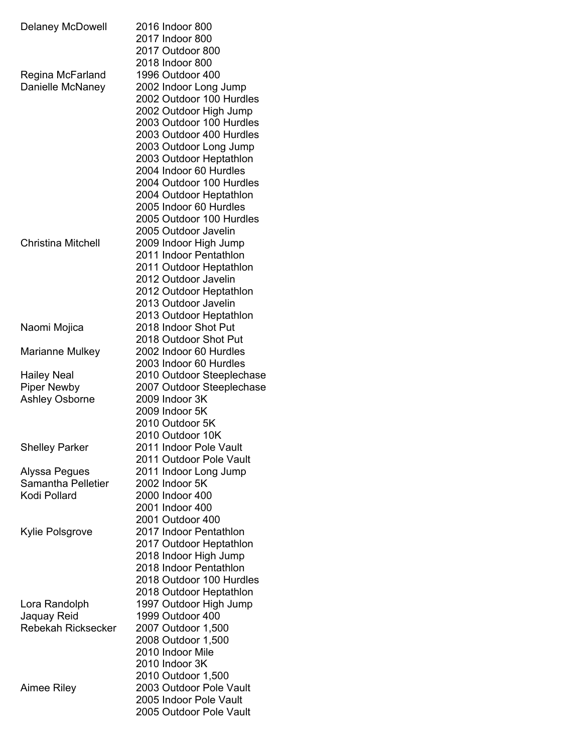| | |
|---|---|
| Delaney McDowell | 2016 Indoor 800 |
| | 2017 Indoor 800 |
| | 2017 Outdoor 800 |
| | 2018 Indoor 800 |
| Regina McFarland | 1996 Outdoor 400 |
| Danielle McNaney | 2002 Indoor Long Jump |
| | 2002 Outdoor 100 Hurdles |
| | 2002 Outdoor High Jump |
| | 2003 Outdoor 100 Hurdles |
| | 2003 Outdoor 400 Hurdles |
| | 2003 Outdoor Long Jump |
| | 2003 Outdoor Heptathlon |
| | 2004 Indoor 60 Hurdles |
| | 2004 Outdoor 100 Hurdles |
| | 2004 Outdoor Heptathlon |
| | 2005 Indoor 60 Hurdles |
| | 2005 Outdoor 100 Hurdles |
| | 2005 Outdoor Javelin |
| Christina Mitchell | 2009 Indoor High Jump |
| | 2011 Indoor Pentathlon |
| | 2011 Outdoor Heptathlon |
| | 2012 Outdoor Javelin |
| | 2012 Outdoor Heptathlon |
| | 2013 Outdoor Javelin |
| | 2013 Outdoor Heptathlon |
| Naomi Mojica | 2018 Indoor Shot Put |
| | 2018 Outdoor Shot Put |
| Marianne Mulkey | 2002 Indoor 60 Hurdles |
| | 2003 Indoor 60 Hurdles |
| Hailey Neal | 2010 Outdoor Steeplechase |
| Piper Newby | 2007 Outdoor Steeplechase |
| Ashley Osborne | 2009 Indoor 3K |
| | 2009 Indoor 5K |
| | 2010 Outdoor 5K |
| | 2010 Outdoor 10K |
| Shelley Parker | 2011 Indoor Pole Vault |
| | 2011 Outdoor Pole Vault |
| Alyssa Pegues | 2011 Indoor Long Jump |
| Samantha Pelletier | 2002 Indoor 5K |
| Kodi Pollard | 2000 Indoor 400 |
| | 2001 Indoor 400 |
| | 2001 Outdoor 400 |
| Kylie Polsgrove | 2017 Indoor Pentathlon |
| | 2017 Outdoor Heptathlon |
| | 2018 Indoor High Jump |
| | 2018 Indoor Pentathlon |
| | 2018 Outdoor 100 Hurdles |
| | 2018 Outdoor Heptathlon |
| Lora Randolph | 1997 Outdoor High Jump |
| Jaquay Reid | 1999 Outdoor 400 |
| Rebekah Ricksecker | 2007 Outdoor 1,500 |
| | 2008 Outdoor 1,500 |
| | 2010 Indoor Mile |
| | 2010 Indoor 3K |
| | 2010 Outdoor 1,500 |
| Aimee Riley | 2003 Outdoor Pole Vault |
| | 2005 Indoor Pole Vault |
| | 2005 Outdoor Pole Vault |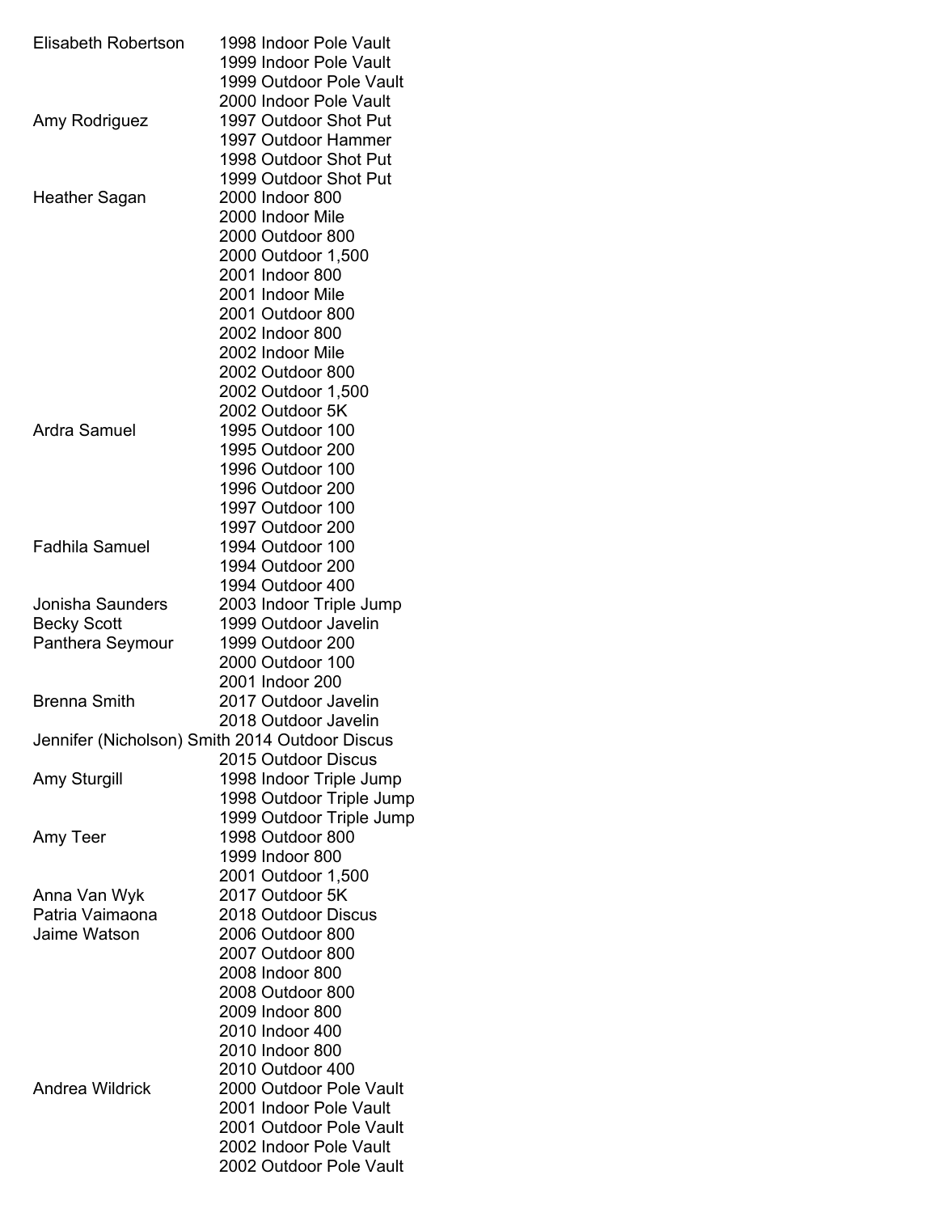| Name | Event |
| --- | --- |
| Elisabeth Robertson | 1998 Indoor Pole Vault |
| | 1999 Indoor Pole Vault |
| | 1999 Outdoor Pole Vault |
| | 2000 Indoor Pole Vault |
| Amy Rodriguez | 1997 Outdoor Shot Put |
| | 1997 Outdoor Hammer |
| | 1998 Outdoor Shot Put |
| | 1999 Outdoor Shot Put |
| Heather Sagan | 2000 Indoor 800 |
| | 2000 Indoor Mile |
| | 2000 Outdoor 800 |
| | 2000 Outdoor 1,500 |
| | 2001 Indoor 800 |
| | 2001 Indoor Mile |
| | 2001 Outdoor 800 |
| | 2002 Indoor 800 |
| | 2002 Indoor Mile |
| | 2002 Outdoor 800 |
| | 2002 Outdoor 1,500 |
| | 2002 Outdoor 5K |
| Ardra Samuel | 1995 Outdoor 100 |
| | 1995 Outdoor 200 |
| | 1996 Outdoor 100 |
| | 1996 Outdoor 200 |
| | 1997 Outdoor 100 |
| | 1997 Outdoor 200 |
| Fadhila Samuel | 1994 Outdoor 100 |
| | 1994 Outdoor 200 |
| | 1994 Outdoor 400 |
| Jonisha Saunders | 2003 Indoor Triple Jump |
| Becky Scott | 1999 Outdoor Javelin |
| Panthera Seymour | 1999 Outdoor 200 |
| | 2000 Outdoor 100 |
| | 2001 Indoor 200 |
| Brenna Smith | 2017 Outdoor Javelin |
| | 2018 Outdoor Javelin |
| Jennifer (Nicholson) Smith | 2014 Outdoor Discus |
| | 2015 Outdoor Discus |
| Amy Sturgill | 1998 Indoor Triple Jump |
| | 1998 Outdoor Triple Jump |
| | 1999 Outdoor Triple Jump |
| Amy Teer | 1998 Outdoor 800 |
| | 1999 Indoor 800 |
| | 2001 Outdoor 1,500 |
| Anna Van Wyk | 2017 Outdoor 5K |
| Patria Vaimaona | 2018 Outdoor Discus |
| Jaime Watson | 2006 Outdoor 800 |
| | 2007 Outdoor 800 |
| | 2008 Indoor 800 |
| | 2008 Outdoor 800 |
| | 2009 Indoor 800 |
| | 2010 Indoor 400 |
| | 2010 Indoor 800 |
| | 2010 Outdoor 400 |
| Andrea Wildrick | 2000 Outdoor Pole Vault |
| | 2001 Indoor Pole Vault |
| | 2001 Outdoor Pole Vault |
| | 2002 Indoor Pole Vault |
| | 2002 Outdoor Pole Vault |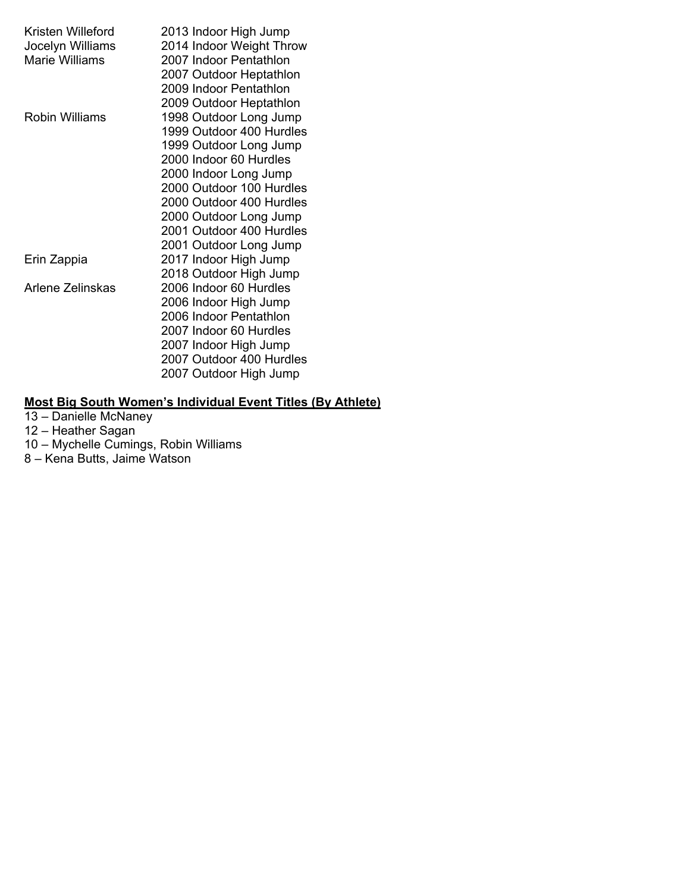| | |
|---|---|
| Kristen Willeford | 2013 Indoor High Jump |
| Jocelyn Williams | 2014 Indoor Weight Throw |
| Marie Williams | 2007 Indoor Pentathlon |
| | 2007 Outdoor Heptathlon |
| | 2009 Indoor Pentathlon |
| | 2009 Outdoor Heptathlon |
| Robin Williams | 1998 Outdoor Long Jump |
| | 1999 Outdoor 400 Hurdles |
| | 1999 Outdoor Long Jump |
| | 2000 Indoor 60 Hurdles |
| | 2000 Indoor Long Jump |
| | 2000 Outdoor 100 Hurdles |
| | 2000 Outdoor 400 Hurdles |
| | 2000 Outdoor Long Jump |
| | 2001 Outdoor 400 Hurdles |
| | 2001 Outdoor Long Jump |
| Erin Zappia | 2017 Indoor High Jump |
| | 2018 Outdoor High Jump |
| Arlene Zelinskas | 2006 Indoor 60 Hurdles |
| | 2006 Indoor High Jump |
| | 2006 Indoor Pentathlon |
| | 2007 Indoor 60 Hurdles |
| | 2007 Indoor High Jump |
| | 2007 Outdoor 400 Hurdles |
| | 2007 Outdoor High Jump |

**Most Big South Women's Individual Event Titles (By Athlete)**

13 – Danielle McNaney
12 – Heather Sagan
10 – Mychelle Cumings, Robin Williams
8 – Kena Butts, Jaime Watson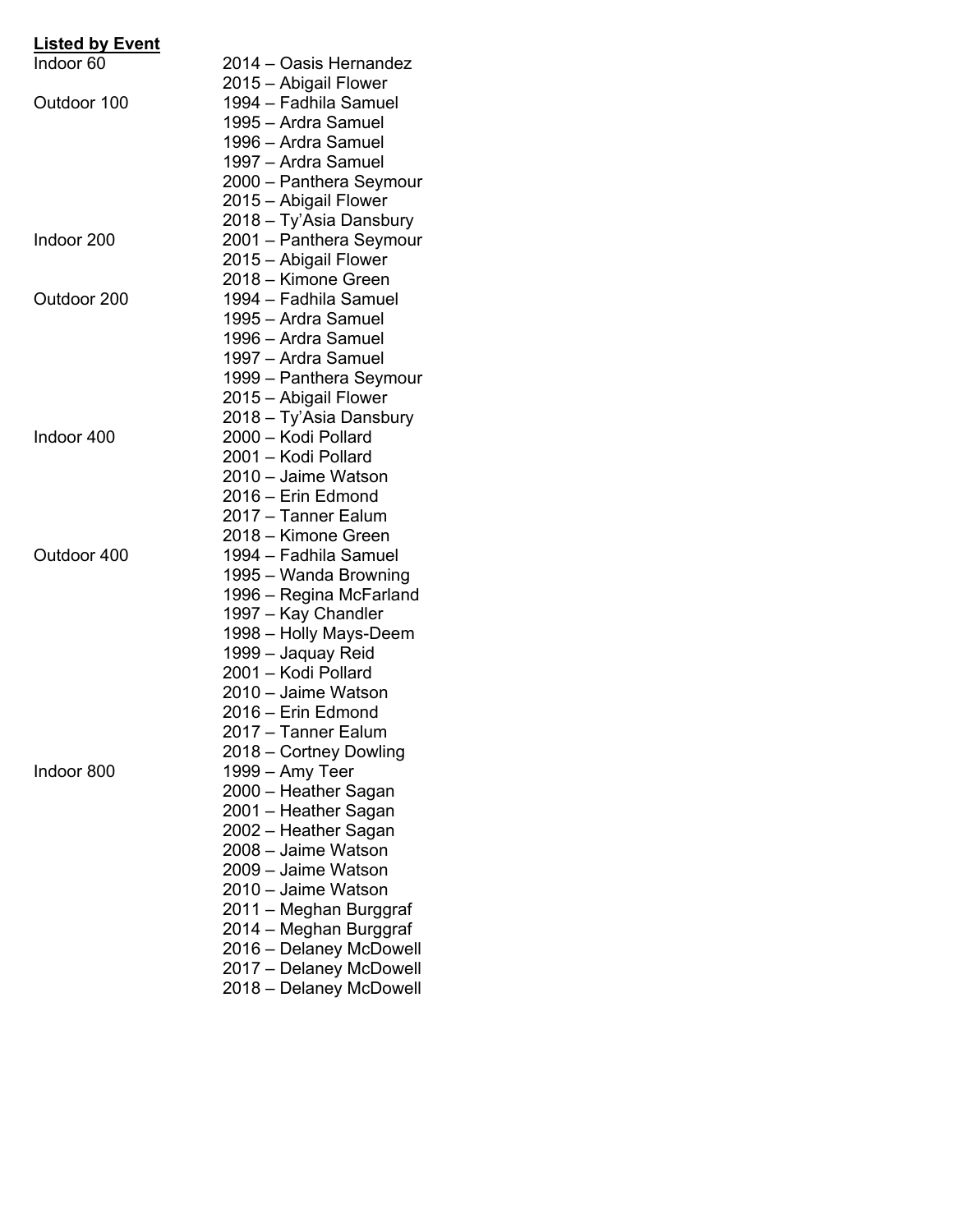**Listed by Event**

| | |
|---|---|
| Indoor 60 | 2014 – Oasis Hernandez |
| | 2015 – Abigail Flower |
| Outdoor 100 | 1994 – Fadhila Samuel |
| | 1995 – Ardra Samuel |
| | 1996 – Ardra Samuel |
| | 1997 – Ardra Samuel |
| | 2000 – Panthera Seymour |
| | 2015 – Abigail Flower |
| | 2018 – Ty'Asia Dansbury |
| Indoor 200 | 2001 – Panthera Seymour |
| | 2015 – Abigail Flower |
| | 2018 – Kimone Green |
| Outdoor 200 | 1994 – Fadhila Samuel |
| | 1995 – Ardra Samuel |
| | 1996 – Ardra Samuel |
| | 1997 – Ardra Samuel |
| | 1999 – Panthera Seymour |
| | 2015 – Abigail Flower |
| | 2018 – Ty'Asia Dansbury |
| Indoor 400 | 2000 – Kodi Pollard |
| | 2001 – Kodi Pollard |
| | 2010 – Jaime Watson |
| | 2016 – Erin Edmond |
| | 2017 – Tanner Ealum |
| | 2018 – Kimone Green |
| Outdoor 400 | 1994 – Fadhila Samuel |
| | 1995 – Wanda Browning |
| | 1996 – Regina McFarland |
| | 1997 – Kay Chandler |
| | 1998 – Holly Mays-Deem |
| | 1999 – Jaquay Reid |
| | 2001 – Kodi Pollard |
| | 2010 – Jaime Watson |
| | 2016 – Erin Edmond |
| | 2017 – Tanner Ealum |
| | 2018 – Cortney Dowling |
| Indoor 800 | 1999 – Amy Teer |
| | 2000 – Heather Sagan |
| | 2001 – Heather Sagan |
| | 2002 – Heather Sagan |
| | 2008 – Jaime Watson |
| | 2009 – Jaime Watson |
| | 2010 – Jaime Watson |
| | 2011 – Meghan Burggraf |
| | 2014 – Meghan Burggraf |
| | 2016 – Delaney McDowell |
| | 2017 – Delaney McDowell |
| | 2018 – Delaney McDowell |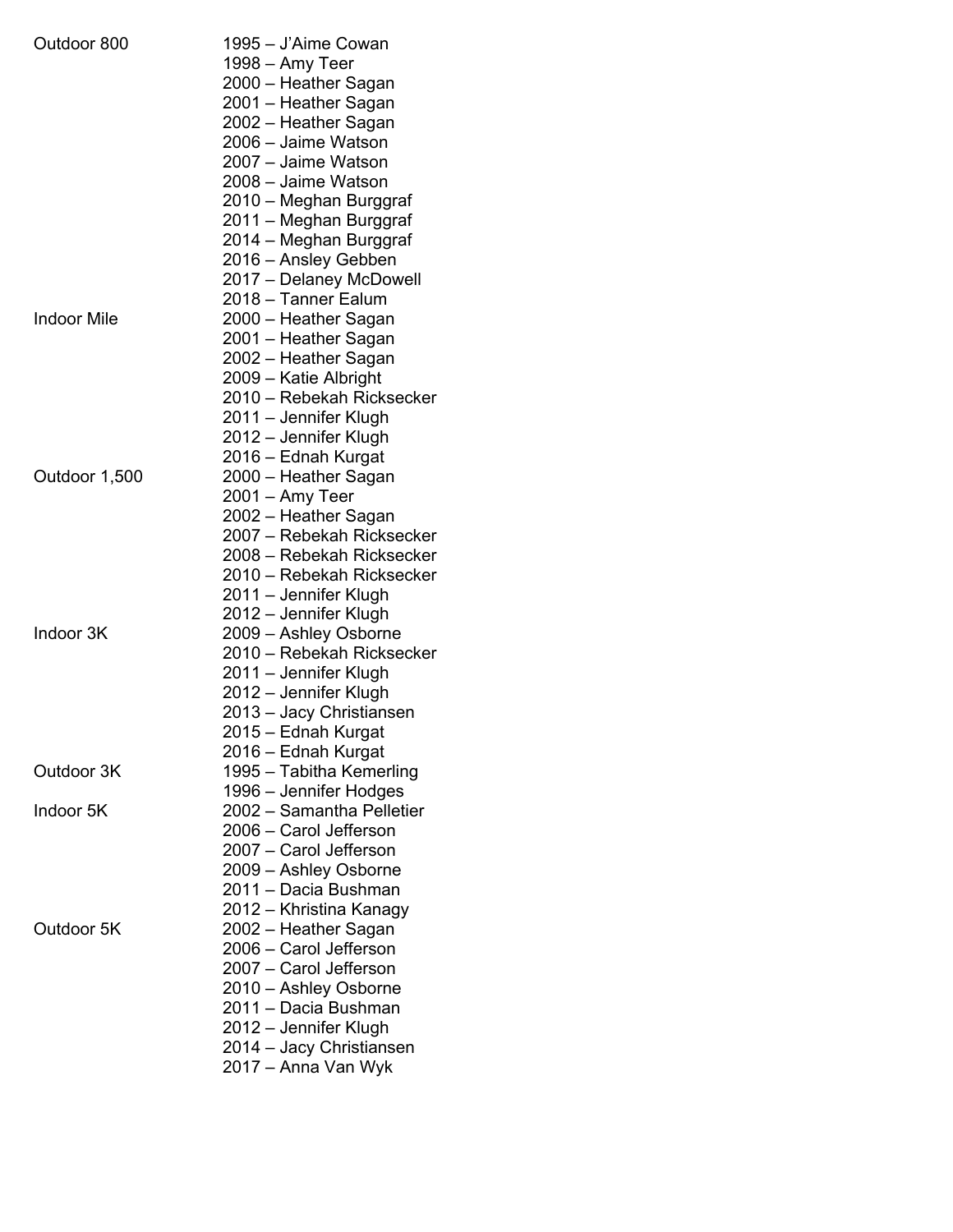| Event | Year – Athlete |
|---|---|
| Outdoor 800 | 1995 – J'Aime Cowan |
| | 1998 – Amy Teer |
| | 2000 – Heather Sagan |
| | 2001 – Heather Sagan |
| | 2002 – Heather Sagan |
| | 2006 – Jaime Watson |
| | 2007 – Jaime Watson |
| | 2008 – Jaime Watson |
| | 2010 – Meghan Burggraf |
| | 2011 – Meghan Burggraf |
| | 2014 – Meghan Burggraf |
| | 2016 – Ansley Gebben |
| | 2017 – Delaney McDowell |
| | 2018 – Tanner Ealum |
| Indoor Mile | 2000 – Heather Sagan |
| | 2001 – Heather Sagan |
| | 2002 – Heather Sagan |
| | 2009 – Katie Albright |
| | 2010 – Rebekah Ricksecker |
| | 2011 – Jennifer Klugh |
| | 2012 – Jennifer Klugh |
| | 2016 – Ednah Kurgat |
| Outdoor 1,500 | 2000 – Heather Sagan |
| | 2001 – Amy Teer |
| | 2002 – Heather Sagan |
| | 2007 – Rebekah Ricksecker |
| | 2008 – Rebekah Ricksecker |
| | 2010 – Rebekah Ricksecker |
| | 2011 – Jennifer Klugh |
| | 2012 – Jennifer Klugh |
| Indoor 3K | 2009 – Ashley Osborne |
| | 2010 – Rebekah Ricksecker |
| | 2011 – Jennifer Klugh |
| | 2012 – Jennifer Klugh |
| | 2013 – Jacy Christiansen |
| | 2015 – Ednah Kurgat |
| | 2016 – Ednah Kurgat |
| Outdoor 3K | 1995 – Tabitha Kemerling |
| | 1996 – Jennifer Hodges |
| Indoor 5K | 2002 – Samantha Pelletier |
| | 2006 – Carol Jefferson |
| | 2007 – Carol Jefferson |
| | 2009 – Ashley Osborne |
| | 2011 – Dacia Bushman |
| | 2012 – Khristina Kanagy |
| Outdoor 5K | 2002 – Heather Sagan |
| | 2006 – Carol Jefferson |
| | 2007 – Carol Jefferson |
| | 2010 – Ashley Osborne |
| | 2011 – Dacia Bushman |
| | 2012 – Jennifer Klugh |
| | 2014 – Jacy Christiansen |
| | 2017 – Anna Van Wyk |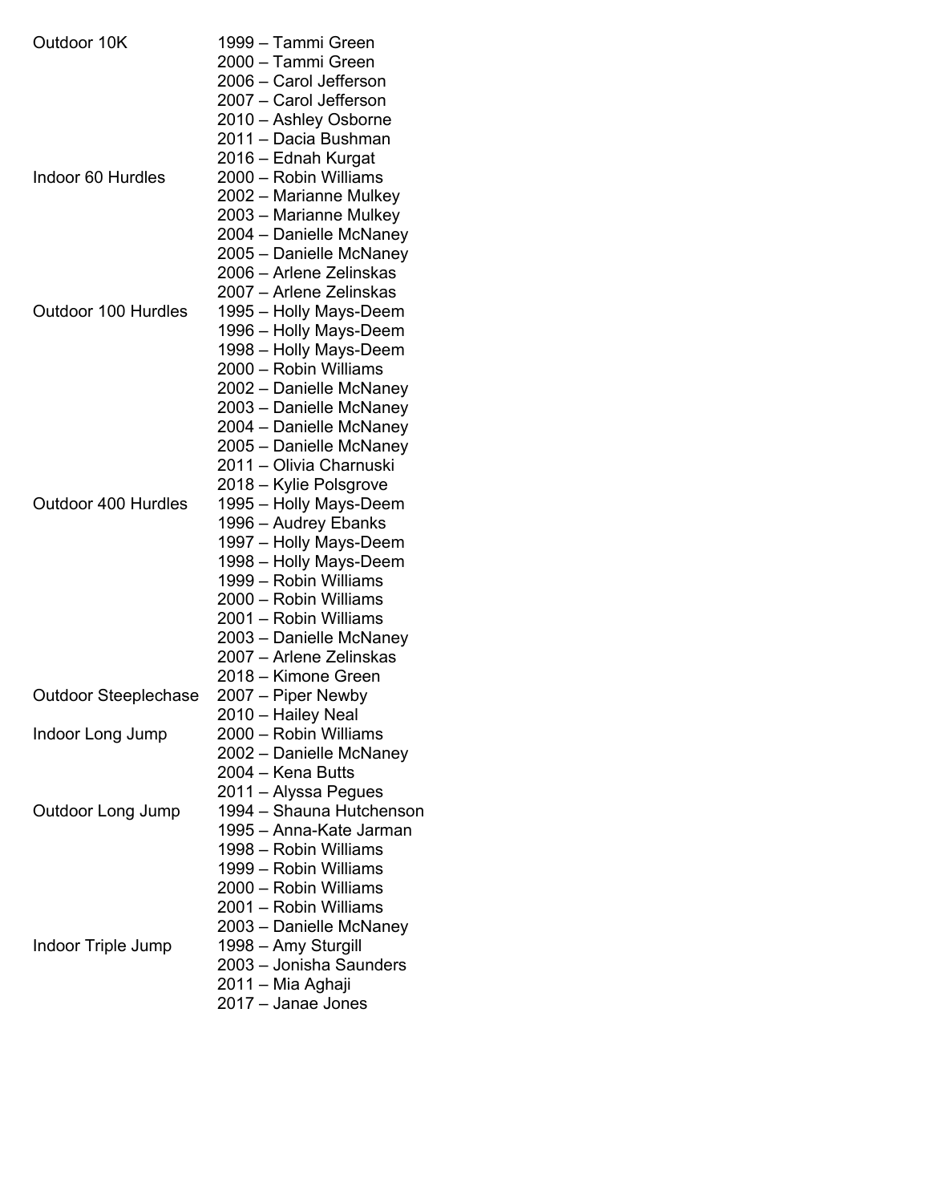| | |
|---|---|
| Outdoor 10K | 1999 – Tammi Green |
| | 2000 – Tammi Green |
| | 2006 – Carol Jefferson |
| | 2007 – Carol Jefferson |
| | 2010 – Ashley Osborne |
| | 2011 – Dacia Bushman |
| | 2016 – Ednah Kurgat |
| Indoor 60 Hurdles | 2000 – Robin Williams |
| | 2002 – Marianne Mulkey |
| | 2003 – Marianne Mulkey |
| | 2004 – Danielle McNaney |
| | 2005 – Danielle McNaney |
| | 2006 – Arlene Zelinskas |
| | 2007 – Arlene Zelinskas |
| Outdoor 100 Hurdles | 1995 – Holly Mays-Deem |
| | 1996 – Holly Mays-Deem |
| | 1998 – Holly Mays-Deem |
| | 2000 – Robin Williams |
| | 2002 – Danielle McNaney |
| | 2003 – Danielle McNaney |
| | 2004 – Danielle McNaney |
| | 2005 – Danielle McNaney |
| | 2011 – Olivia Charnuski |
| | 2018 – Kylie Polsgrove |
| Outdoor 400 Hurdles | 1995 – Holly Mays-Deem |
| | 1996 – Audrey Ebanks |
| | 1997 – Holly Mays-Deem |
| | 1998 – Holly Mays-Deem |
| | 1999 – Robin Williams |
| | 2000 – Robin Williams |
| | 2001 – Robin Williams |
| | 2003 – Danielle McNaney |
| | 2007 – Arlene Zelinskas |
| | 2018 – Kimone Green |
| Outdoor Steeplechase | 2007 – Piper Newby |
| | 2010 – Hailey Neal |
| Indoor Long Jump | 2000 – Robin Williams |
| | 2002 – Danielle McNaney |
| | 2004 – Kena Butts |
| | 2011 – Alyssa Pegues |
| Outdoor Long Jump | 1994 – Shauna Hutchenson |
| | 1995 – Anna-Kate Jarman |
| | 1998 – Robin Williams |
| | 1999 – Robin Williams |
| | 2000 – Robin Williams |
| | 2001 – Robin Williams |
| | 2003 – Danielle McNaney |
| Indoor Triple Jump | 1998 – Amy Sturgill |
| | 2003 – Jonisha Saunders |
| | 2011 – Mia Aghaji |
| | 2017 – Janae Jones |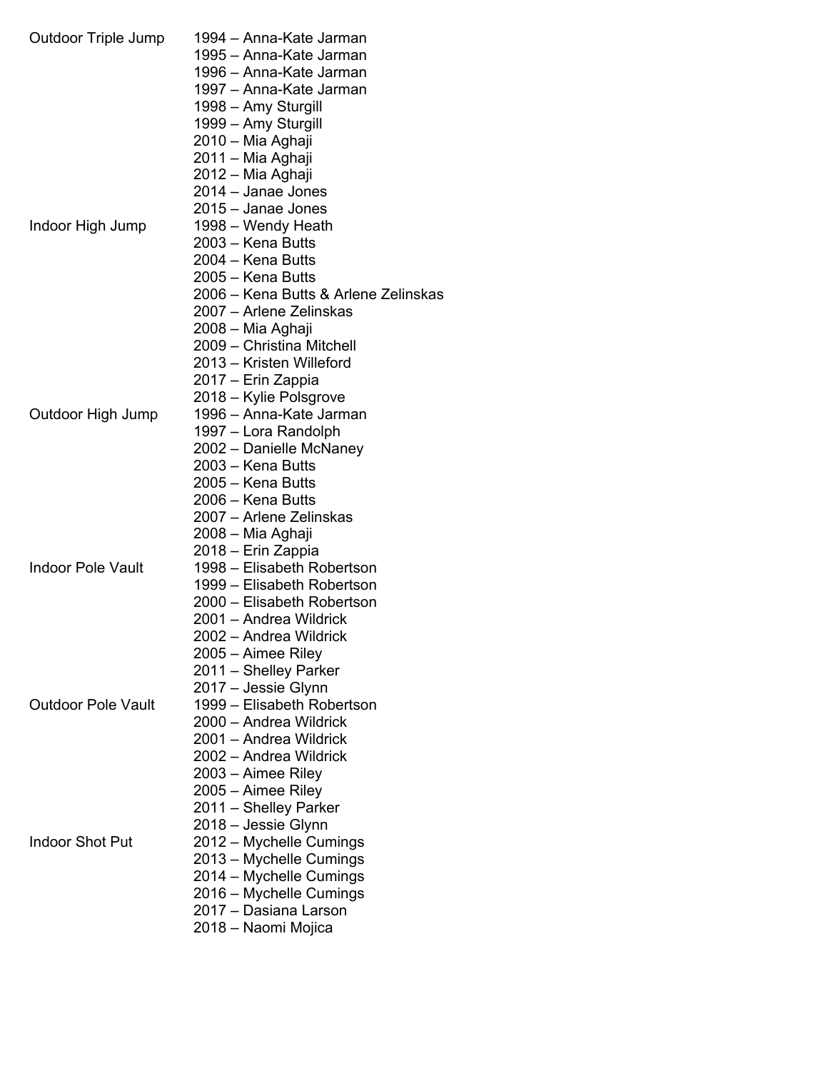| | |
|---|---|
| Outdoor Triple Jump | 1994 – Anna-Kate Jarman |
| | 1995 – Anna-Kate Jarman |
| | 1996 – Anna-Kate Jarman |
| | 1997 – Anna-Kate Jarman |
| | 1998 – Amy Sturgill |
| | 1999 – Amy Sturgill |
| | 2010 – Mia Aghaji |
| | 2011 – Mia Aghaji |
| | 2012 – Mia Aghaji |
| | 2014 – Janae Jones |
| | 2015 – Janae Jones |
| Indoor High Jump | 1998 – Wendy Heath |
| | 2003 – Kena Butts |
| | 2004 – Kena Butts |
| | 2005 – Kena Butts |
| | 2006 – Kena Butts & Arlene Zelinskas |
| | 2007 – Arlene Zelinskas |
| | 2008 – Mia Aghaji |
| | 2009 – Christina Mitchell |
| | 2013 – Kristen Willeford |
| | 2017 – Erin Zappia |
| | 2018 – Kylie Polsgrove |
| Outdoor High Jump | 1996 – Anna-Kate Jarman |
| | 1997 – Lora Randolph |
| | 2002 – Danielle McNaney |
| | 2003 – Kena Butts |
| | 2005 – Kena Butts |
| | 2006 – Kena Butts |
| | 2007 – Arlene Zelinskas |
| | 2008 – Mia Aghaji |
| | 2018 – Erin Zappia |
| Indoor Pole Vault | 1998 – Elisabeth Robertson |
| | 1999 – Elisabeth Robertson |
| | 2000 – Elisabeth Robertson |
| | 2001 – Andrea Wildrick |
| | 2002 – Andrea Wildrick |
| | 2005 – Aimee Riley |
| | 2011 – Shelley Parker |
| | 2017 – Jessie Glynn |
| Outdoor Pole Vault | 1999 – Elisabeth Robertson |
| | 2000 – Andrea Wildrick |
| | 2001 – Andrea Wildrick |
| | 2002 – Andrea Wildrick |
| | 2003 – Aimee Riley |
| | 2005 – Aimee Riley |
| | 2011 – Shelley Parker |
| | 2018 – Jessie Glynn |
| Indoor Shot Put | 2012 – Mychelle Cumings |
| | 2013 – Mychelle Cumings |
| | 2014 – Mychelle Cumings |
| | 2016 – Mychelle Cumings |
| | 2017 – Dasiana Larson |
| | 2018 – Naomi Mojica |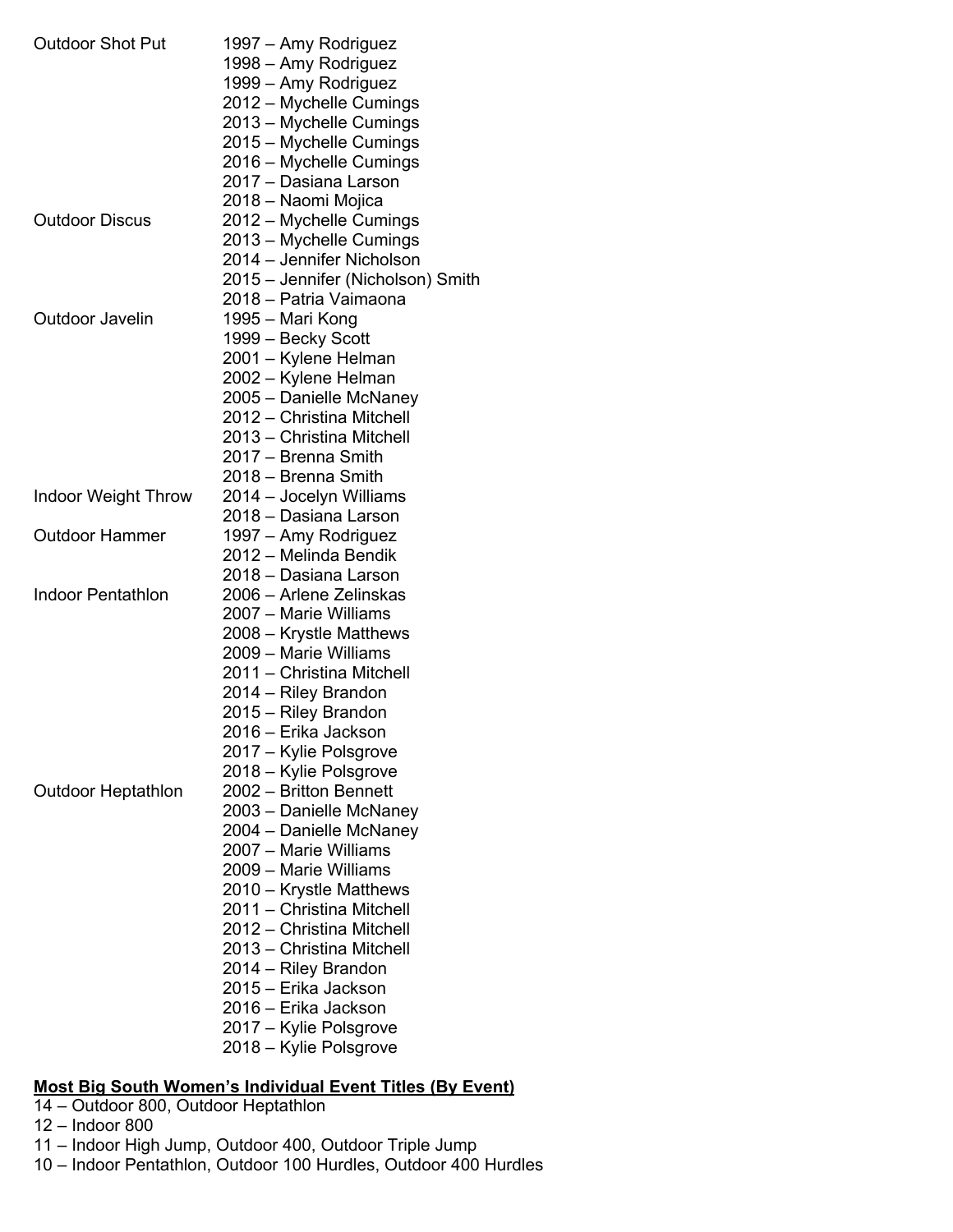| | |
|---|---|
| Outdoor Shot Put | 1997 – Amy Rodriguez |
| | 1998 – Amy Rodriguez |
| | 1999 – Amy Rodriguez |
| | 2012 – Mychelle Cumings |
| | 2013 – Mychelle Cumings |
| | 2015 – Mychelle Cumings |
| | 2016 – Mychelle Cumings |
| | 2017 – Dasiana Larson |
| | 2018 – Naomi Mojica |
| Outdoor Discus | 2012 – Mychelle Cumings |
| | 2013 – Mychelle Cumings |
| | 2014 – Jennifer Nicholson |
| | 2015 – Jennifer (Nicholson) Smith |
| | 2018 – Patria Vaimaona |
| Outdoor Javelin | 1995 – Mari Kong |
| | 1999 – Becky Scott |
| | 2001 – Kylene Helman |
| | 2002 – Kylene Helman |
| | 2005 – Danielle McNaney |
| | 2012 – Christina Mitchell |
| | 2013 – Christina Mitchell |
| | 2017 – Brenna Smith |
| | 2018 – Brenna Smith |
| Indoor Weight Throw | 2014 – Jocelyn Williams |
| | 2018 – Dasiana Larson |
| Outdoor Hammer | 1997 – Amy Rodriguez |
| | 2012 – Melinda Bendik |
| | 2018 – Dasiana Larson |
| Indoor Pentathlon | 2006 – Arlene Zelinskas |
| | 2007 – Marie Williams |
| | 2008 – Krystle Matthews |
| | 2009 – Marie Williams |
| | 2011 – Christina Mitchell |
| | 2014 – Riley Brandon |
| | 2015 – Riley Brandon |
| | 2016 – Erika Jackson |
| | 2017 – Kylie Polsgrove |
| | 2018 – Kylie Polsgrove |
| Outdoor Heptathlon | 2002 – Britton Bennett |
| | 2003 – Danielle McNaney |
| | 2004 – Danielle McNaney |
| | 2007 – Marie Williams |
| | 2009 – Marie Williams |
| | 2010 – Krystle Matthews |
| | 2011 – Christina Mitchell |
| | 2012 – Christina Mitchell |
| | 2013 – Christina Mitchell |
| | 2014 – Riley Brandon |
| | 2015 – Erika Jackson |
| | 2016 – Erika Jackson |
| | 2017 – Kylie Polsgrove |
| | 2018 – Kylie Polsgrove |

**Most Big South Women's Individual Event Titles (By Event)**

14 – Outdoor 800, Outdoor Heptathlon
12 – Indoor 800
11 – Indoor High Jump, Outdoor 400, Outdoor Triple Jump
10 – Indoor Pentathlon, Outdoor 100 Hurdles, Outdoor 400 Hurdles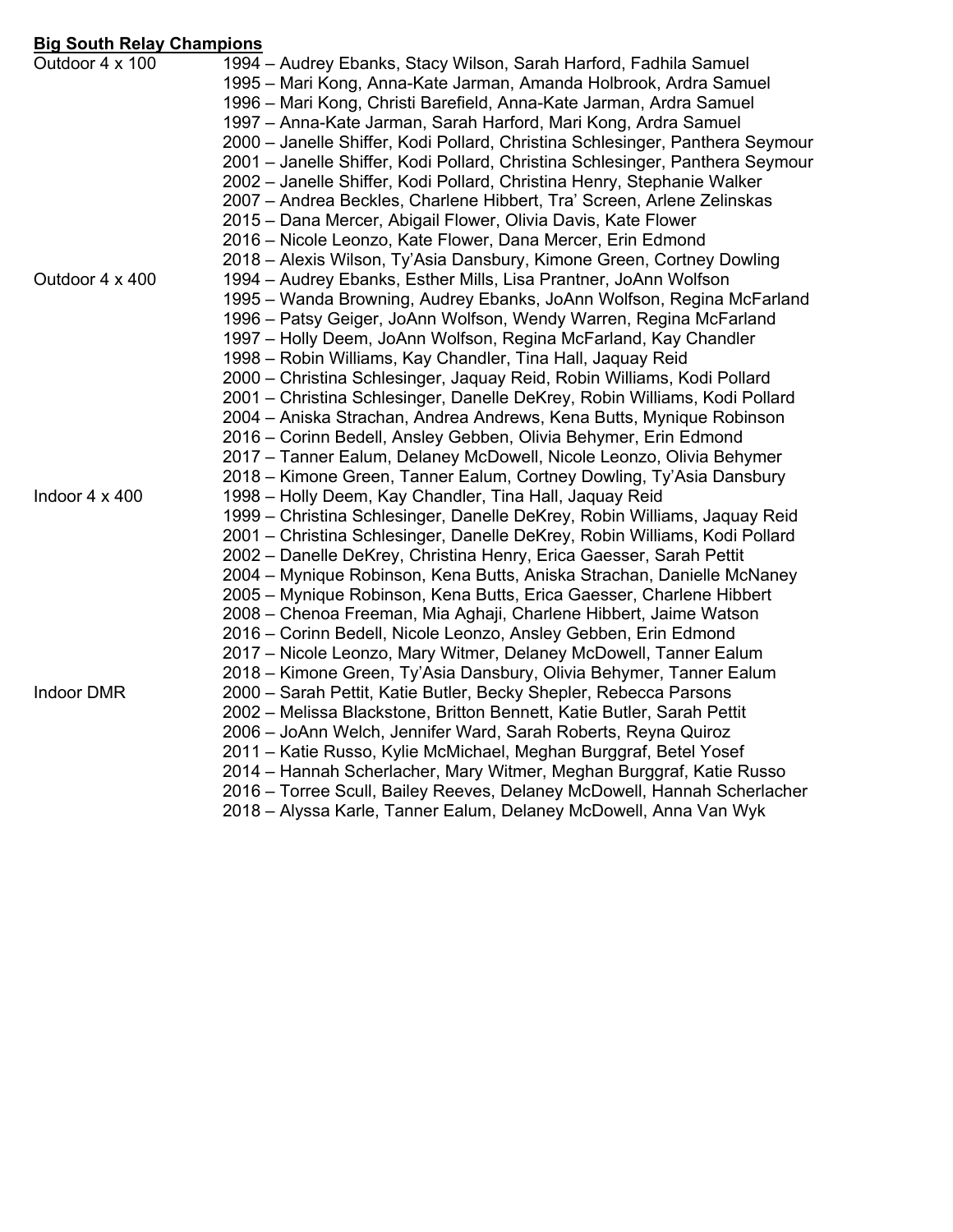**Big South Relay Champions**

| | |
|---|---|
| Outdoor 4 x 100 | 1994 – Audrey Ebanks, Stacy Wilson, Sarah Harford, Fadhila Samuel |
| | 1995 – Mari Kong, Anna-Kate Jarman, Amanda Holbrook, Ardra Samuel |
| | 1996 – Mari Kong, Christi Barefield, Anna-Kate Jarman, Ardra Samuel |
| | 1997 – Anna-Kate Jarman, Sarah Harford, Mari Kong, Ardra Samuel |
| | 2000 – Janelle Shiffer, Kodi Pollard, Christina Schlesinger, Panthera Seymour |
| | 2001 – Janelle Shiffer, Kodi Pollard, Christina Schlesinger, Panthera Seymour |
| | 2002 – Janelle Shiffer, Kodi Pollard, Christina Henry, Stephanie Walker |
| | 2007 – Andrea Beckles, Charlene Hibbert, Tra' Screen, Arlene Zelinskas |
| | 2015 – Dana Mercer, Abigail Flower, Olivia Davis, Kate Flower |
| | 2016 – Nicole Leonzo, Kate Flower, Dana Mercer, Erin Edmond |
| | 2018 – Alexis Wilson, Ty'Asia Dansbury, Kimone Green, Cortney Dowling |
| Outdoor 4 x 400 | 1994 – Audrey Ebanks, Esther Mills, Lisa Prantner, JoAnn Wolfson |
| | 1995 – Wanda Browning, Audrey Ebanks, JoAnn Wolfson, Regina McFarland |
| | 1996 – Patsy Geiger, JoAnn Wolfson, Wendy Warren, Regina McFarland |
| | 1997 – Holly Deem, JoAnn Wolfson, Regina McFarland, Kay Chandler |
| | 1998 – Robin Williams, Kay Chandler, Tina Hall, Jaquay Reid |
| | 2000 – Christina Schlesinger, Jaquay Reid, Robin Williams, Kodi Pollard |
| | 2001 – Christina Schlesinger, Danelle DeKrey, Robin Williams, Kodi Pollard |
| | 2004 – Aniska Strachan, Andrea Andrews, Kena Butts, Mynique Robinson |
| | 2016 – Corinn Bedell, Ansley Gebben, Olivia Behymer, Erin Edmond |
| | 2017 – Tanner Ealum, Delaney McDowell, Nicole Leonzo, Olivia Behymer |
| | 2018 – Kimone Green, Tanner Ealum, Cortney Dowling, Ty'Asia Dansbury |
| Indoor 4 x 400 | 1998 – Holly Deem, Kay Chandler, Tina Hall, Jaquay Reid |
| | 1999 – Christina Schlesinger, Danelle DeKrey, Robin Williams, Jaquay Reid |
| | 2001 – Christina Schlesinger, Danelle DeKrey, Robin Williams, Kodi Pollard |
| | 2002 – Danelle DeKrey, Christina Henry, Erica Gaesser, Sarah Pettit |
| | 2004 – Mynique Robinson, Kena Butts, Aniska Strachan, Danielle McNaney |
| | 2005 – Mynique Robinson, Kena Butts, Erica Gaesser, Charlene Hibbert |
| | 2008 – Chenoa Freeman, Mia Aghaji, Charlene Hibbert, Jaime Watson |
| | 2016 – Corinn Bedell, Nicole Leonzo, Ansley Gebben, Erin Edmond |
| | 2017 – Nicole Leonzo, Mary Witmer, Delaney McDowell, Tanner Ealum |
| | 2018 – Kimone Green, Ty'Asia Dansbury, Olivia Behymer, Tanner Ealum |
| Indoor DMR | 2000 – Sarah Pettit, Katie Butler, Becky Shepler, Rebecca Parsons |
| | 2002 – Melissa Blackstone, Britton Bennett, Katie Butler, Sarah Pettit |
| | 2006 – JoAnn Welch, Jennifer Ward, Sarah Roberts, Reyna Quiroz |
| | 2011 – Katie Russo, Kylie McMichael, Meghan Burggraf, Betel Yosef |
| | 2014 – Hannah Scherlacher, Mary Witmer, Meghan Burggraf, Katie Russo |
| | 2016 – Torree Scull, Bailey Reeves, Delaney McDowell, Hannah Scherlacher |
| | 2018 – Alyssa Karle, Tanner Ealum, Delaney McDowell, Anna Van Wyk |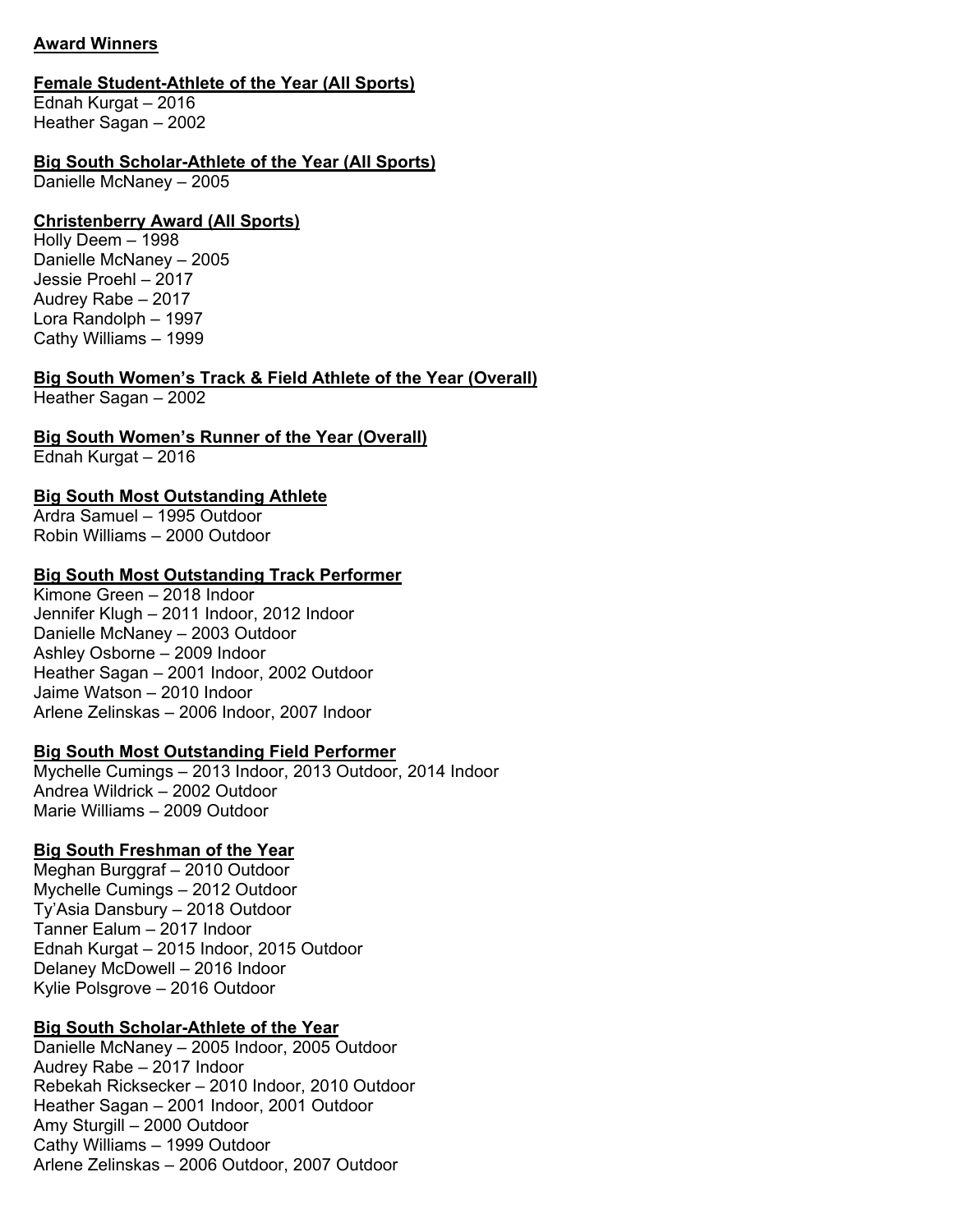## Award Winners

### Female Student-Athlete of the Year (All Sports)

Ednah Kurgat – 2016
Heather Sagan – 2002

### Big South Scholar-Athlete of the Year (All Sports)

Danielle McNaney – 2005

### Christenberry Award (All Sports)

Holly Deem – 1998
Danielle McNaney – 2005
Jessie Proehl – 2017
Audrey Rabe – 2017
Lora Randolph – 1997
Cathy Williams – 1999

### Big South Women's Track & Field Athlete of the Year (Overall)

Heather Sagan – 2002

### Big South Women's Runner of the Year (Overall)

Ednah Kurgat – 2016

### Big South Most Outstanding Athlete

Ardra Samuel – 1995 Outdoor
Robin Williams – 2000 Outdoor

### Big South Most Outstanding Track Performer

Kimone Green – 2018 Indoor
Jennifer Klugh – 2011 Indoor, 2012 Indoor
Danielle McNaney – 2003 Outdoor
Ashley Osborne – 2009 Indoor
Heather Sagan – 2001 Indoor, 2002 Outdoor
Jaime Watson – 2010 Indoor
Arlene Zelinskas – 2006 Indoor, 2007 Indoor

### Big South Most Outstanding Field Performer

Mychelle Cumings – 2013 Indoor, 2013 Outdoor, 2014 Indoor
Andrea Wildrick – 2002 Outdoor
Marie Williams – 2009 Outdoor

### Big South Freshman of the Year

Meghan Burggraf – 2010 Outdoor
Mychelle Cumings – 2012 Outdoor
Ty'Asia Dansbury – 2018 Outdoor
Tanner Ealum – 2017 Indoor
Ednah Kurgat – 2015 Indoor, 2015 Outdoor
Delaney McDowell – 2016 Indoor
Kylie Polsgrove – 2016 Outdoor

### Big South Scholar-Athlete of the Year

Danielle McNaney – 2005 Indoor, 2005 Outdoor
Audrey Rabe – 2017 Indoor
Rebekah Ricksecker – 2010 Indoor, 2010 Outdoor
Heather Sagan – 2001 Indoor, 2001 Outdoor
Amy Sturgill – 2000 Outdoor
Cathy Williams – 1999 Outdoor
Arlene Zelinskas – 2006 Outdoor, 2007 Outdoor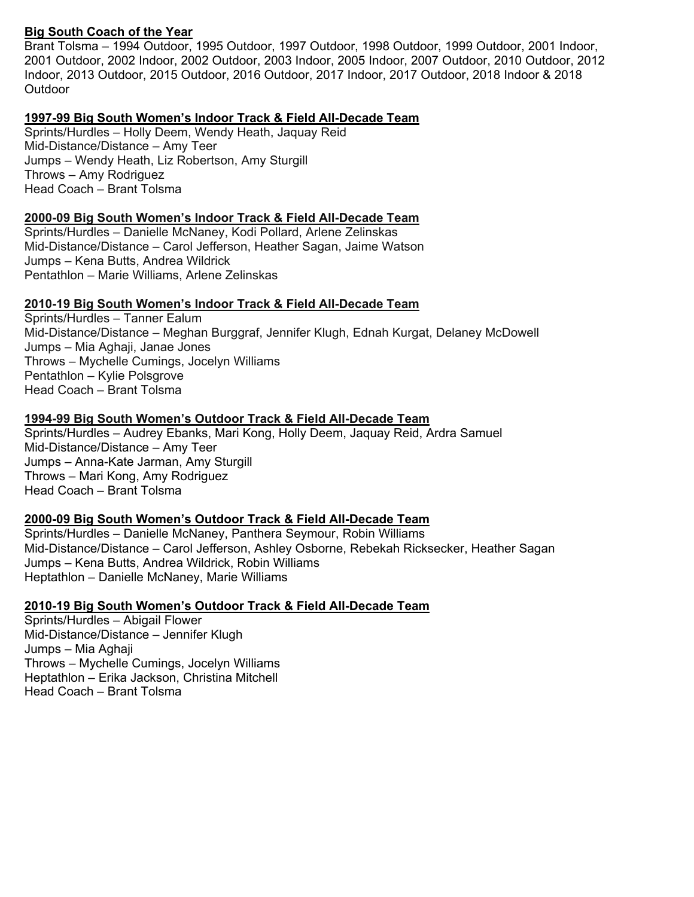**Big South Coach of the Year**

Brant Tolsma – 1994 Outdoor, 1995 Outdoor, 1997 Outdoor, 1998 Outdoor, 1999 Outdoor, 2001 Indoor, 2001 Outdoor, 2002 Indoor, 2002 Outdoor, 2003 Indoor, 2005 Indoor, 2007 Outdoor, 2010 Outdoor, 2012 Indoor, 2013 Outdoor, 2015 Outdoor, 2016 Outdoor, 2017 Indoor, 2017 Outdoor, 2018 Indoor & 2018 Outdoor

**1997-99 Big South Women's Indoor Track & Field All-Decade Team**

Sprints/Hurdles – Holly Deem, Wendy Heath, Jaquay Reid
Mid-Distance/Distance – Amy Teer
Jumps – Wendy Heath, Liz Robertson, Amy Sturgill
Throws – Amy Rodriguez
Head Coach – Brant Tolsma

**2000-09 Big South Women's Indoor Track & Field All-Decade Team**

Sprints/Hurdles – Danielle McNaney, Kodi Pollard, Arlene Zelinskas
Mid-Distance/Distance – Carol Jefferson, Heather Sagan, Jaime Watson
Jumps – Kena Butts, Andrea Wildrick
Pentathlon – Marie Williams, Arlene Zelinskas

**2010-19 Big South Women's Indoor Track & Field All-Decade Team**

Sprints/Hurdles – Tanner Ealum
Mid-Distance/Distance – Meghan Burggraf, Jennifer Klugh, Ednah Kurgat, Delaney McDowell
Jumps – Mia Aghaji, Janae Jones
Throws – Mychelle Cumings, Jocelyn Williams
Pentathlon – Kylie Polsgrove
Head Coach – Brant Tolsma

**1994-99 Big South Women's Outdoor Track & Field All-Decade Team**

Sprints/Hurdles – Audrey Ebanks, Mari Kong, Holly Deem, Jaquay Reid, Ardra Samuel
Mid-Distance/Distance – Amy Teer
Jumps – Anna-Kate Jarman, Amy Sturgill
Throws – Mari Kong, Amy Rodriguez
Head Coach – Brant Tolsma

**2000-09 Big South Women's Outdoor Track & Field All-Decade Team**

Sprints/Hurdles – Danielle McNaney, Panthera Seymour, Robin Williams
Mid-Distance/Distance – Carol Jefferson, Ashley Osborne, Rebekah Ricksecker, Heather Sagan
Jumps – Kena Butts, Andrea Wildrick, Robin Williams
Heptathlon – Danielle McNaney, Marie Williams

**2010-19 Big South Women's Outdoor Track & Field All-Decade Team**

Sprints/Hurdles – Abigail Flower
Mid-Distance/Distance – Jennifer Klugh
Jumps – Mia Aghaji
Throws – Mychelle Cumings, Jocelyn Williams
Heptathlon – Erika Jackson, Christina Mitchell
Head Coach – Brant Tolsma